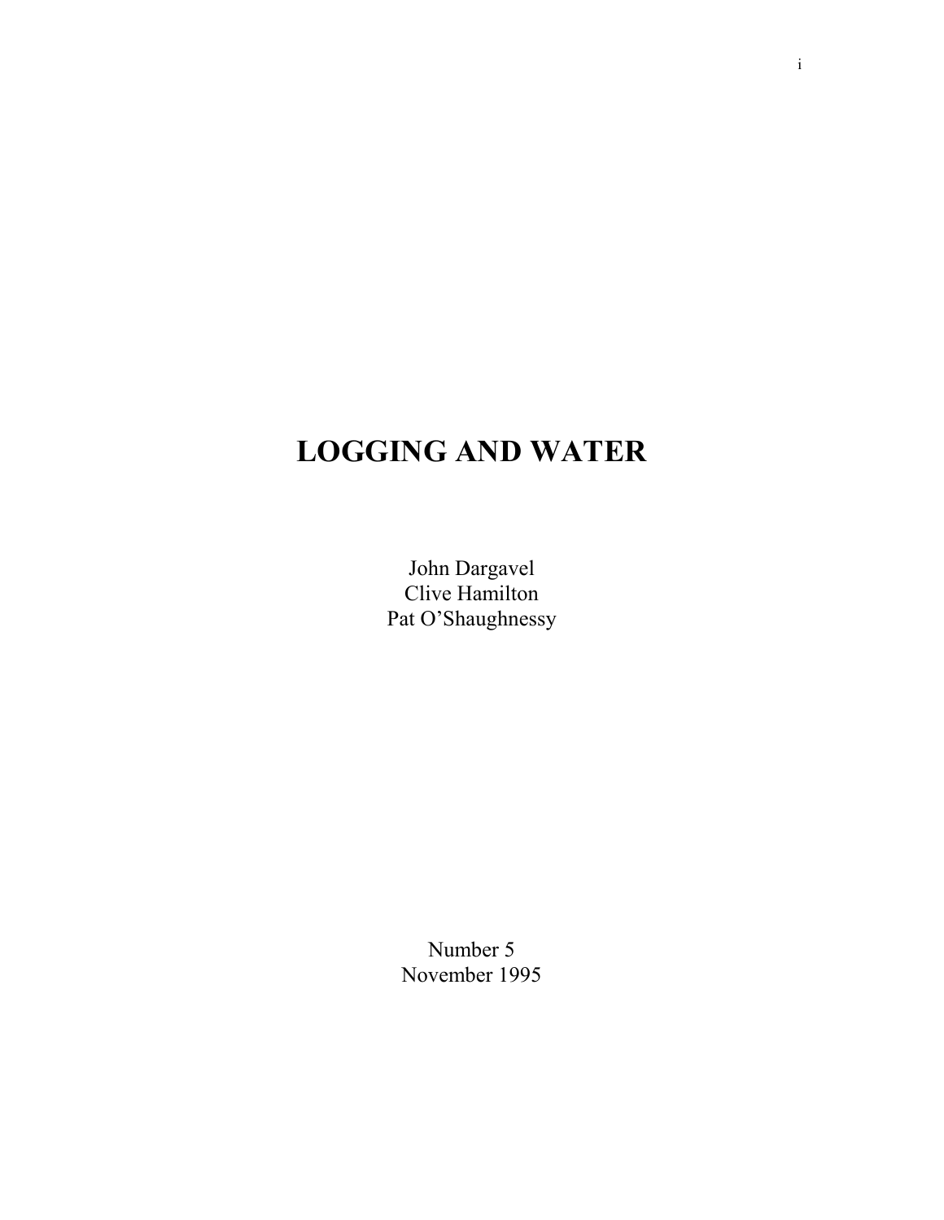# LOGGING AND WATER

John Dargavel
Clive Hamilton
Pat O'Shaughnessy

Number 5
November 1995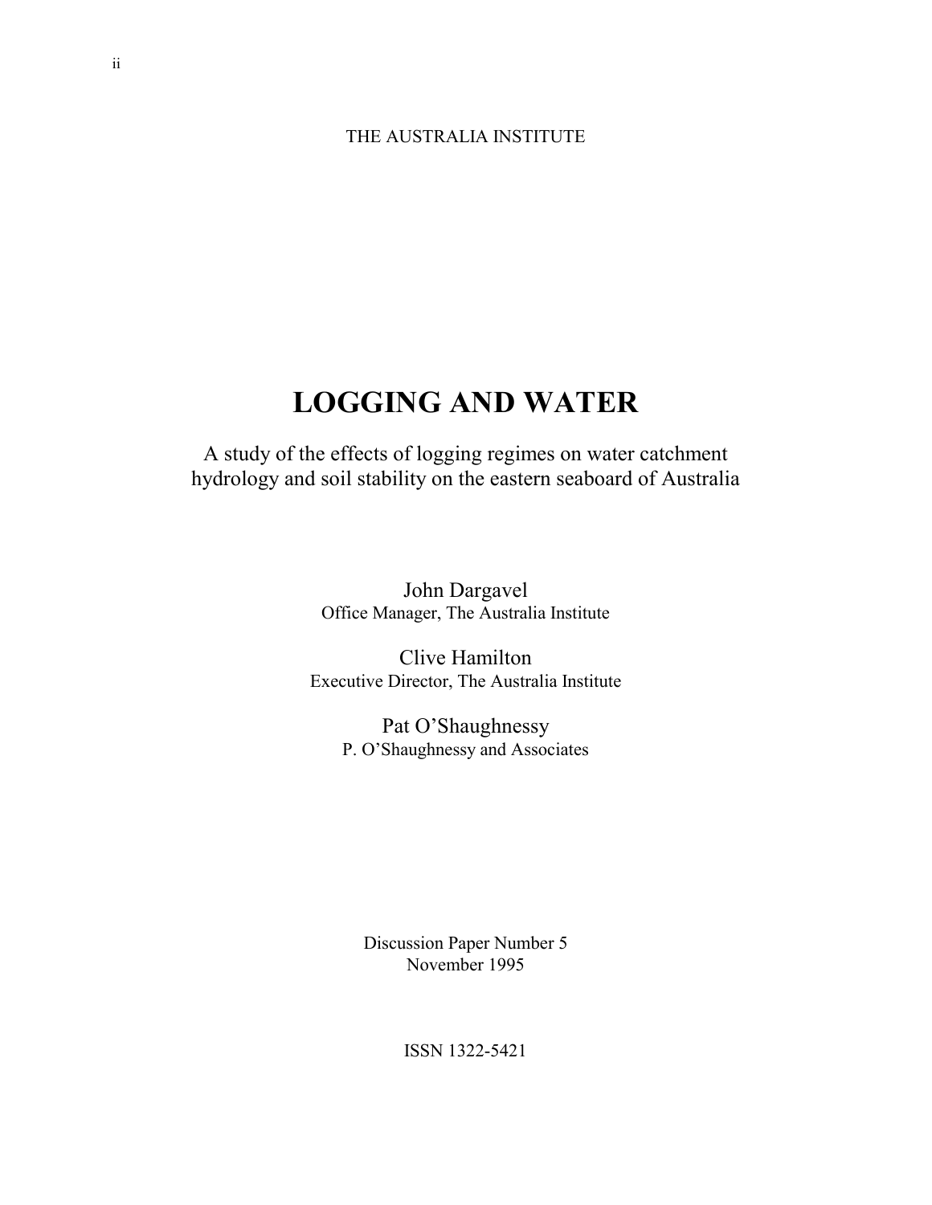THE AUSTRALIA INSTITUTE

# LOGGING AND WATER

A study of the effects of logging regimes on water catchment hydrology and soil stability on the eastern seaboard of Australia

John Dargavel
Office Manager, The Australia Institute

Clive Hamilton
Executive Director, The Australia Institute

Pat O'Shaughnessy
P. O'Shaughnessy and Associates

Discussion Paper Number 5
November 1995

ISSN 1322-5421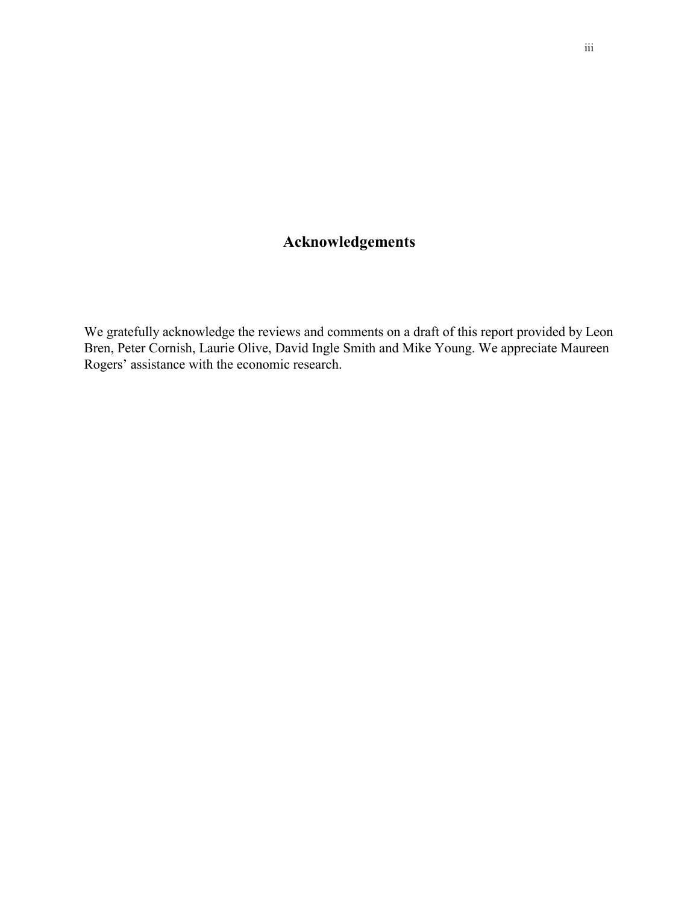# Acknowledgements

We gratefully acknowledge the reviews and comments on a draft of this report provided by Leon Bren, Peter Cornish, Laurie Olive, David Ingle Smith and Mike Young. We appreciate Maureen Rogers' assistance with the economic research.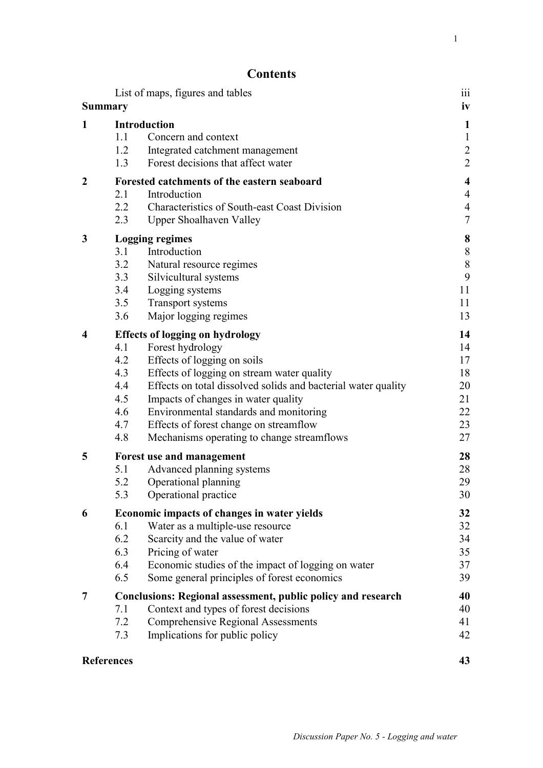# Contents

| | | | |
|---|---|---|---|
| | List of maps, figures and tables | | iii |
| **Summary** | | | **iv** |
| **1** | **Introduction** | | **1** |
| | 1.1 | Concern and context | 1 |
| | 1.2 | Integrated catchment management | 2 |
| | 1.3 | Forest decisions that affect water | 2 |
| **2** | **Forested catchments of the eastern seaboard** | | **4** |
| | 2.1 | Introduction | 4 |
| | 2.2 | Characteristics of South-east Coast Division | 4 |
| | 2.3 | Upper Shoalhaven Valley | 7 |
| **3** | **Logging regimes** | | **8** |
| | 3.1 | Introduction | 8 |
| | 3.2 | Natural resource regimes | 8 |
| | 3.3 | Silvicultural systems | 9 |
| | 3.4 | Logging systems | 11 |
| | 3.5 | Transport systems | 11 |
| | 3.6 | Major logging regimes | 13 |
| **4** | **Effects of logging on hydrology** | | **14** |
| | 4.1 | Forest hydrology | 14 |
| | 4.2 | Effects of logging on soils | 17 |
| | 4.3 | Effects of logging on stream water quality | 18 |
| | 4.4 | Effects on total dissolved solids and bacterial water quality | 20 |
| | 4.5 | Impacts of changes in water quality | 21 |
| | 4.6 | Environmental standards and monitoring | 22 |
| | 4.7 | Effects of forest change on streamflow | 23 |
| | 4.8 | Mechanisms operating to change streamflows | 27 |
| **5** | **Forest use and management** | | **28** |
| | 5.1 | Advanced planning systems | 28 |
| | 5.2 | Operational planning | 29 |
| | 5.3 | Operational practice | 30 |
| **6** | **Economic impacts of changes in water yields** | | **32** |
| | 6.1 | Water as a multiple-use resource | 32 |
| | 6.2 | Scarcity and the value of water | 34 |
| | 6.3 | Pricing of water | 35 |
| | 6.4 | Economic studies of the impact of logging on water | 37 |
| | 6.5 | Some general principles of forest economics | 39 |
| **7** | **Conclusions: Regional assessment, public policy and research** | | **40** |
| | 7.1 | Context and types of forest decisions | 40 |
| | 7.2 | Comprehensive Regional Assessments | 41 |
| | 7.3 | Implications for public policy | 42 |
| **References** | | | **43** |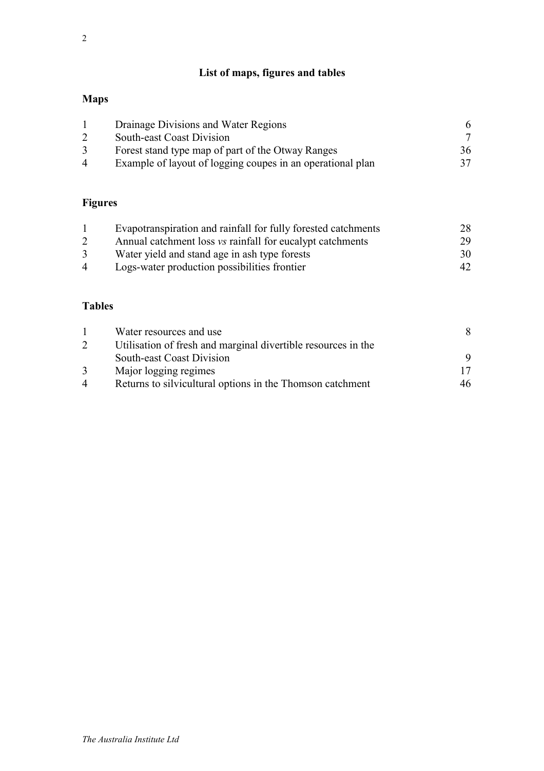# List of maps, figures and tables

## Maps

| | | |
|---|---|---|
| 1 | Drainage Divisions and Water Regions | 6 |
| 2 | South-east Coast Division | 7 |
| 3 | Forest stand type map of part of the Otway Ranges | 36 |
| 4 | Example of layout of logging coupes in an operational plan | 37 |

## Figures

| | | |
|---|---|---|
| 1 | Evapotranspiration and rainfall for fully forested catchments | 28 |
| 2 | Annual catchment loss *vs* rainfall for eucalypt catchments | 29 |
| 3 | Water yield and stand age in ash type forests | 30 |
| 4 | Logs-water production possibilities frontier | 42 |

## Tables

| | | |
|---|---|---|
| 1 | Water resources and use | 8 |
| 2 | Utilisation of fresh and marginal divertible resources in the South-east Coast Division | 9 |
| 3 | Major logging regimes | 17 |
| 4 | Returns to silvicultural options in the Thomson catchment | 46 |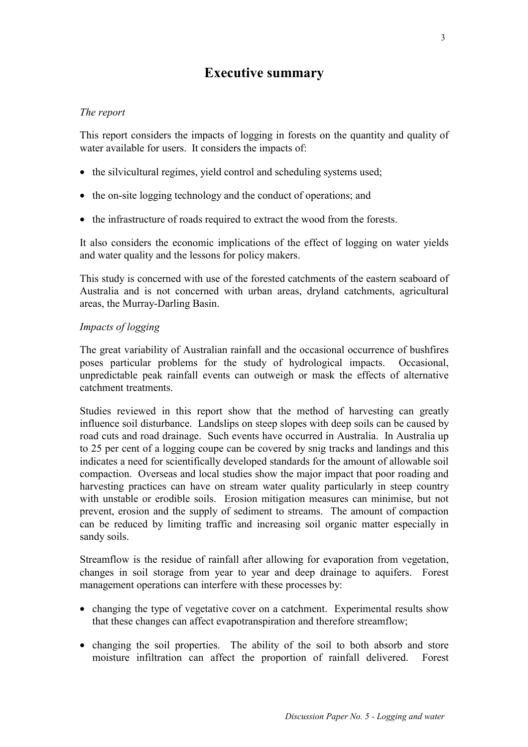# Executive summary

*The report*

This report considers the impacts of logging in forests on the quantity and quality of water available for users. It considers the impacts of:

- the silvicultural regimes, yield control and scheduling systems used;
- the on-site logging technology and the conduct of operations; and
- the infrastructure of roads required to extract the wood from the forests.

It also considers the economic implications of the effect of logging on water yields and water quality and the lessons for policy makers.

This study is concerned with use of the forested catchments of the eastern seaboard of Australia and is not concerned with urban areas, dryland catchments, agricultural areas, the Murray-Darling Basin.

*Impacts of logging*

The great variability of Australian rainfall and the occasional occurrence of bushfires poses particular problems for the study of hydrological impacts. Occasional, unpredictable peak rainfall events can outweigh or mask the effects of alternative catchment treatments.

Studies reviewed in this report show that the method of harvesting can greatly influence soil disturbance. Landslips on steep slopes with deep soils can be caused by road cuts and road drainage. Such events have occurred in Australia. In Australia up to 25 per cent of a logging coupe can be covered by snig tracks and landings and this indicates a need for scientifically developed standards for the amount of allowable soil compaction. Overseas and local studies show the major impact that poor roading and harvesting practices can have on stream water quality particularly in steep country with unstable or erodible soils. Erosion mitigation measures can minimise, but not prevent, erosion and the supply of sediment to streams. The amount of compaction can be reduced by limiting traffic and increasing soil organic matter especially in sandy soils.

Streamflow is the residue of rainfall after allowing for evaporation from vegetation, changes in soil storage from year to year and deep drainage to aquifers. Forest management operations can interfere with these processes by:

- changing the type of vegetative cover on a catchment. Experimental results show that these changes can affect evapotranspiration and therefore streamflow;
- changing the soil properties. The ability of the soil to both absorb and store moisture infiltration can affect the proportion of rainfall delivered. Forest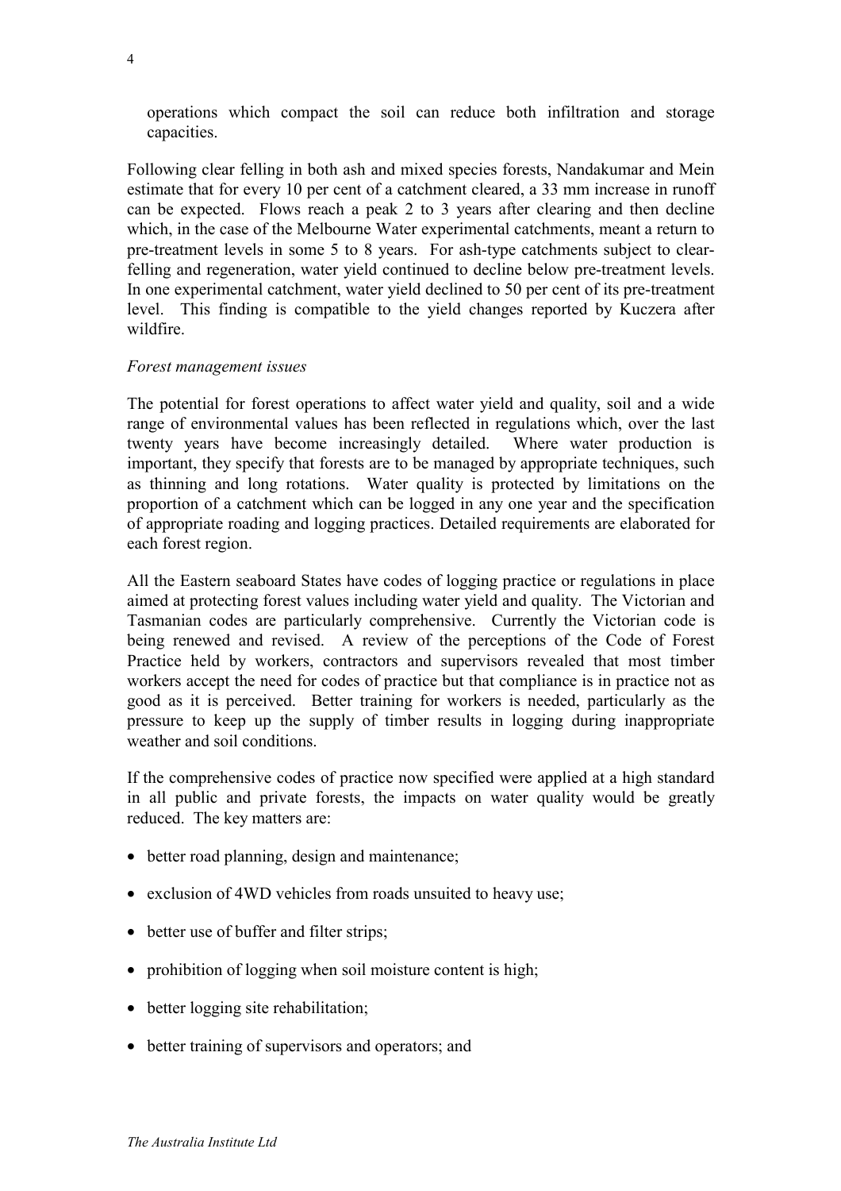operations which compact the soil can reduce both infiltration and storage capacities.

Following clear felling in both ash and mixed species forests, Nandakumar and Mein estimate that for every 10 per cent of a catchment cleared, a 33 mm increase in runoff can be expected. Flows reach a peak 2 to 3 years after clearing and then decline which, in the case of the Melbourne Water experimental catchments, meant a return to pre-treatment levels in some 5 to 8 years. For ash-type catchments subject to clear-felling and regeneration, water yield continued to decline below pre-treatment levels. In one experimental catchment, water yield declined to 50 per cent of its pre-treatment level. This finding is compatible to the yield changes reported by Kuczera after wildfire.

*Forest management issues*

The potential for forest operations to affect water yield and quality, soil and a wide range of environmental values has been reflected in regulations which, over the last twenty years have become increasingly detailed. Where water production is important, they specify that forests are to be managed by appropriate techniques, such as thinning and long rotations. Water quality is protected by limitations on the proportion of a catchment which can be logged in any one year and the specification of appropriate roading and logging practices. Detailed requirements are elaborated for each forest region.

All the Eastern seaboard States have codes of logging practice or regulations in place aimed at protecting forest values including water yield and quality. The Victorian and Tasmanian codes are particularly comprehensive. Currently the Victorian code is being renewed and revised. A review of the perceptions of the Code of Forest Practice held by workers, contractors and supervisors revealed that most timber workers accept the need for codes of practice but that compliance is in practice not as good as it is perceived. Better training for workers is needed, particularly as the pressure to keep up the supply of timber results in logging during inappropriate weather and soil conditions.

If the comprehensive codes of practice now specified were applied at a high standard in all public and private forests, the impacts on water quality would be greatly reduced. The key matters are:

- better road planning, design and maintenance;
- exclusion of 4WD vehicles from roads unsuited to heavy use;
- better use of buffer and filter strips;
- prohibition of logging when soil moisture content is high;
- better logging site rehabilitation;
- better training of supervisors and operators; and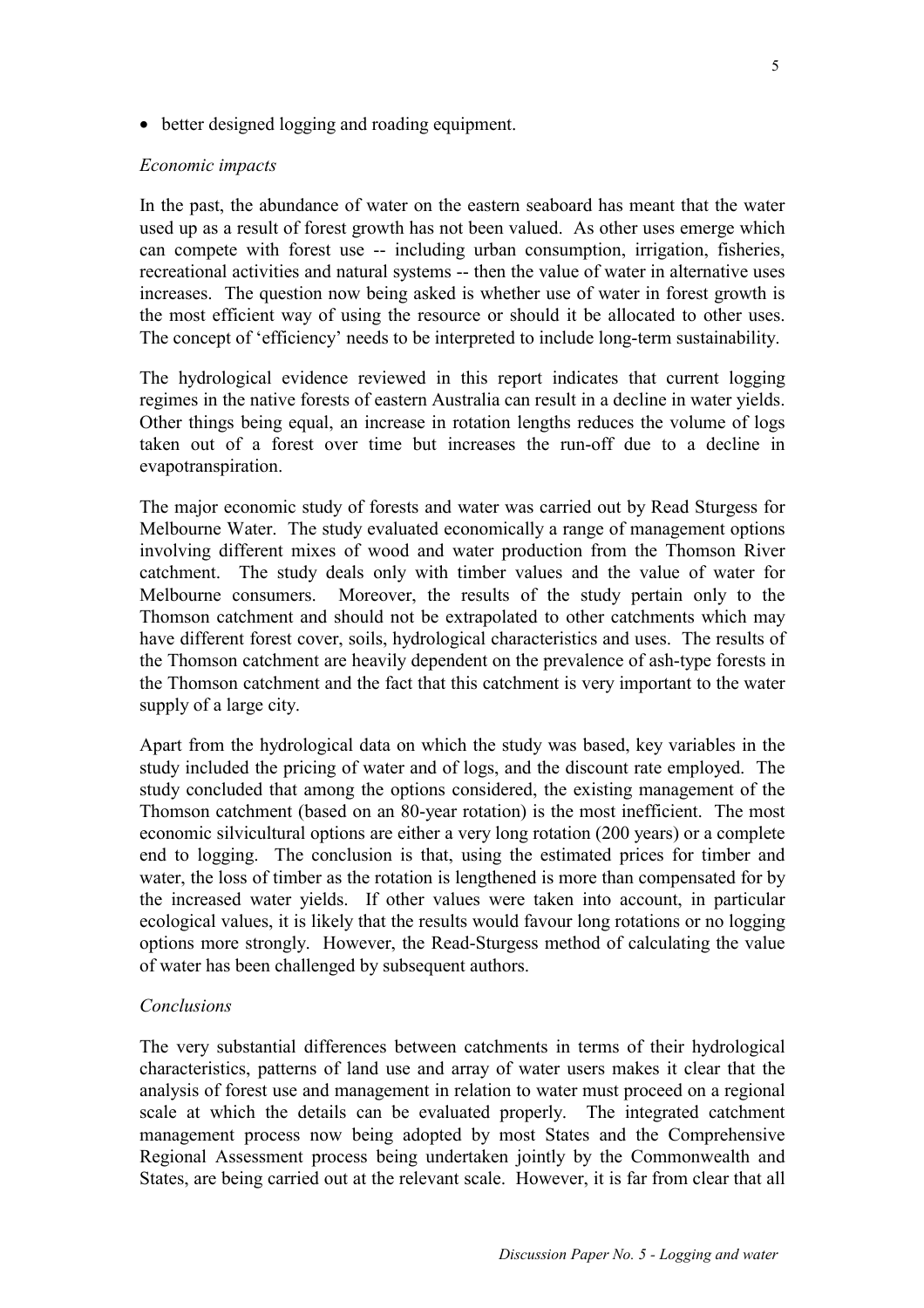- better designed logging and roading equipment.

*Economic impacts*

In the past, the abundance of water on the eastern seaboard has meant that the water used up as a result of forest growth has not been valued. As other uses emerge which can compete with forest use -- including urban consumption, irrigation, fisheries, recreational activities and natural systems -- then the value of water in alternative uses increases. The question now being asked is whether use of water in forest growth is the most efficient way of using the resource or should it be allocated to other uses. The concept of 'efficiency' needs to be interpreted to include long-term sustainability.

The hydrological evidence reviewed in this report indicates that current logging regimes in the native forests of eastern Australia can result in a decline in water yields. Other things being equal, an increase in rotation lengths reduces the volume of logs taken out of a forest over time but increases the run-off due to a decline in evapotranspiration.

The major economic study of forests and water was carried out by Read Sturgess for Melbourne Water. The study evaluated economically a range of management options involving different mixes of wood and water production from the Thomson River catchment. The study deals only with timber values and the value of water for Melbourne consumers. Moreover, the results of the study pertain only to the Thomson catchment and should not be extrapolated to other catchments which may have different forest cover, soils, hydrological characteristics and uses. The results of the Thomson catchment are heavily dependent on the prevalence of ash-type forests in the Thomson catchment and the fact that this catchment is very important to the water supply of a large city.

Apart from the hydrological data on which the study was based, key variables in the study included the pricing of water and of logs, and the discount rate employed. The study concluded that among the options considered, the existing management of the Thomson catchment (based on an 80-year rotation) is the most inefficient. The most economic silvicultural options are either a very long rotation (200 years) or a complete end to logging. The conclusion is that, using the estimated prices for timber and water, the loss of timber as the rotation is lengthened is more than compensated for by the increased water yields. If other values were taken into account, in particular ecological values, it is likely that the results would favour long rotations or no logging options more strongly. However, the Read-Sturgess method of calculating the value of water has been challenged by subsequent authors.

*Conclusions*

The very substantial differences between catchments in terms of their hydrological characteristics, patterns of land use and array of water users makes it clear that the analysis of forest use and management in relation to water must proceed on a regional scale at which the details can be evaluated properly. The integrated catchment management process now being adopted by most States and the Comprehensive Regional Assessment process being undertaken jointly by the Commonwealth and States, are being carried out at the relevant scale. However, it is far from clear that all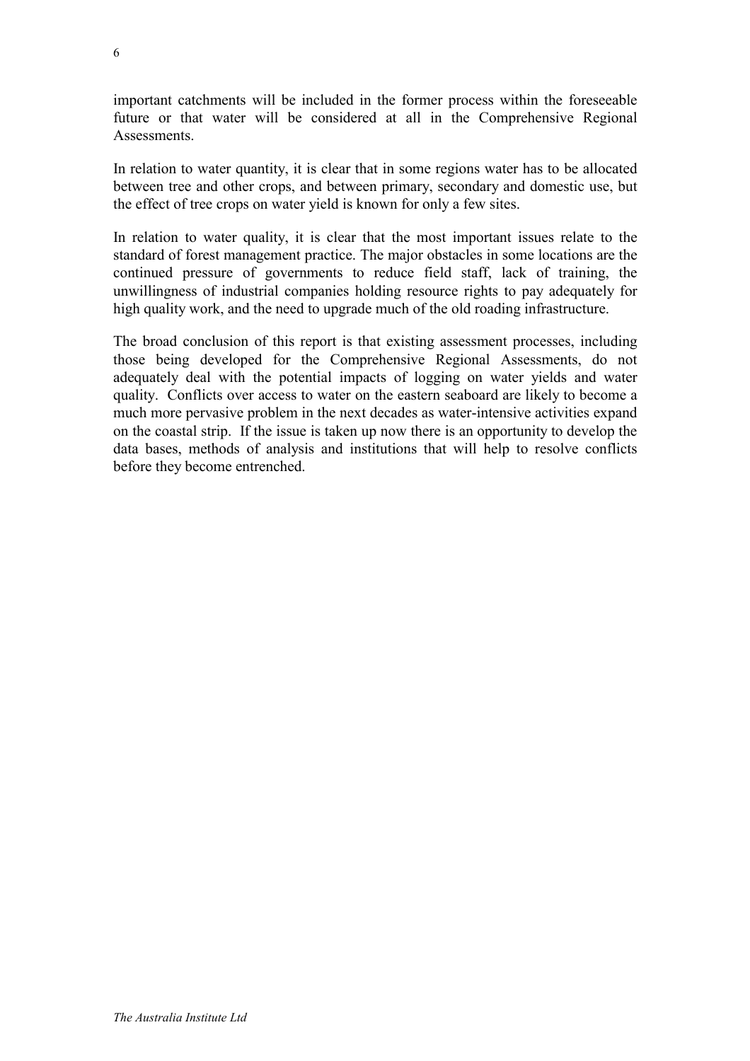important catchments will be included in the former process within the foreseeable future or that water will be considered at all in the Comprehensive Regional Assessments.

In relation to water quantity, it is clear that in some regions water has to be allocated between tree and other crops, and between primary, secondary and domestic use, but the effect of tree crops on water yield is known for only a few sites.

In relation to water quality, it is clear that the most important issues relate to the standard of forest management practice. The major obstacles in some locations are the continued pressure of governments to reduce field staff, lack of training, the unwillingness of industrial companies holding resource rights to pay adequately for high quality work, and the need to upgrade much of the old roading infrastructure.

The broad conclusion of this report is that existing assessment processes, including those being developed for the Comprehensive Regional Assessments, do not adequately deal with the potential impacts of logging on water yields and water quality. Conflicts over access to water on the eastern seaboard are likely to become a much more pervasive problem in the next decades as water-intensive activities expand on the coastal strip. If the issue is taken up now there is an opportunity to develop the data bases, methods of analysis and institutions that will help to resolve conflicts before they become entrenched.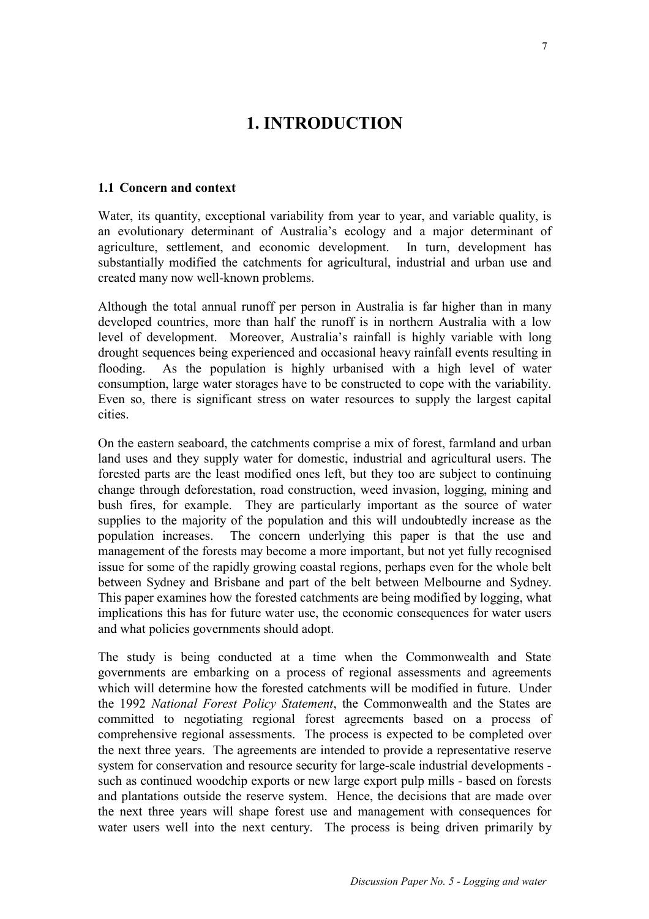# 1. INTRODUCTION

### 1.1 Concern and context

Water, its quantity, exceptional variability from year to year, and variable quality, is an evolutionary determinant of Australia's ecology and a major determinant of agriculture, settlement, and economic development. In turn, development has substantially modified the catchments for agricultural, industrial and urban use and created many now well-known problems.

Although the total annual runoff per person in Australia is far higher than in many developed countries, more than half the runoff is in northern Australia with a low level of development. Moreover, Australia's rainfall is highly variable with long drought sequences being experienced and occasional heavy rainfall events resulting in flooding. As the population is highly urbanised with a high level of water consumption, large water storages have to be constructed to cope with the variability. Even so, there is significant stress on water resources to supply the largest capital cities.

On the eastern seaboard, the catchments comprise a mix of forest, farmland and urban land uses and they supply water for domestic, industrial and agricultural users. The forested parts are the least modified ones left, but they too are subject to continuing change through deforestation, road construction, weed invasion, logging, mining and bush fires, for example. They are particularly important as the source of water supplies to the majority of the population and this will undoubtedly increase as the population increases. The concern underlying this paper is that the use and management of the forests may become a more important, but not yet fully recognised issue for some of the rapidly growing coastal regions, perhaps even for the whole belt between Sydney and Brisbane and part of the belt between Melbourne and Sydney. This paper examines how the forested catchments are being modified by logging, what implications this has for future water use, the economic consequences for water users and what policies governments should adopt.

The study is being conducted at a time when the Commonwealth and State governments are embarking on a process of regional assessments and agreements which will determine how the forested catchments will be modified in future. Under the 1992 *National Forest Policy Statement*, the Commonwealth and the States are committed to negotiating regional forest agreements based on a process of comprehensive regional assessments. The process is expected to be completed over the next three years. The agreements are intended to provide a representative reserve system for conservation and resource security for large-scale industrial developments - such as continued woodchip exports or new large export pulp mills - based on forests and plantations outside the reserve system. Hence, the decisions that are made over the next three years will shape forest use and management with consequences for water users well into the next century. The process is being driven primarily by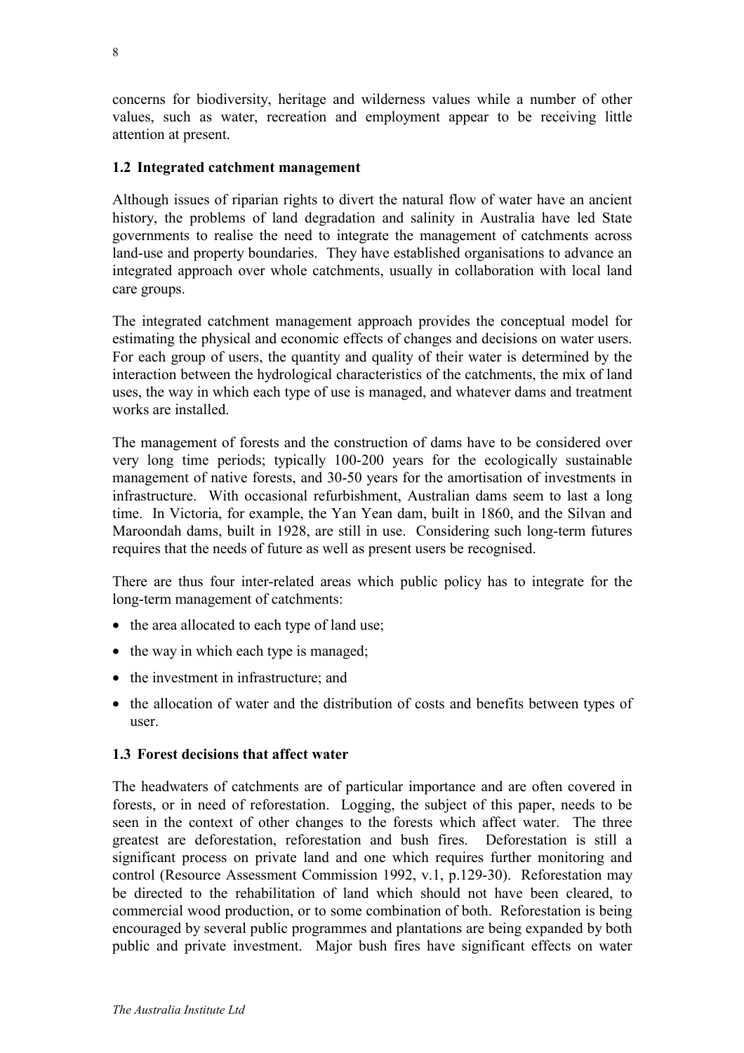concerns for biodiversity, heritage and wilderness values while a number of other values, such as water, recreation and employment appear to be receiving little attention at present.

## 1.2 Integrated catchment management

Although issues of riparian rights to divert the natural flow of water have an ancient history, the problems of land degradation and salinity in Australia have led State governments to realise the need to integrate the management of catchments across land-use and property boundaries. They have established organisations to advance an integrated approach over whole catchments, usually in collaboration with local land care groups.

The integrated catchment management approach provides the conceptual model for estimating the physical and economic effects of changes and decisions on water users. For each group of users, the quantity and quality of their water is determined by the interaction between the hydrological characteristics of the catchments, the mix of land uses, the way in which each type of use is managed, and whatever dams and treatment works are installed.

The management of forests and the construction of dams have to be considered over very long time periods; typically 100-200 years for the ecologically sustainable management of native forests, and 30-50 years for the amortisation of investments in infrastructure. With occasional refurbishment, Australian dams seem to last a long time. In Victoria, for example, the Yan Yean dam, built in 1860, and the Silvan and Maroondah dams, built in 1928, are still in use. Considering such long-term futures requires that the needs of future as well as present users be recognised.

There are thus four inter-related areas which public policy has to integrate for the long-term management of catchments:

- the area allocated to each type of land use;
- the way in which each type is managed;
- the investment in infrastructure; and
- the allocation of water and the distribution of costs and benefits between types of user.

## 1.3 Forest decisions that affect water

The headwaters of catchments are of particular importance and are often covered in forests, or in need of reforestation. Logging, the subject of this paper, needs to be seen in the context of other changes to the forests which affect water. The three greatest are deforestation, reforestation and bush fires. Deforestation is still a significant process on private land and one which requires further monitoring and control (Resource Assessment Commission 1992, v.1, p.129-30). Reforestation may be directed to the rehabilitation of land which should not have been cleared, to commercial wood production, or to some combination of both. Reforestation is being encouraged by several public programmes and plantations are being expanded by both public and private investment. Major bush fires have significant effects on water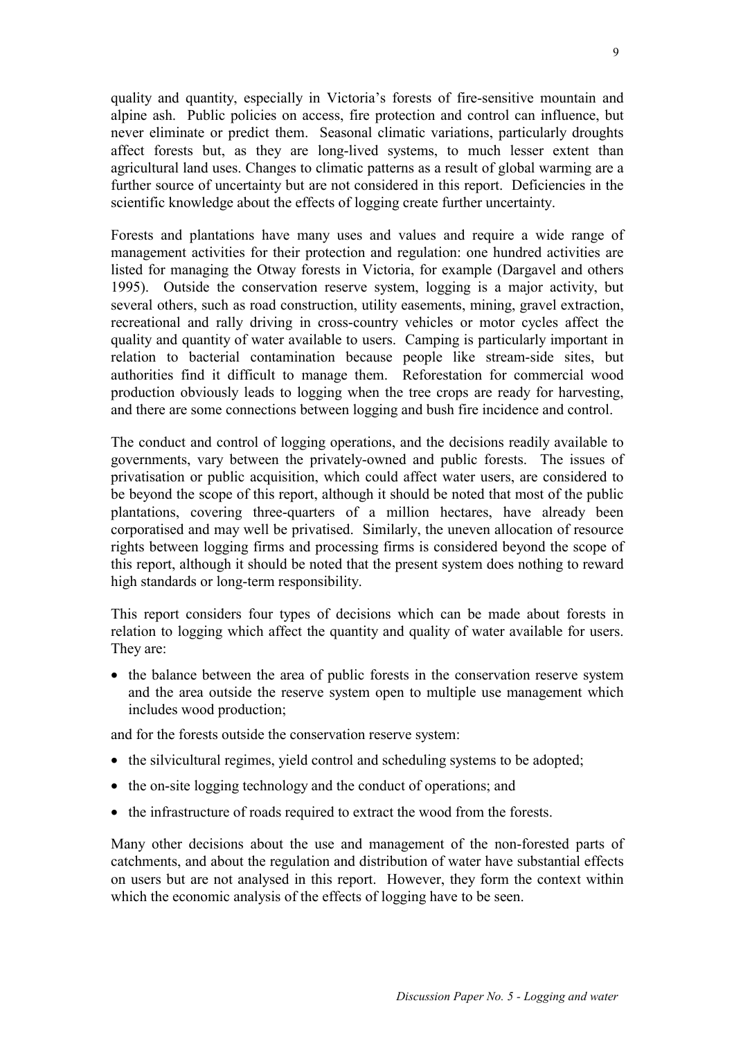quality and quantity, especially in Victoria's forests of fire-sensitive mountain and alpine ash. Public policies on access, fire protection and control can influence, but never eliminate or predict them. Seasonal climatic variations, particularly droughts affect forests but, as they are long-lived systems, to much lesser extent than agricultural land uses. Changes to climatic patterns as a result of global warming are a further source of uncertainty but are not considered in this report. Deficiencies in the scientific knowledge about the effects of logging create further uncertainty.

Forests and plantations have many uses and values and require a wide range of management activities for their protection and regulation: one hundred activities are listed for managing the Otway forests in Victoria, for example (Dargavel and others 1995). Outside the conservation reserve system, logging is a major activity, but several others, such as road construction, utility easements, mining, gravel extraction, recreational and rally driving in cross-country vehicles or motor cycles affect the quality and quantity of water available to users. Camping is particularly important in relation to bacterial contamination because people like stream-side sites, but authorities find it difficult to manage them. Reforestation for commercial wood production obviously leads to logging when the tree crops are ready for harvesting, and there are some connections between logging and bush fire incidence and control.

The conduct and control of logging operations, and the decisions readily available to governments, vary between the privately-owned and public forests. The issues of privatisation or public acquisition, which could affect water users, are considered to be beyond the scope of this report, although it should be noted that most of the public plantations, covering three-quarters of a million hectares, have already been corporatised and may well be privatised. Similarly, the uneven allocation of resource rights between logging firms and processing firms is considered beyond the scope of this report, although it should be noted that the present system does nothing to reward high standards or long-term responsibility.

This report considers four types of decisions which can be made about forests in relation to logging which affect the quantity and quality of water available for users. They are:

- the balance between the area of public forests in the conservation reserve system and the area outside the reserve system open to multiple use management which includes wood production;

and for the forests outside the conservation reserve system:

- the silvicultural regimes, yield control and scheduling systems to be adopted;
- the on-site logging technology and the conduct of operations; and
- the infrastructure of roads required to extract the wood from the forests.

Many other decisions about the use and management of the non-forested parts of catchments, and about the regulation and distribution of water have substantial effects on users but are not analysed in this report. However, they form the context within which the economic analysis of the effects of logging have to be seen.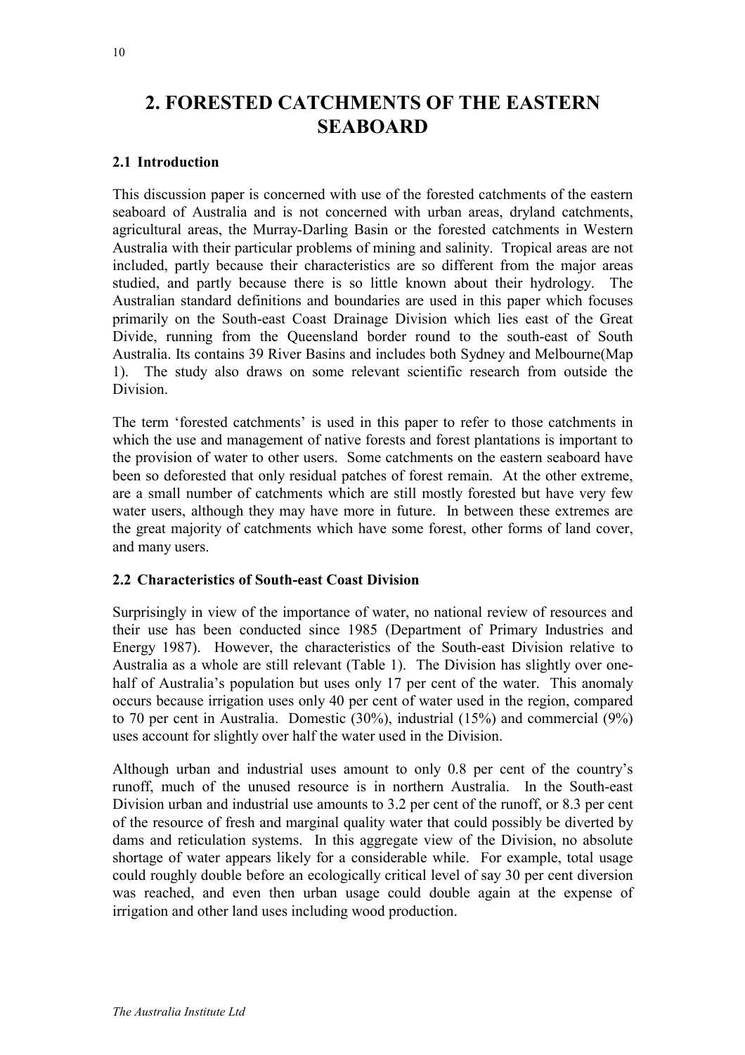# 2. FORESTED CATCHMENTS OF THE EASTERN SEABOARD

## 2.1 Introduction

This discussion paper is concerned with use of the forested catchments of the eastern seaboard of Australia and is not concerned with urban areas, dryland catchments, agricultural areas, the Murray-Darling Basin or the forested catchments in Western Australia with their particular problems of mining and salinity. Tropical areas are not included, partly because their characteristics are so different from the major areas studied, and partly because there is so little known about their hydrology. The Australian standard definitions and boundaries are used in this paper which focuses primarily on the South-east Coast Drainage Division which lies east of the Great Divide, running from the Queensland border round to the south-east of South Australia. Its contains 39 River Basins and includes both Sydney and Melbourne(Map 1). The study also draws on some relevant scientific research from outside the Division.

The term 'forested catchments' is used in this paper to refer to those catchments in which the use and management of native forests and forest plantations is important to the provision of water to other users. Some catchments on the eastern seaboard have been so deforested that only residual patches of forest remain. At the other extreme, are a small number of catchments which are still mostly forested but have very few water users, although they may have more in future. In between these extremes are the great majority of catchments which have some forest, other forms of land cover, and many users.

## 2.2 Characteristics of South-east Coast Division

Surprisingly in view of the importance of water, no national review of resources and their use has been conducted since 1985 (Department of Primary Industries and Energy 1987). However, the characteristics of the South-east Division relative to Australia as a whole are still relevant (Table 1). The Division has slightly over one-half of Australia's population but uses only 17 per cent of the water. This anomaly occurs because irrigation uses only 40 per cent of water used in the region, compared to 70 per cent in Australia. Domestic (30%), industrial (15%) and commercial (9%) uses account for slightly over half the water used in the Division.

Although urban and industrial uses amount to only 0.8 per cent of the country's runoff, much of the unused resource is in northern Australia. In the South-east Division urban and industrial use amounts to 3.2 per cent of the runoff, or 8.3 per cent of the resource of fresh and marginal quality water that could possibly be diverted by dams and reticulation systems. In this aggregate view of the Division, no absolute shortage of water appears likely for a considerable while. For example, total usage could roughly double before an ecologically critical level of say 30 per cent diversion was reached, and even then urban usage could double again at the expense of irrigation and other land uses including wood production.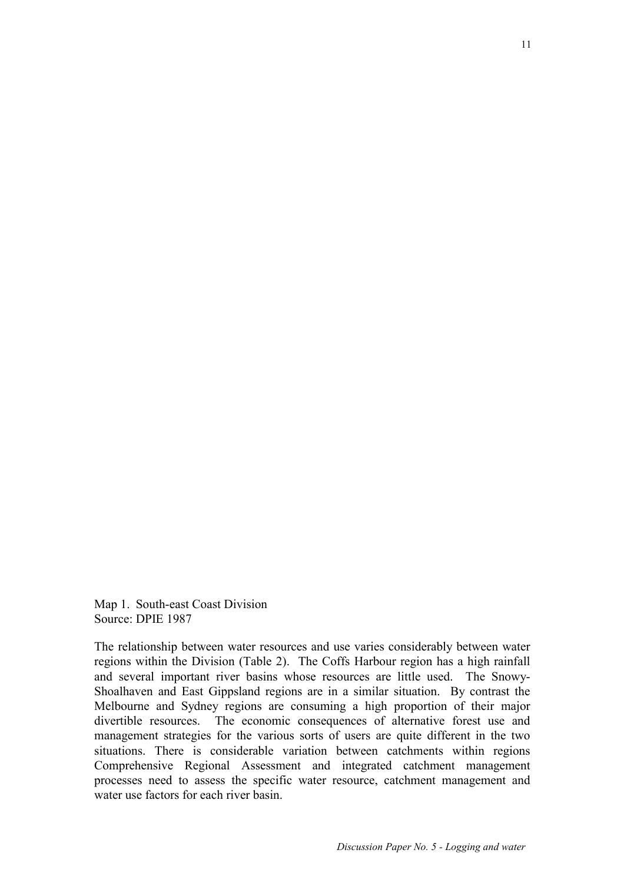Map 1. South-east Coast Division
Source: DPIE 1987

The relationship between water resources and use varies considerably between water regions within the Division (Table 2). The Coffs Harbour region has a high rainfall and several important river basins whose resources are little used. The Snowy-Shoalhaven and East Gippsland regions are in a similar situation. By contrast the Melbourne and Sydney regions are consuming a high proportion of their major divertible resources. The economic consequences of alternative forest use and management strategies for the various sorts of users are quite different in the two situations. There is considerable variation between catchments within regions Comprehensive Regional Assessment and integrated catchment management processes need to assess the specific water resource, catchment management and water use factors for each river basin.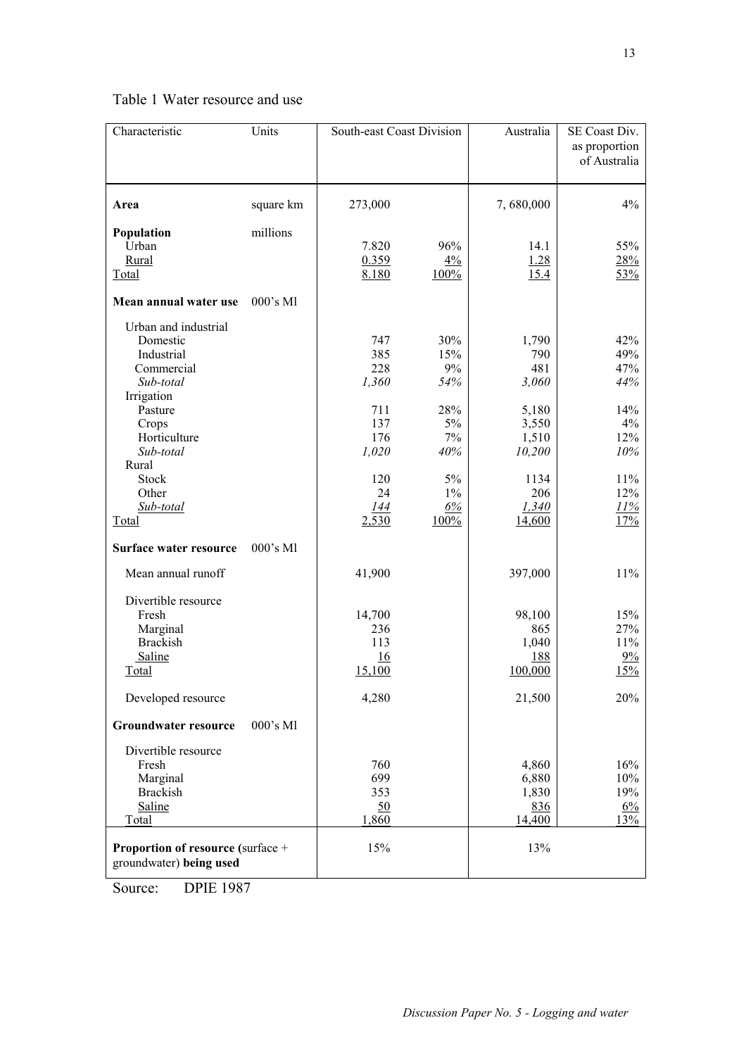Table 1 Water resource and use

| Characteristic | Units | South-east Coast Division | | Australia | SE Coast Div. as proportion of Australia |
|---|---|---|---|---|---|
| **Area** | square km | 273,000 | | 7, 680,000 | 4% |
| **Population** | millions | | | | |
| Urban | | 7.820 | 96% | 14.1 | 55% |
| Rural | | 0.359 | 4% | 1.28 | 28% |
| Total | | 8.180 | 100% | 15.4 | 53% |
| **Mean annual water use** | 000's Ml | | | | |
| Urban and industrial | | | | | |
| Domestic | | 747 | 30% | 1,790 | 42% |
| Industrial | | 385 | 15% | 790 | 49% |
| Commercial | | 228 | 9% | 481 | 47% |
| *Sub-total* | | *1,360* | *54%* | *3,060* | *44%* |
| Irrigation | | | | | |
| Pasture | | 711 | 28% | 5,180 | 14% |
| Crops | | 137 | 5% | 3,550 | 4% |
| Horticulture | | 176 | 7% | 1,510 | 12% |
| *Sub-total* | | *1,020* | *40%* | *10,200* | *10%* |
| Rural | | | | | |
| Stock | | 120 | 5% | 1134 | 11% |
| Other | | 24 | 1% | 206 | 12% |
| *Sub-total* | | *144* | *6%* | *1,340* | *11%* |
| Total | | 2,530 | 100% | 14,600 | 17% |
| **Surface water resource** | 000's Ml | | | | |
| Mean annual runoff | | 41,900 | | 397,000 | 11% |
| Divertible resource | | | | | |
| Fresh | | 14,700 | | 98,100 | 15% |
| Marginal | | 236 | | 865 | 27% |
| Brackish | | 113 | | 1,040 | 11% |
| Saline | | 16 | | 188 | 9% |
| Total | | 15,100 | | 100,000 | 15% |
| Developed resource | | 4,280 | | 21,500 | 20% |
| **Groundwater resource** | 000's Ml | | | | |
| Divertible resource | | | | | |
| Fresh | | 760 | | 4,860 | 16% |
| Marginal | | 699 | | 6,880 | 10% |
| Brackish | | 353 | | 1,830 | 19% |
| Saline | | 50 | | 836 | 6% |
| Total | | 1,860 | | 14,400 | 13% |
| **Proportion of resource** (surface + groundwater) **being used** | | 15% | | 13% | |

Source: DPIE 1987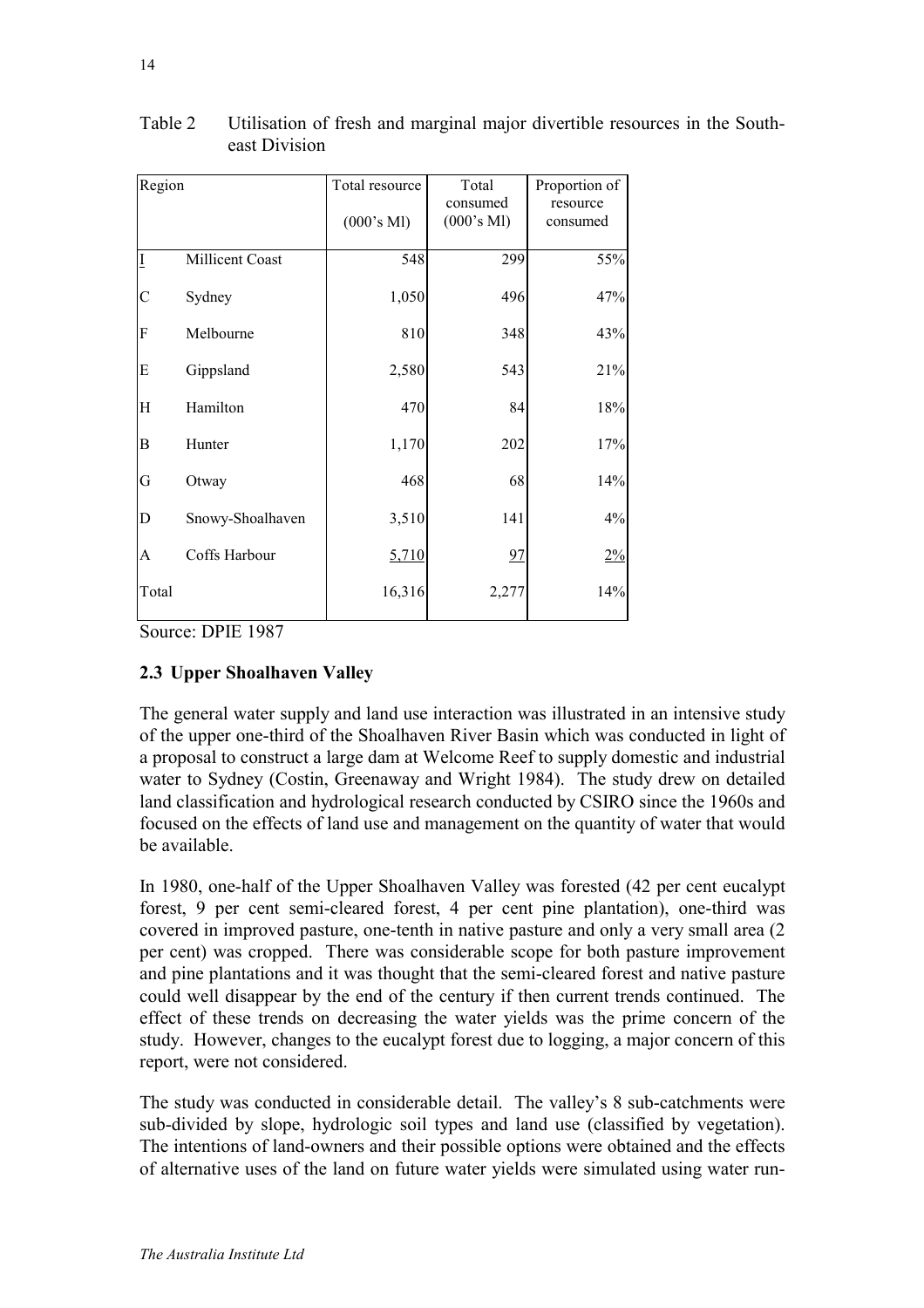Table 2    Utilisation of fresh and marginal major divertible resources in the South-east Division

| Region | | Total resource (000's Ml) | Total consumed (000's Ml) | Proportion of resource consumed |
|---|---|---|---|---|
| I | Millicent Coast | 548 | 299 | 55% |
| C | Sydney | 1,050 | 496 | 47% |
| F | Melbourne | 810 | 348 | 43% |
| E | Gippsland | 2,580 | 543 | 21% |
| H | Hamilton | 470 | 84 | 18% |
| B | Hunter | 1,170 | 202 | 17% |
| G | Otway | 468 | 68 | 14% |
| D | Snowy-Shoalhaven | 3,510 | 141 | 4% |
| A | Coffs Harbour | 5,710 | 97 | 2% |
| Total | | 16,316 | 2,277 | 14% |

Source: DPIE 1987

## 2.3 Upper Shoalhaven Valley

The general water supply and land use interaction was illustrated in an intensive study of the upper one-third of the Shoalhaven River Basin which was conducted in light of a proposal to construct a large dam at Welcome Reef to supply domestic and industrial water to Sydney (Costin, Greenaway and Wright 1984). The study drew on detailed land classification and hydrological research conducted by CSIRO since the 1960s and focused on the effects of land use and management on the quantity of water that would be available.

In 1980, one-half of the Upper Shoalhaven Valley was forested (42 per cent eucalypt forest, 9 per cent semi-cleared forest, 4 per cent pine plantation), one-third was covered in improved pasture, one-tenth in native pasture and only a very small area (2 per cent) was cropped. There was considerable scope for both pasture improvement and pine plantations and it was thought that the semi-cleared forest and native pasture could well disappear by the end of the century if then current trends continued. The effect of these trends on decreasing the water yields was the prime concern of the study. However, changes to the eucalypt forest due to logging, a major concern of this report, were not considered.

The study was conducted in considerable detail. The valley's 8 sub-catchments were sub-divided by slope, hydrologic soil types and land use (classified by vegetation). The intentions of land-owners and their possible options were obtained and the effects of alternative uses of the land on future water yields were simulated using water run-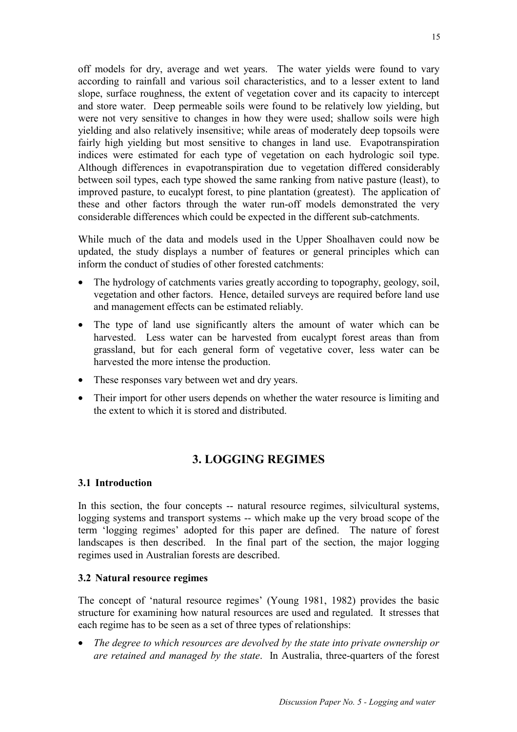off models for dry, average and wet years. The water yields were found to vary according to rainfall and various soil characteristics, and to a lesser extent to land slope, surface roughness, the extent of vegetation cover and its capacity to intercept and store water. Deep permeable soils were found to be relatively low yielding, but were not very sensitive to changes in how they were used; shallow soils were high yielding and also relatively insensitive; while areas of moderately deep topsoils were fairly high yielding but most sensitive to changes in land use. Evapotranspiration indices were estimated for each type of vegetation on each hydrologic soil type. Although differences in evapotranspiration due to vegetation differed considerably between soil types, each type showed the same ranking from native pasture (least), to improved pasture, to eucalypt forest, to pine plantation (greatest). The application of these and other factors through the water run-off models demonstrated the very considerable differences which could be expected in the different sub-catchments.

While much of the data and models used in the Upper Shoalhaven could now be updated, the study displays a number of features or general principles which can inform the conduct of studies of other forested catchments:

- The hydrology of catchments varies greatly according to topography, geology, soil, vegetation and other factors. Hence, detailed surveys are required before land use and management effects can be estimated reliably.
- The type of land use significantly alters the amount of water which can be harvested. Less water can be harvested from eucalypt forest areas than from grassland, but for each general form of vegetative cover, less water can be harvested the more intense the production.
- These responses vary between wet and dry years.
- Their import for other users depends on whether the water resource is limiting and the extent to which it is stored and distributed.

## 3. LOGGING REGIMES

### 3.1 Introduction

In this section, the four concepts -- natural resource regimes, silvicultural systems, logging systems and transport systems -- which make up the very broad scope of the term 'logging regimes' adopted for this paper are defined. The nature of forest landscapes is then described. In the final part of the section, the major logging regimes used in Australian forests are described.

### 3.2 Natural resource regimes

The concept of 'natural resource regimes' (Young 1981, 1982) provides the basic structure for examining how natural resources are used and regulated. It stresses that each regime has to be seen as a set of three types of relationships:

- *The degree to which resources are devolved by the state into private ownership or are retained and managed by the state*. In Australia, three-quarters of the forest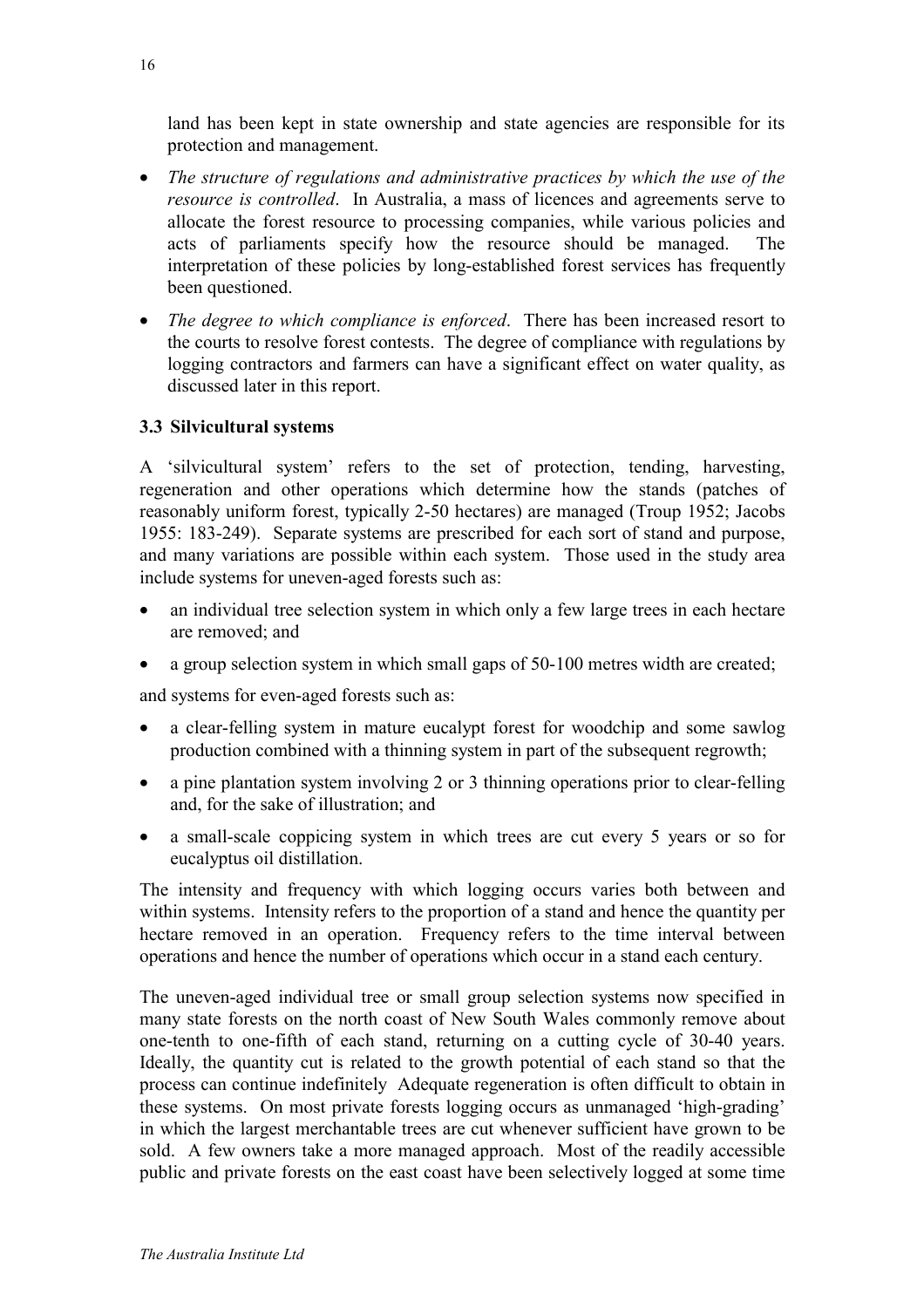land has been kept in state ownership and state agencies are responsible for its protection and management.

- *The structure of regulations and administrative practices by which the use of the resource is controlled*. In Australia, a mass of licences and agreements serve to allocate the forest resource to processing companies, while various policies and acts of parliaments specify how the resource should be managed. The interpretation of these policies by long-established forest services has frequently been questioned.
- *The degree to which compliance is enforced*. There has been increased resort to the courts to resolve forest contests. The degree of compliance with regulations by logging contractors and farmers can have a significant effect on water quality, as discussed later in this report.

### 3.3 Silvicultural systems

A 'silvicultural system' refers to the set of protection, tending, harvesting, regeneration and other operations which determine how the stands (patches of reasonably uniform forest, typically 2-50 hectares) are managed (Troup 1952; Jacobs 1955: 183-249). Separate systems are prescribed for each sort of stand and purpose, and many variations are possible within each system. Those used in the study area include systems for uneven-aged forests such as:

- an individual tree selection system in which only a few large trees in each hectare are removed; and
- a group selection system in which small gaps of 50-100 metres width are created;

and systems for even-aged forests such as:

- a clear-felling system in mature eucalypt forest for woodchip and some sawlog production combined with a thinning system in part of the subsequent regrowth;
- a pine plantation system involving 2 or 3 thinning operations prior to clear-felling and, for the sake of illustration; and
- a small-scale coppicing system in which trees are cut every 5 years or so for eucalyptus oil distillation.

The intensity and frequency with which logging occurs varies both between and within systems. Intensity refers to the proportion of a stand and hence the quantity per hectare removed in an operation. Frequency refers to the time interval between operations and hence the number of operations which occur in a stand each century.

The uneven-aged individual tree or small group selection systems now specified in many state forests on the north coast of New South Wales commonly remove about one-tenth to one-fifth of each stand, returning on a cutting cycle of 30-40 years. Ideally, the quantity cut is related to the growth potential of each stand so that the process can continue indefinitely Adequate regeneration is often difficult to obtain in these systems. On most private forests logging occurs as unmanaged 'high-grading' in which the largest merchantable trees are cut whenever sufficient have grown to be sold. A few owners take a more managed approach. Most of the readily accessible public and private forests on the east coast have been selectively logged at some time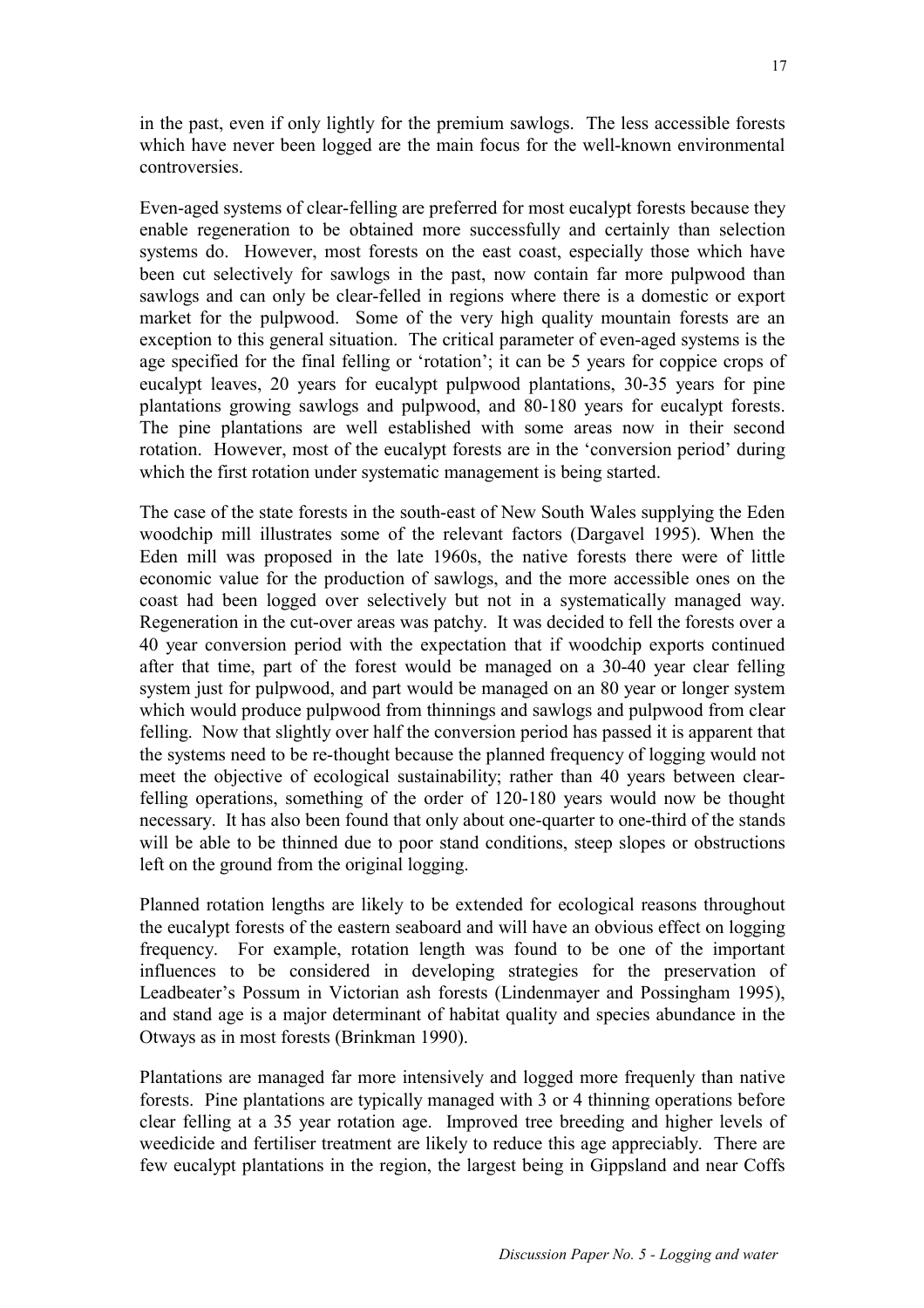in the past, even if only lightly for the premium sawlogs. The less accessible forests which have never been logged are the main focus for the well-known environmental controversies.

Even-aged systems of clear-felling are preferred for most eucalypt forests because they enable regeneration to be obtained more successfully and certainly than selection systems do. However, most forests on the east coast, especially those which have been cut selectively for sawlogs in the past, now contain far more pulpwood than sawlogs and can only be clear-felled in regions where there is a domestic or export market for the pulpwood. Some of the very high quality mountain forests are an exception to this general situation. The critical parameter of even-aged systems is the age specified for the final felling or 'rotation'; it can be 5 years for coppice crops of eucalypt leaves, 20 years for eucalypt pulpwood plantations, 30-35 years for pine plantations growing sawlogs and pulpwood, and 80-180 years for eucalypt forests. The pine plantations are well established with some areas now in their second rotation. However, most of the eucalypt forests are in the 'conversion period' during which the first rotation under systematic management is being started.

The case of the state forests in the south-east of New South Wales supplying the Eden woodchip mill illustrates some of the relevant factors (Dargavel 1995). When the Eden mill was proposed in the late 1960s, the native forests there were of little economic value for the production of sawlogs, and the more accessible ones on the coast had been logged over selectively but not in a systematically managed way. Regeneration in the cut-over areas was patchy. It was decided to fell the forests over a 40 year conversion period with the expectation that if woodchip exports continued after that time, part of the forest would be managed on a 30-40 year clear felling system just for pulpwood, and part would be managed on an 80 year or longer system which would produce pulpwood from thinnings and sawlogs and pulpwood from clear felling. Now that slightly over half the conversion period has passed it is apparent that the systems need to be re-thought because the planned frequency of logging would not meet the objective of ecological sustainability; rather than 40 years between clear-felling operations, something of the order of 120-180 years would now be thought necessary. It has also been found that only about one-quarter to one-third of the stands will be able to be thinned due to poor stand conditions, steep slopes or obstructions left on the ground from the original logging.

Planned rotation lengths are likely to be extended for ecological reasons throughout the eucalypt forests of the eastern seaboard and will have an obvious effect on logging frequency. For example, rotation length was found to be one of the important influences to be considered in developing strategies for the preservation of Leadbeater's Possum in Victorian ash forests (Lindenmayer and Possingham 1995), and stand age is a major determinant of habitat quality and species abundance in the Otways as in most forests (Brinkman 1990).

Plantations are managed far more intensively and logged more frequenly than native forests. Pine plantations are typically managed with 3 or 4 thinning operations before clear felling at a 35 year rotation age. Improved tree breeding and higher levels of weedicide and fertiliser treatment are likely to reduce this age appreciably. There are few eucalypt plantations in the region, the largest being in Gippsland and near Coffs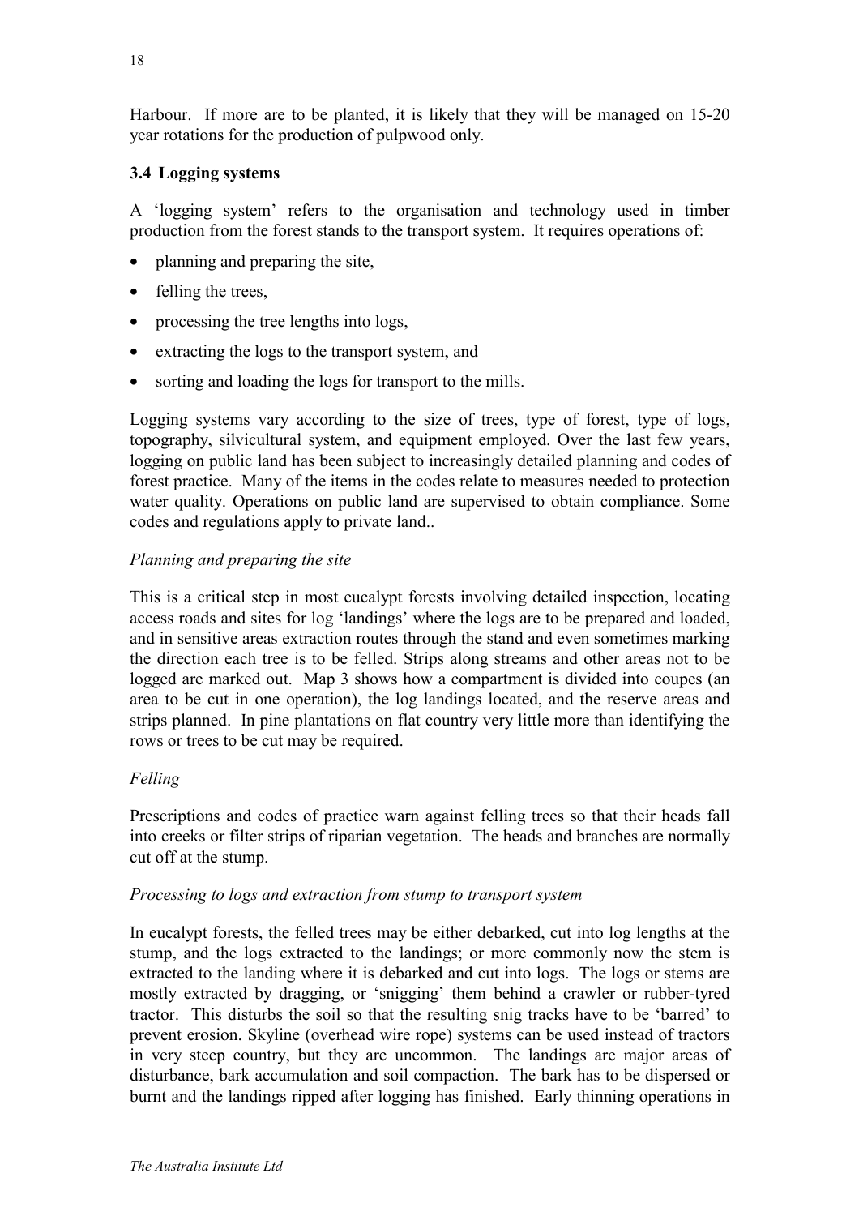Harbour. If more are to be planted, it is likely that they will be managed on 15-20 year rotations for the production of pulpwood only.

### 3.4 Logging systems

A 'logging system' refers to the organisation and technology used in timber production from the forest stands to the transport system. It requires operations of:

- planning and preparing the site,
- felling the trees,
- processing the tree lengths into logs,
- extracting the logs to the transport system, and
- sorting and loading the logs for transport to the mills.

Logging systems vary according to the size of trees, type of forest, type of logs, topography, silvicultural system, and equipment employed. Over the last few years, logging on public land has been subject to increasingly detailed planning and codes of forest practice. Many of the items in the codes relate to measures needed to protection water quality. Operations on public land are supervised to obtain compliance. Some codes and regulations apply to private land..

*Planning and preparing the site*

This is a critical step in most eucalypt forests involving detailed inspection, locating access roads and sites for log 'landings' where the logs are to be prepared and loaded, and in sensitive areas extraction routes through the stand and even sometimes marking the direction each tree is to be felled. Strips along streams and other areas not to be logged are marked out. Map 3 shows how a compartment is divided into coupes (an area to be cut in one operation), the log landings located, and the reserve areas and strips planned. In pine plantations on flat country very little more than identifying the rows or trees to be cut may be required.

*Felling*

Prescriptions and codes of practice warn against felling trees so that their heads fall into creeks or filter strips of riparian vegetation. The heads and branches are normally cut off at the stump.

*Processing to logs and extraction from stump to transport system*

In eucalypt forests, the felled trees may be either debarked, cut into log lengths at the stump, and the logs extracted to the landings; or more commonly now the stem is extracted to the landing where it is debarked and cut into logs. The logs or stems are mostly extracted by dragging, or 'snigging' them behind a crawler or rubber-tyred tractor. This disturbs the soil so that the resulting snig tracks have to be 'barred' to prevent erosion. Skyline (overhead wire rope) systems can be used instead of tractors in very steep country, but they are uncommon. The landings are major areas of disturbance, bark accumulation and soil compaction. The bark has to be dispersed or burnt and the landings ripped after logging has finished. Early thinning operations in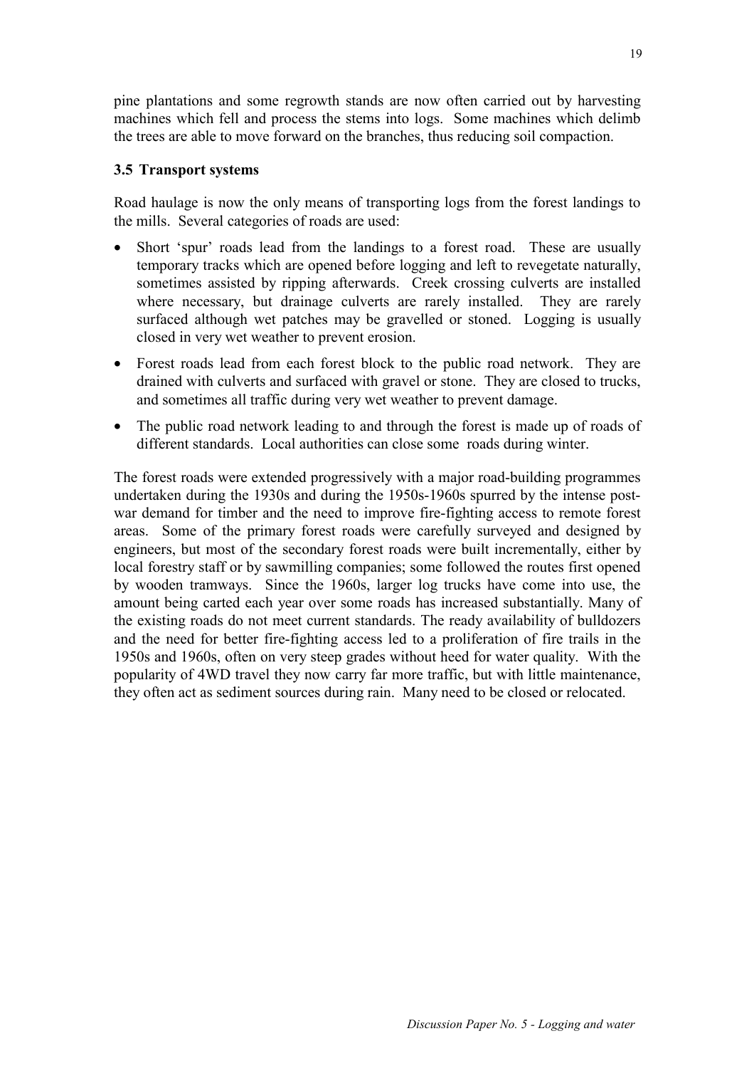pine plantations and some regrowth stands are now often carried out by harvesting machines which fell and process the stems into logs. Some machines which delimb the trees are able to move forward on the branches, thus reducing soil compaction.

### 3.5 Transport systems

Road haulage is now the only means of transporting logs from the forest landings to the mills. Several categories of roads are used:

- Short 'spur' roads lead from the landings to a forest road. These are usually temporary tracks which are opened before logging and left to revegetate naturally, sometimes assisted by ripping afterwards. Creek crossing culverts are installed where necessary, but drainage culverts are rarely installed. They are rarely surfaced although wet patches may be gravelled or stoned. Logging is usually closed in very wet weather to prevent erosion.
- Forest roads lead from each forest block to the public road network. They are drained with culverts and surfaced with gravel or stone. They are closed to trucks, and sometimes all traffic during very wet weather to prevent damage.
- The public road network leading to and through the forest is made up of roads of different standards. Local authorities can close some roads during winter.

The forest roads were extended progressively with a major road-building programmes undertaken during the 1930s and during the 1950s-1960s spurred by the intense post-war demand for timber and the need to improve fire-fighting access to remote forest areas. Some of the primary forest roads were carefully surveyed and designed by engineers, but most of the secondary forest roads were built incrementally, either by local forestry staff or by sawmilling companies; some followed the routes first opened by wooden tramways. Since the 1960s, larger log trucks have come into use, the amount being carted each year over some roads has increased substantially. Many of the existing roads do not meet current standards. The ready availability of bulldozers and the need for better fire-fighting access led to a proliferation of fire trails in the 1950s and 1960s, often on very steep grades without heed for water quality. With the popularity of 4WD travel they now carry far more traffic, but with little maintenance, they often act as sediment sources during rain. Many need to be closed or relocated.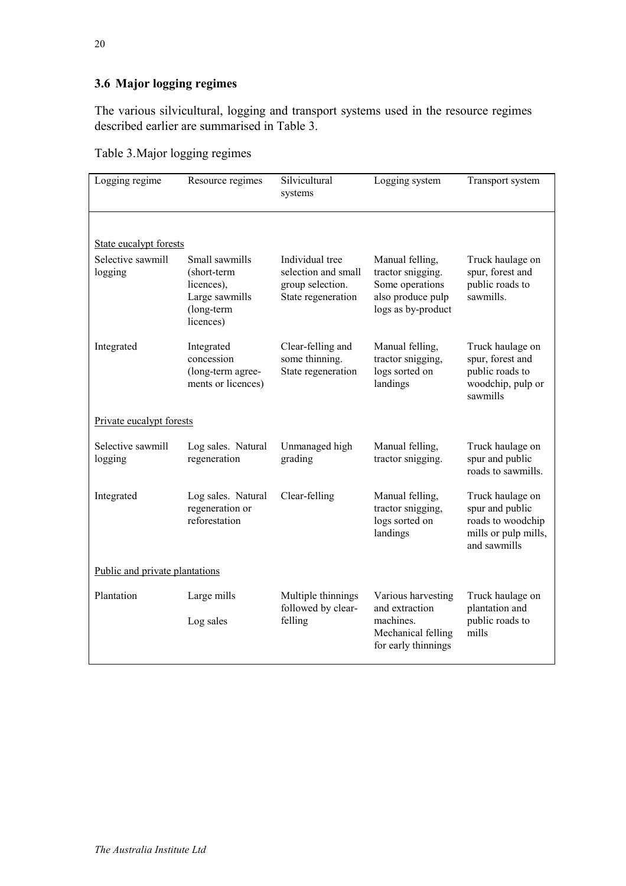### 3.6 Major logging regimes

The various silvicultural, logging and transport systems used in the resource regimes described earlier are summarised in Table 3.

Table 3.Major logging regimes

| Logging regime | Resource regimes | Silvicultural systems | Logging system | Transport system |
|---|---|---|---|---|
| State eucalypt forests | | | | |
| Selective sawmill logging | Small sawmills (short-term licences), Large sawmills (long-term licences) | Individual tree selection and small group selection. State regeneration | Manual felling, tractor snigging. Some operations also produce pulp logs as by-product | Truck haulage on spur, forest and public roads to sawmills. |
| Integrated | Integrated concession (long-term agreements or licences) | Clear-felling and some thinning. State regeneration | Manual felling, tractor snigging, logs sorted on landings | Truck haulage on spur, forest and public roads to woodchip, pulp or sawmills |
| Private eucalypt forests | | | | |
| Selective sawmill logging | Log sales. Natural regeneration | Unmanaged high grading | Manual felling, tractor snigging. | Truck haulage on spur and public roads to sawmills. |
| Integrated | Log sales. Natural regeneration or reforestation | Clear-felling | Manual felling, tractor snigging, logs sorted on landings | Truck haulage on spur and public roads to woodchip mills or pulp mills, and sawmills |
| Public and private plantations | | | | |
| Plantation | Large mills<br><br>Log sales | Multiple thinnings followed by clear-felling | Various harvesting and extraction machines. Mechanical felling for early thinnings | Truck haulage on plantation and public roads to mills |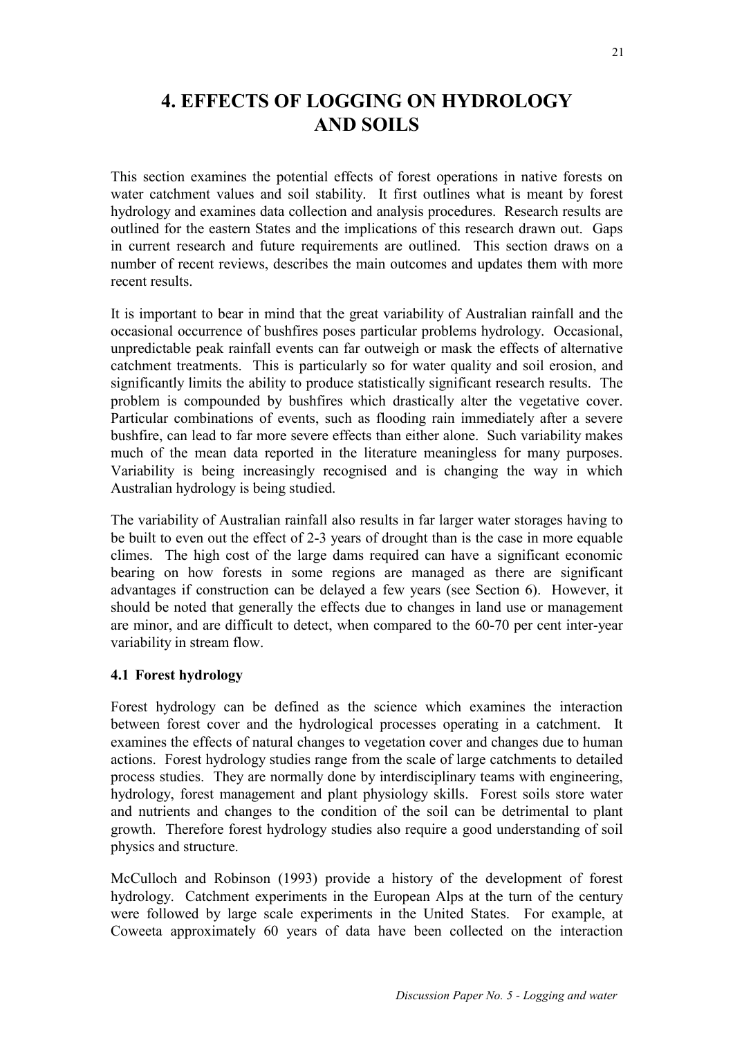# 4. EFFECTS OF LOGGING ON HYDROLOGY AND SOILS

This section examines the potential effects of forest operations in native forests on water catchment values and soil stability. It first outlines what is meant by forest hydrology and examines data collection and analysis procedures. Research results are outlined for the eastern States and the implications of this research drawn out. Gaps in current research and future requirements are outlined. This section draws on a number of recent reviews, describes the main outcomes and updates them with more recent results.

It is important to bear in mind that the great variability of Australian rainfall and the occasional occurrence of bushfires poses particular problems hydrology. Occasional, unpredictable peak rainfall events can far outweigh or mask the effects of alternative catchment treatments. This is particularly so for water quality and soil erosion, and significantly limits the ability to produce statistically significant research results. The problem is compounded by bushfires which drastically alter the vegetative cover. Particular combinations of events, such as flooding rain immediately after a severe bushfire, can lead to far more severe effects than either alone. Such variability makes much of the mean data reported in the literature meaningless for many purposes. Variability is being increasingly recognised and is changing the way in which Australian hydrology is being studied.

The variability of Australian rainfall also results in far larger water storages having to be built to even out the effect of 2-3 years of drought than is the case in more equable climes. The high cost of the large dams required can have a significant economic bearing on how forests in some regions are managed as there are significant advantages if construction can be delayed a few years (see Section 6). However, it should be noted that generally the effects due to changes in land use or management are minor, and are difficult to detect, when compared to the 60-70 per cent inter-year variability in stream flow.

### 4.1 Forest hydrology

Forest hydrology can be defined as the science which examines the interaction between forest cover and the hydrological processes operating in a catchment. It examines the effects of natural changes to vegetation cover and changes due to human actions. Forest hydrology studies range from the scale of large catchments to detailed process studies. They are normally done by interdisciplinary teams with engineering, hydrology, forest management and plant physiology skills. Forest soils store water and nutrients and changes to the condition of the soil can be detrimental to plant growth. Therefore forest hydrology studies also require a good understanding of soil physics and structure.

McCulloch and Robinson (1993) provide a history of the development of forest hydrology. Catchment experiments in the European Alps at the turn of the century were followed by large scale experiments in the United States. For example, at Coweeta approximately 60 years of data have been collected on the interaction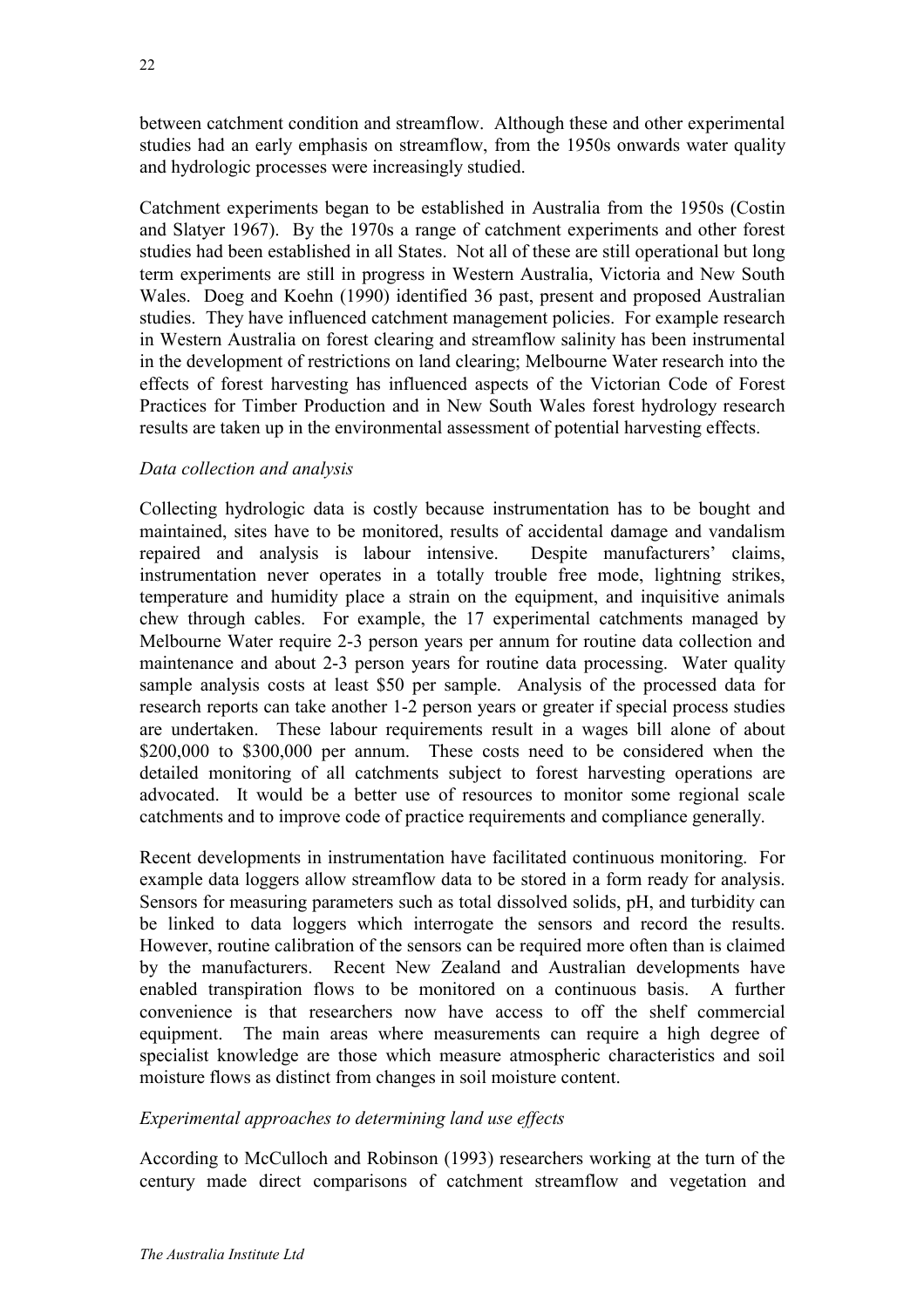between catchment condition and streamflow. Although these and other experimental studies had an early emphasis on streamflow, from the 1950s onwards water quality and hydrologic processes were increasingly studied.

Catchment experiments began to be established in Australia from the 1950s (Costin and Slatyer 1967). By the 1970s a range of catchment experiments and other forest studies had been established in all States. Not all of these are still operational but long term experiments are still in progress in Western Australia, Victoria and New South Wales. Doeg and Koehn (1990) identified 36 past, present and proposed Australian studies. They have influenced catchment management policies. For example research in Western Australia on forest clearing and streamflow salinity has been instrumental in the development of restrictions on land clearing; Melbourne Water research into the effects of forest harvesting has influenced aspects of the Victorian Code of Forest Practices for Timber Production and in New South Wales forest hydrology research results are taken up in the environmental assessment of potential harvesting effects.

*Data collection and analysis*

Collecting hydrologic data is costly because instrumentation has to be bought and maintained, sites have to be monitored, results of accidental damage and vandalism repaired and analysis is labour intensive. Despite manufacturers' claims, instrumentation never operates in a totally trouble free mode, lightning strikes, temperature and humidity place a strain on the equipment, and inquisitive animals chew through cables. For example, the 17 experimental catchments managed by Melbourne Water require 2-3 person years per annum for routine data collection and maintenance and about 2-3 person years for routine data processing. Water quality sample analysis costs at least $50 per sample. Analysis of the processed data for research reports can take another 1-2 person years or greater if special process studies are undertaken. These labour requirements result in a wages bill alone of about $200,000 to $300,000 per annum. These costs need to be considered when the detailed monitoring of all catchments subject to forest harvesting operations are advocated. It would be a better use of resources to monitor some regional scale catchments and to improve code of practice requirements and compliance generally.

Recent developments in instrumentation have facilitated continuous monitoring. For example data loggers allow streamflow data to be stored in a form ready for analysis. Sensors for measuring parameters such as total dissolved solids, pH, and turbidity can be linked to data loggers which interrogate the sensors and record the results. However, routine calibration of the sensors can be required more often than is claimed by the manufacturers. Recent New Zealand and Australian developments have enabled transpiration flows to be monitored on a continuous basis. A further convenience is that researchers now have access to off the shelf commercial equipment. The main areas where measurements can require a high degree of specialist knowledge are those which measure atmospheric characteristics and soil moisture flows as distinct from changes in soil moisture content.

*Experimental approaches to determining land use effects*

According to McCulloch and Robinson (1993) researchers working at the turn of the century made direct comparisons of catchment streamflow and vegetation and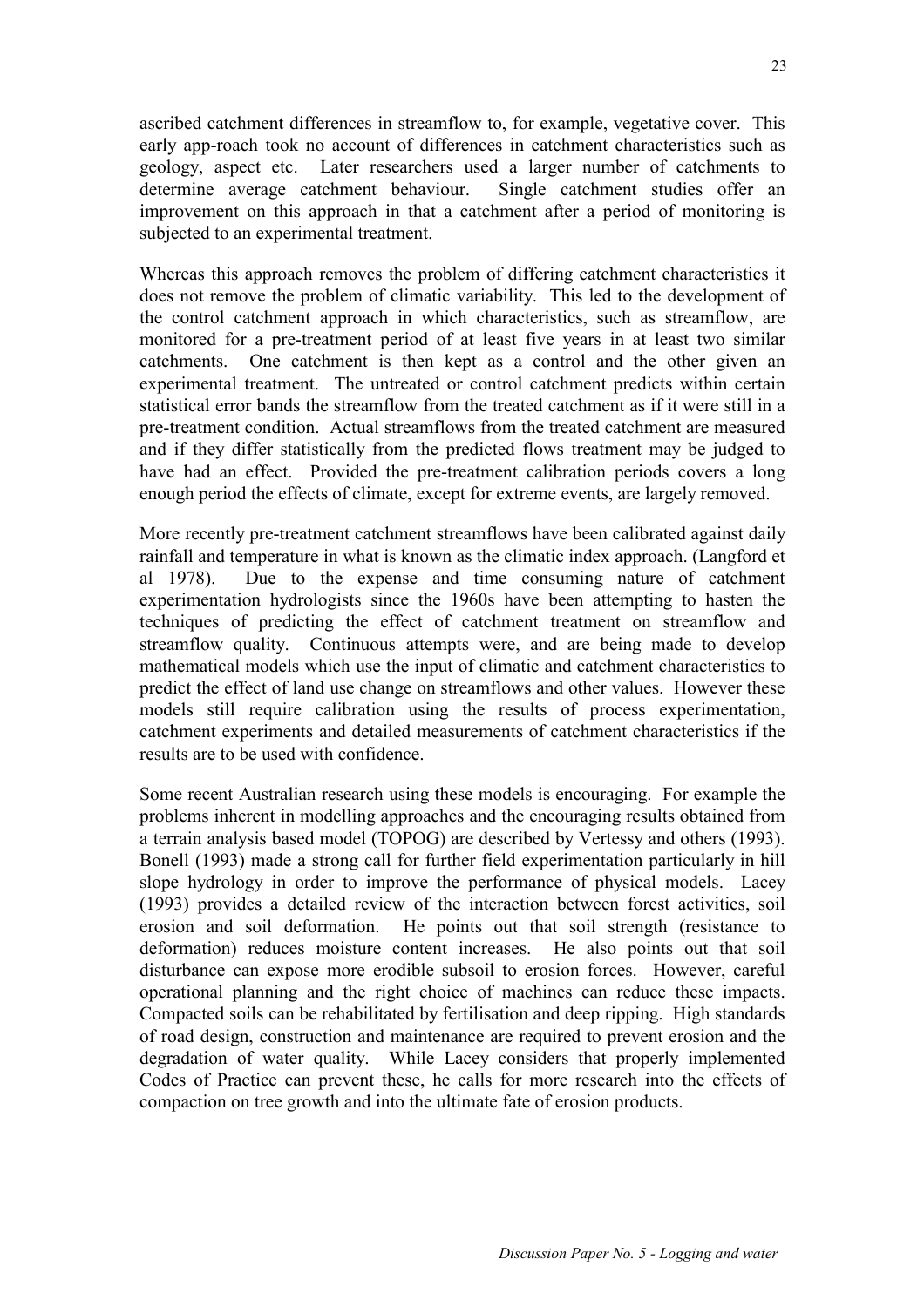ascribed catchment differences in streamflow to, for example, vegetative cover. This early app-roach took no account of differences in catchment characteristics such as geology, aspect etc. Later researchers used a larger number of catchments to determine average catchment behaviour. Single catchment studies offer an improvement on this approach in that a catchment after a period of monitoring is subjected to an experimental treatment.

Whereas this approach removes the problem of differing catchment characteristics it does not remove the problem of climatic variability. This led to the development of the control catchment approach in which characteristics, such as streamflow, are monitored for a pre-treatment period of at least five years in at least two similar catchments. One catchment is then kept as a control and the other given an experimental treatment. The untreated or control catchment predicts within certain statistical error bands the streamflow from the treated catchment as if it were still in a pre-treatment condition. Actual streamflows from the treated catchment are measured and if they differ statistically from the predicted flows treatment may be judged to have had an effect. Provided the pre-treatment calibration periods covers a long enough period the effects of climate, except for extreme events, are largely removed.

More recently pre-treatment catchment streamflows have been calibrated against daily rainfall and temperature in what is known as the climatic index approach. (Langford et al 1978). Due to the expense and time consuming nature of catchment experimentation hydrologists since the 1960s have been attempting to hasten the techniques of predicting the effect of catchment treatment on streamflow and streamflow quality. Continuous attempts were, and are being made to develop mathematical models which use the input of climatic and catchment characteristics to predict the effect of land use change on streamflows and other values. However these models still require calibration using the results of process experimentation, catchment experiments and detailed measurements of catchment characteristics if the results are to be used with confidence.

Some recent Australian research using these models is encouraging. For example the problems inherent in modelling approaches and the encouraging results obtained from a terrain analysis based model (TOPOG) are described by Vertessy and others (1993). Bonell (1993) made a strong call for further field experimentation particularly in hill slope hydrology in order to improve the performance of physical models. Lacey (1993) provides a detailed review of the interaction between forest activities, soil erosion and soil deformation. He points out that soil strength (resistance to deformation) reduces moisture content increases. He also points out that soil disturbance can expose more erodible subsoil to erosion forces. However, careful operational planning and the right choice of machines can reduce these impacts. Compacted soils can be rehabilitated by fertilisation and deep ripping. High standards of road design, construction and maintenance are required to prevent erosion and the degradation of water quality. While Lacey considers that properly implemented Codes of Practice can prevent these, he calls for more research into the effects of compaction on tree growth and into the ultimate fate of erosion products.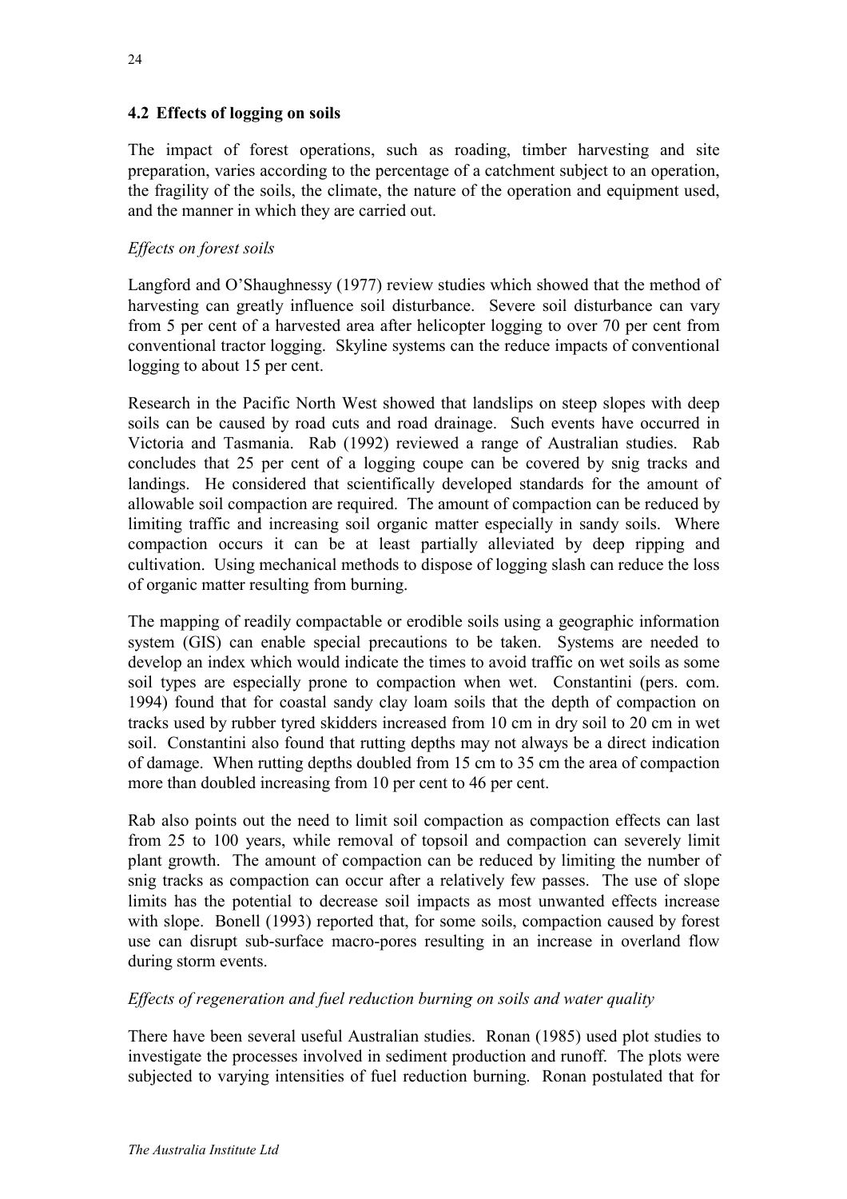## 4.2 Effects of logging on soils

The impact of forest operations, such as roading, timber harvesting and site preparation, varies according to the percentage of a catchment subject to an operation, the fragility of the soils, the climate, the nature of the operation and equipment used, and the manner in which they are carried out.

*Effects on forest soils*

Langford and O'Shaughnessy (1977) review studies which showed that the method of harvesting can greatly influence soil disturbance. Severe soil disturbance can vary from 5 per cent of a harvested area after helicopter logging to over 70 per cent from conventional tractor logging. Skyline systems can the reduce impacts of conventional logging to about 15 per cent.

Research in the Pacific North West showed that landslips on steep slopes with deep soils can be caused by road cuts and road drainage. Such events have occurred in Victoria and Tasmania. Rab (1992) reviewed a range of Australian studies. Rab concludes that 25 per cent of a logging coupe can be covered by snig tracks and landings. He considered that scientifically developed standards for the amount of allowable soil compaction are required. The amount of compaction can be reduced by limiting traffic and increasing soil organic matter especially in sandy soils. Where compaction occurs it can be at least partially alleviated by deep ripping and cultivation. Using mechanical methods to dispose of logging slash can reduce the loss of organic matter resulting from burning.

The mapping of readily compactable or erodible soils using a geographic information system (GIS) can enable special precautions to be taken. Systems are needed to develop an index which would indicate the times to avoid traffic on wet soils as some soil types are especially prone to compaction when wet. Constantini (pers. com. 1994) found that for coastal sandy clay loam soils that the depth of compaction on tracks used by rubber tyred skidders increased from 10 cm in dry soil to 20 cm in wet soil. Constantini also found that rutting depths may not always be a direct indication of damage. When rutting depths doubled from 15 cm to 35 cm the area of compaction more than doubled increasing from 10 per cent to 46 per cent.

Rab also points out the need to limit soil compaction as compaction effects can last from 25 to 100 years, while removal of topsoil and compaction can severely limit plant growth. The amount of compaction can be reduced by limiting the number of snig tracks as compaction can occur after a relatively few passes. The use of slope limits has the potential to decrease soil impacts as most unwanted effects increase with slope. Bonell (1993) reported that, for some soils, compaction caused by forest use can disrupt sub-surface macro-pores resulting in an increase in overland flow during storm events.

*Effects of regeneration and fuel reduction burning on soils and water quality*

There have been several useful Australian studies. Ronan (1985) used plot studies to investigate the processes involved in sediment production and runoff. The plots were subjected to varying intensities of fuel reduction burning. Ronan postulated that for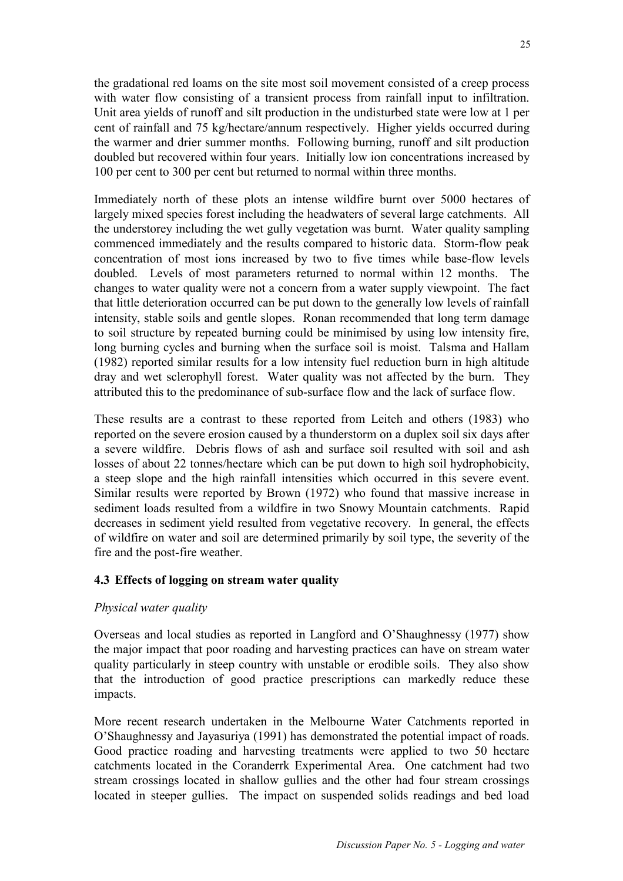the gradational red loams on the site most soil movement consisted of a creep process with water flow consisting of a transient process from rainfall input to infiltration. Unit area yields of runoff and silt production in the undisturbed state were low at 1 per cent of rainfall and 75 kg/hectare/annum respectively. Higher yields occurred during the warmer and drier summer months. Following burning, runoff and silt production doubled but recovered within four years. Initially low ion concentrations increased by 100 per cent to 300 per cent but returned to normal within three months.

Immediately north of these plots an intense wildfire burnt over 5000 hectares of largely mixed species forest including the headwaters of several large catchments. All the understorey including the wet gully vegetation was burnt. Water quality sampling commenced immediately and the results compared to historic data. Storm-flow peak concentration of most ions increased by two to five times while base-flow levels doubled. Levels of most parameters returned to normal within 12 months. The changes to water quality were not a concern from a water supply viewpoint. The fact that little deterioration occurred can be put down to the generally low levels of rainfall intensity, stable soils and gentle slopes. Ronan recommended that long term damage to soil structure by repeated burning could be minimised by using low intensity fire, long burning cycles and burning when the surface soil is moist. Talsma and Hallam (1982) reported similar results for a low intensity fuel reduction burn in high altitude dray and wet sclerophyll forest. Water quality was not affected by the burn. They attributed this to the predominance of sub-surface flow and the lack of surface flow.

These results are a contrast to these reported from Leitch and others (1983) who reported on the severe erosion caused by a thunderstorm on a duplex soil six days after a severe wildfire. Debris flows of ash and surface soil resulted with soil and ash losses of about 22 tonnes/hectare which can be put down to high soil hydrophobicity, a steep slope and the high rainfall intensities which occurred in this severe event. Similar results were reported by Brown (1972) who found that massive increase in sediment loads resulted from a wildfire in two Snowy Mountain catchments. Rapid decreases in sediment yield resulted from vegetative recovery. In general, the effects of wildfire on water and soil are determined primarily by soil type, the severity of the fire and the post-fire weather.

### 4.3 Effects of logging on stream water quality

*Physical water quality*

Overseas and local studies as reported in Langford and O'Shaughnessy (1977) show the major impact that poor roading and harvesting practices can have on stream water quality particularly in steep country with unstable or erodible soils. They also show that the introduction of good practice prescriptions can markedly reduce these impacts.

More recent research undertaken in the Melbourne Water Catchments reported in O'Shaughnessy and Jayasuriya (1991) has demonstrated the potential impact of roads. Good practice roading and harvesting treatments were applied to two 50 hectare catchments located in the Coranderrk Experimental Area. One catchment had two stream crossings located in shallow gullies and the other had four stream crossings located in steeper gullies. The impact on suspended solids readings and bed load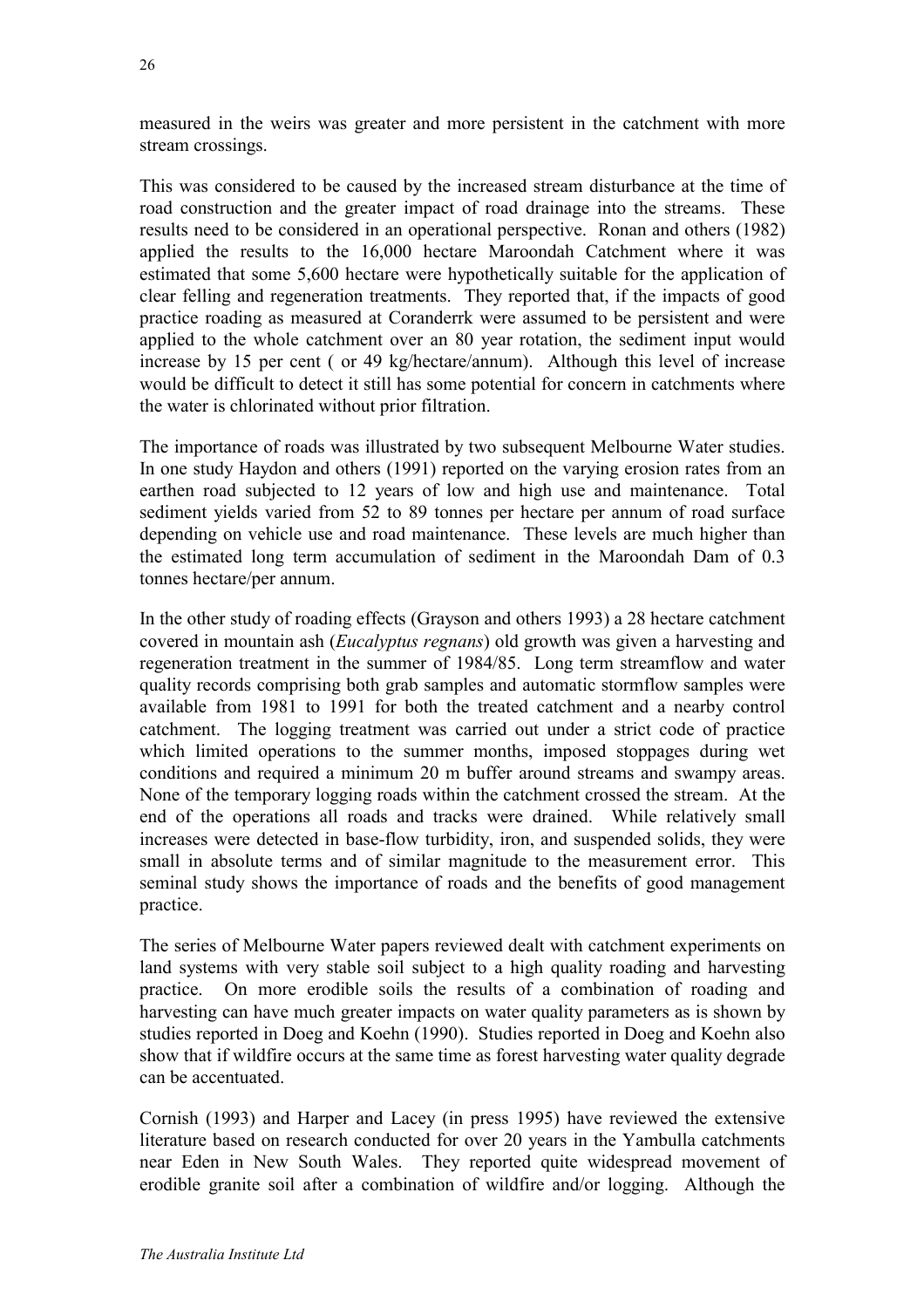measured in the weirs was greater and more persistent in the catchment with more stream crossings.

This was considered to be caused by the increased stream disturbance at the time of road construction and the greater impact of road drainage into the streams. These results need to be considered in an operational perspective. Ronan and others (1982) applied the results to the 16,000 hectare Maroondah Catchment where it was estimated that some 5,600 hectare were hypothetically suitable for the application of clear felling and regeneration treatments. They reported that, if the impacts of good practice roading as measured at Coranderrk were assumed to be persistent and were applied to the whole catchment over an 80 year rotation, the sediment input would increase by 15 per cent ( or 49 kg/hectare/annum). Although this level of increase would be difficult to detect it still has some potential for concern in catchments where the water is chlorinated without prior filtration.

The importance of roads was illustrated by two subsequent Melbourne Water studies. In one study Haydon and others (1991) reported on the varying erosion rates from an earthen road subjected to 12 years of low and high use and maintenance. Total sediment yields varied from 52 to 89 tonnes per hectare per annum of road surface depending on vehicle use and road maintenance. These levels are much higher than the estimated long term accumulation of sediment in the Maroondah Dam of 0.3 tonnes hectare/per annum.

In the other study of roading effects (Grayson and others 1993) a 28 hectare catchment covered in mountain ash (*Eucalyptus regnans*) old growth was given a harvesting and regeneration treatment in the summer of 1984/85. Long term streamflow and water quality records comprising both grab samples and automatic stormflow samples were available from 1981 to 1991 for both the treated catchment and a nearby control catchment. The logging treatment was carried out under a strict code of practice which limited operations to the summer months, imposed stoppages during wet conditions and required a minimum 20 m buffer around streams and swampy areas. None of the temporary logging roads within the catchment crossed the stream. At the end of the operations all roads and tracks were drained. While relatively small increases were detected in base-flow turbidity, iron, and suspended solids, they were small in absolute terms and of similar magnitude to the measurement error. This seminal study shows the importance of roads and the benefits of good management practice.

The series of Melbourne Water papers reviewed dealt with catchment experiments on land systems with very stable soil subject to a high quality roading and harvesting practice. On more erodible soils the results of a combination of roading and harvesting can have much greater impacts on water quality parameters as is shown by studies reported in Doeg and Koehn (1990). Studies reported in Doeg and Koehn also show that if wildfire occurs at the same time as forest harvesting water quality degrade can be accentuated.

Cornish (1993) and Harper and Lacey (in press 1995) have reviewed the extensive literature based on research conducted for over 20 years in the Yambulla catchments near Eden in New South Wales. They reported quite widespread movement of erodible granite soil after a combination of wildfire and/or logging. Although the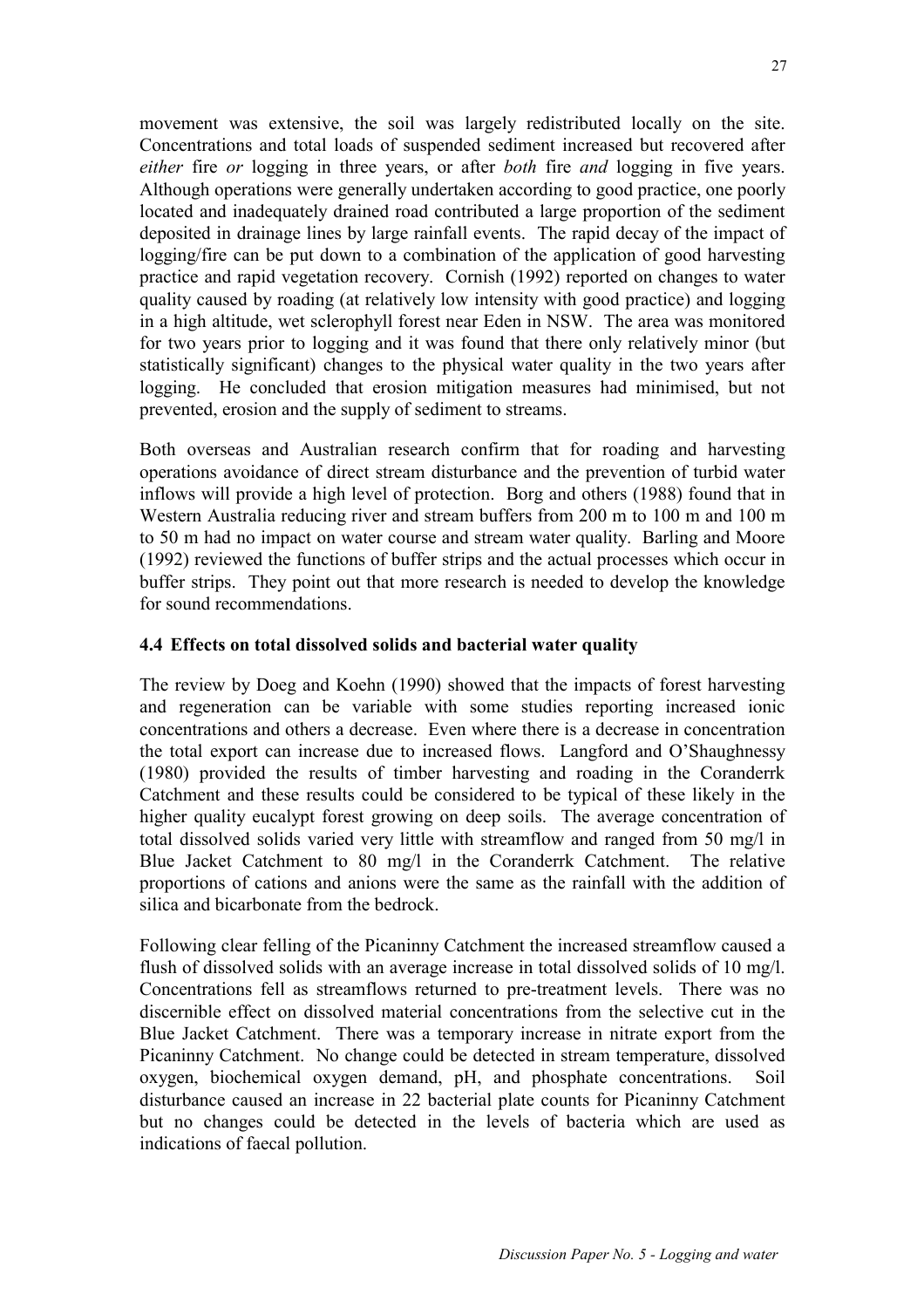movement was extensive, the soil was largely redistributed locally on the site. Concentrations and total loads of suspended sediment increased but recovered after *either* fire *or* logging in three years, or after *both* fire *and* logging in five years. Although operations were generally undertaken according to good practice, one poorly located and inadequately drained road contributed a large proportion of the sediment deposited in drainage lines by large rainfall events. The rapid decay of the impact of logging/fire can be put down to a combination of the application of good harvesting practice and rapid vegetation recovery. Cornish (1992) reported on changes to water quality caused by roading (at relatively low intensity with good practice) and logging in a high altitude, wet sclerophyll forest near Eden in NSW. The area was monitored for two years prior to logging and it was found that there only relatively minor (but statistically significant) changes to the physical water quality in the two years after logging. He concluded that erosion mitigation measures had minimised, but not prevented, erosion and the supply of sediment to streams.

Both overseas and Australian research confirm that for roading and harvesting operations avoidance of direct stream disturbance and the prevention of turbid water inflows will provide a high level of protection. Borg and others (1988) found that in Western Australia reducing river and stream buffers from 200 m to 100 m and 100 m to 50 m had no impact on water course and stream water quality. Barling and Moore (1992) reviewed the functions of buffer strips and the actual processes which occur in buffer strips. They point out that more research is needed to develop the knowledge for sound recommendations.

### 4.4 Effects on total dissolved solids and bacterial water quality

The review by Doeg and Koehn (1990) showed that the impacts of forest harvesting and regeneration can be variable with some studies reporting increased ionic concentrations and others a decrease. Even where there is a decrease in concentration the total export can increase due to increased flows. Langford and O'Shaughnessy (1980) provided the results of timber harvesting and roading in the Coranderrk Catchment and these results could be considered to be typical of these likely in the higher quality eucalypt forest growing on deep soils. The average concentration of total dissolved solids varied very little with streamflow and ranged from 50 mg/l in Blue Jacket Catchment to 80 mg/l in the Coranderrk Catchment. The relative proportions of cations and anions were the same as the rainfall with the addition of silica and bicarbonate from the bedrock.

Following clear felling of the Picaninny Catchment the increased streamflow caused a flush of dissolved solids with an average increase in total dissolved solids of 10 mg/l. Concentrations fell as streamflows returned to pre-treatment levels. There was no discernible effect on dissolved material concentrations from the selective cut in the Blue Jacket Catchment. There was a temporary increase in nitrate export from the Picaninny Catchment. No change could be detected in stream temperature, dissolved oxygen, biochemical oxygen demand, pH, and phosphate concentrations. Soil disturbance caused an increase in 22 bacterial plate counts for Picaninny Catchment but no changes could be detected in the levels of bacteria which are used as indications of faecal pollution.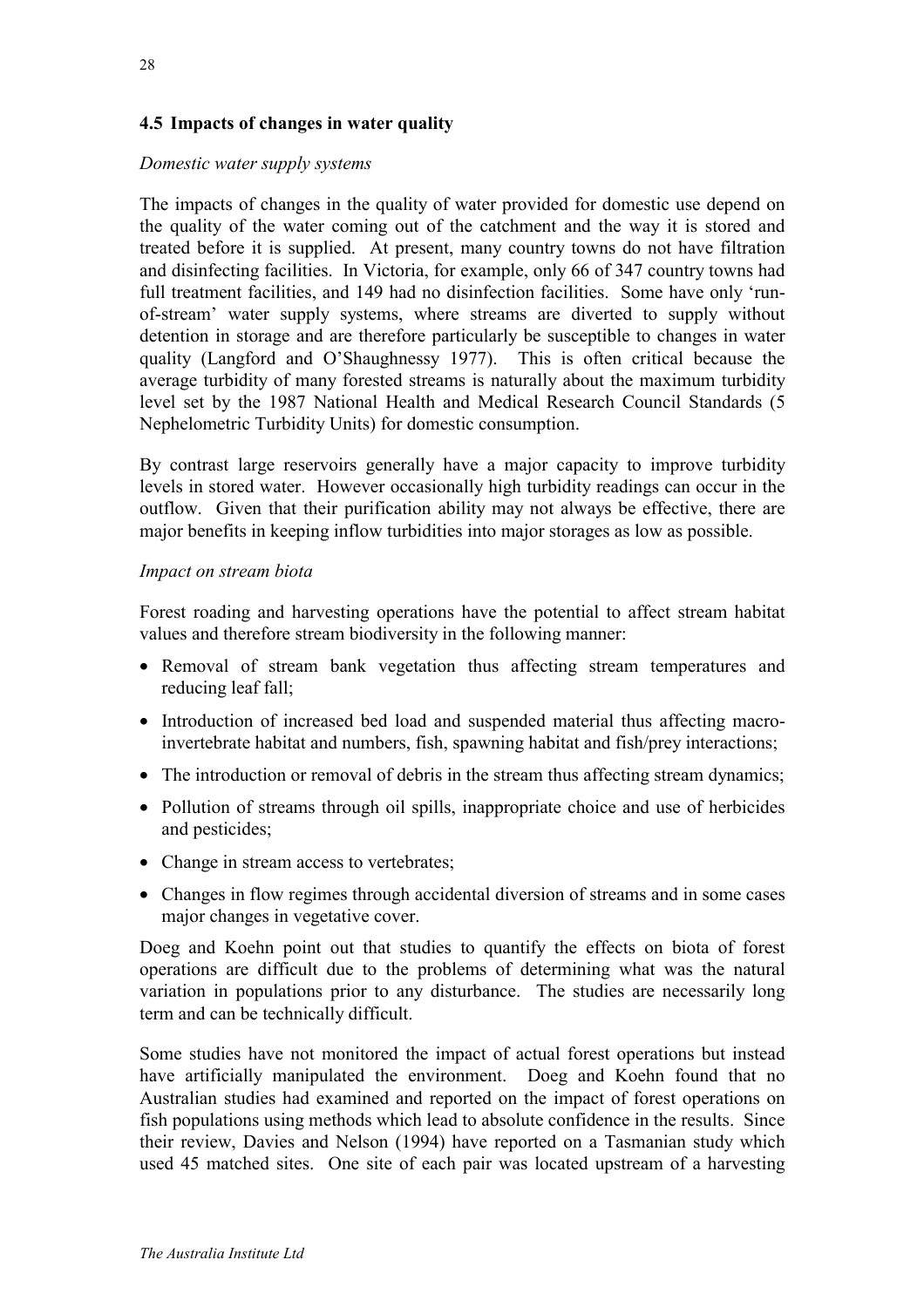## 4.5 Impacts of changes in water quality

*Domestic water supply systems*

The impacts of changes in the quality of water provided for domestic use depend on the quality of the water coming out of the catchment and the way it is stored and treated before it is supplied. At present, many country towns do not have filtration and disinfecting facilities. In Victoria, for example, only 66 of 347 country towns had full treatment facilities, and 149 had no disinfection facilities. Some have only 'run-of-stream' water supply systems, where streams are diverted to supply without detention in storage and are therefore particularly be susceptible to changes in water quality (Langford and O'Shaughnessy 1977). This is often critical because the average turbidity of many forested streams is naturally about the maximum turbidity level set by the 1987 National Health and Medical Research Council Standards (5 Nephelometric Turbidity Units) for domestic consumption.

By contrast large reservoirs generally have a major capacity to improve turbidity levels in stored water. However occasionally high turbidity readings can occur in the outflow. Given that their purification ability may not always be effective, there are major benefits in keeping inflow turbidities into major storages as low as possible.

*Impact on stream biota*

Forest roading and harvesting operations have the potential to affect stream habitat values and therefore stream biodiversity in the following manner:

- Removal of stream bank vegetation thus affecting stream temperatures and reducing leaf fall;
- Introduction of increased bed load and suspended material thus affecting macro-invertebrate habitat and numbers, fish, spawning habitat and fish/prey interactions;
- The introduction or removal of debris in the stream thus affecting stream dynamics;
- Pollution of streams through oil spills, inappropriate choice and use of herbicides and pesticides;
- Change in stream access to vertebrates;
- Changes in flow regimes through accidental diversion of streams and in some cases major changes in vegetative cover.

Doeg and Koehn point out that studies to quantify the effects on biota of forest operations are difficult due to the problems of determining what was the natural variation in populations prior to any disturbance. The studies are necessarily long term and can be technically difficult.

Some studies have not monitored the impact of actual forest operations but instead have artificially manipulated the environment. Doeg and Koehn found that no Australian studies had examined and reported on the impact of forest operations on fish populations using methods which lead to absolute confidence in the results. Since their review, Davies and Nelson (1994) have reported on a Tasmanian study which used 45 matched sites. One site of each pair was located upstream of a harvesting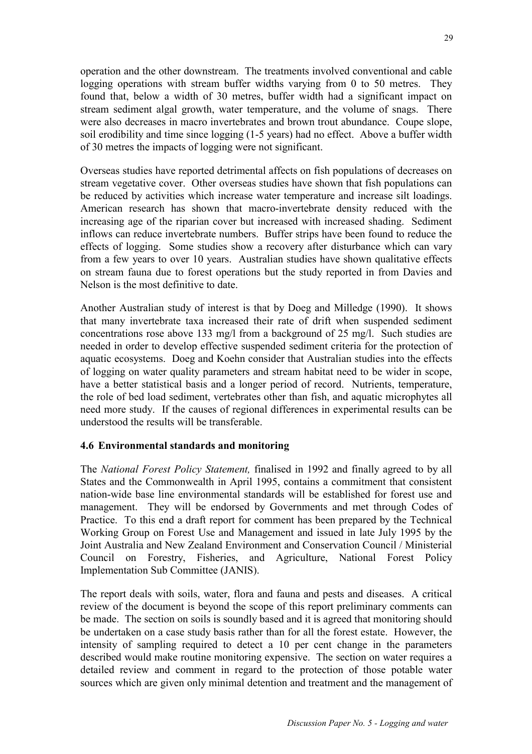operation and the other downstream. The treatments involved conventional and cable logging operations with stream buffer widths varying from 0 to 50 metres. They found that, below a width of 30 metres, buffer width had a significant impact on stream sediment algal growth, water temperature, and the volume of snags. There were also decreases in macro invertebrates and brown trout abundance. Coupe slope, soil erodibility and time since logging (1-5 years) had no effect. Above a buffer width of 30 metres the impacts of logging were not significant.

Overseas studies have reported detrimental affects on fish populations of decreases on stream vegetative cover. Other overseas studies have shown that fish populations can be reduced by activities which increase water temperature and increase silt loadings. American research has shown that macro-invertebrate density reduced with the increasing age of the riparian cover but increased with increased shading. Sediment inflows can reduce invertebrate numbers. Buffer strips have been found to reduce the effects of logging. Some studies show a recovery after disturbance which can vary from a few years to over 10 years. Australian studies have shown qualitative effects on stream fauna due to forest operations but the study reported in from Davies and Nelson is the most definitive to date.

Another Australian study of interest is that by Doeg and Milledge (1990). It shows that many invertebrate taxa increased their rate of drift when suspended sediment concentrations rose above 133 mg/l from a background of 25 mg/l. Such studies are needed in order to develop effective suspended sediment criteria for the protection of aquatic ecosystems. Doeg and Koehn consider that Australian studies into the effects of logging on water quality parameters and stream habitat need to be wider in scope, have a better statistical basis and a longer period of record. Nutrients, temperature, the role of bed load sediment, vertebrates other than fish, and aquatic microphytes all need more study. If the causes of regional differences in experimental results can be understood the results will be transferable.

### 4.6 Environmental standards and monitoring

The *National Forest Policy Statement,* finalised in 1992 and finally agreed to by all States and the Commonwealth in April 1995, contains a commitment that consistent nation-wide base line environmental standards will be established for forest use and management. They will be endorsed by Governments and met through Codes of Practice. To this end a draft report for comment has been prepared by the Technical Working Group on Forest Use and Management and issued in late July 1995 by the Joint Australia and New Zealand Environment and Conservation Council / Ministerial Council on Forestry, Fisheries, and Agriculture, National Forest Policy Implementation Sub Committee (JANIS).

The report deals with soils, water, flora and fauna and pests and diseases. A critical review of the document is beyond the scope of this report preliminary comments can be made. The section on soils is soundly based and it is agreed that monitoring should be undertaken on a case study basis rather than for all the forest estate. However, the intensity of sampling required to detect a 10 per cent change in the parameters described would make routine monitoring expensive. The section on water requires a detailed review and comment in regard to the protection of those potable water sources which are given only minimal detention and treatment and the management of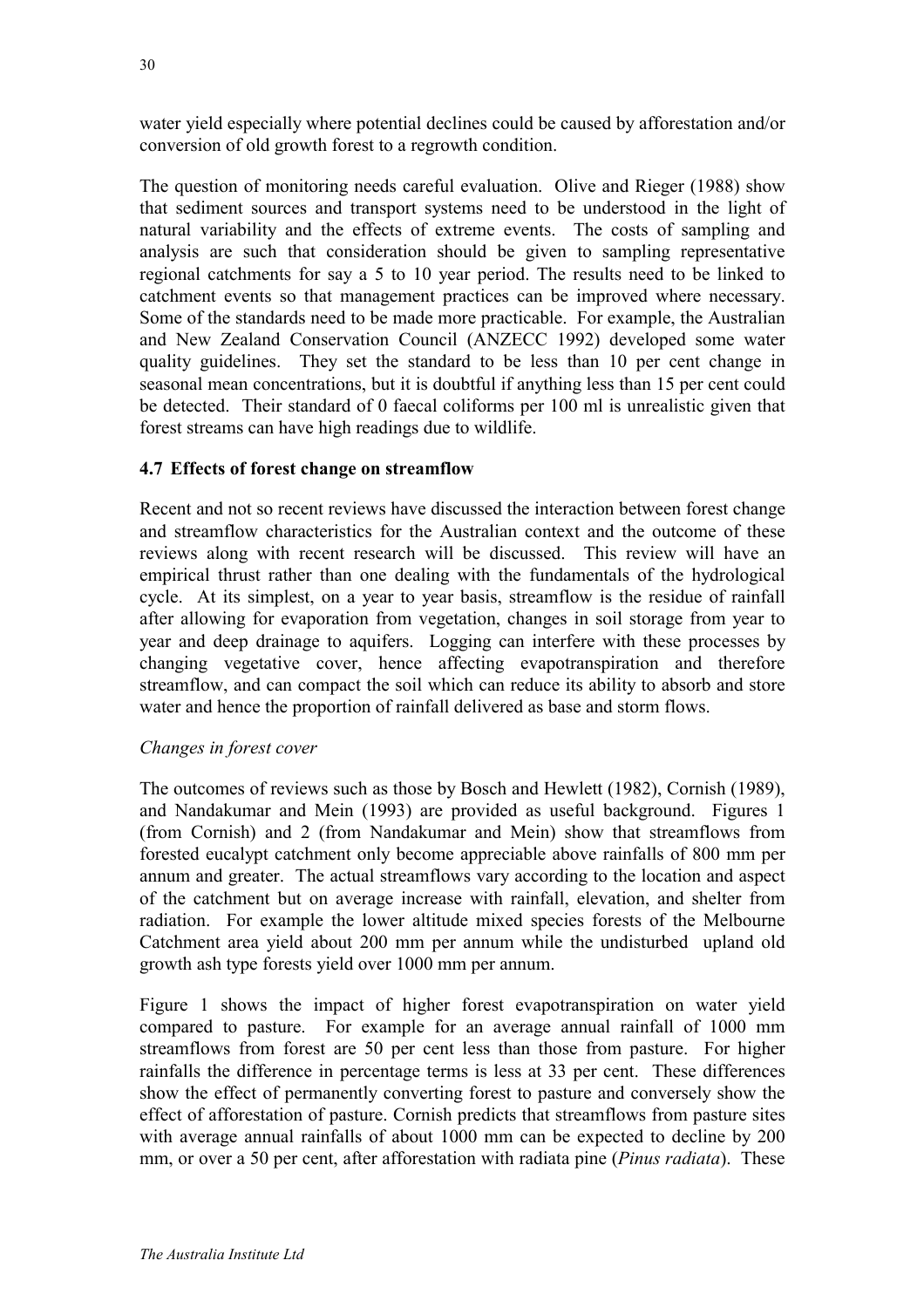water yield especially where potential declines could be caused by afforestation and/or conversion of old growth forest to a regrowth condition.

The question of monitoring needs careful evaluation. Olive and Rieger (1988) show that sediment sources and transport systems need to be understood in the light of natural variability and the effects of extreme events. The costs of sampling and analysis are such that consideration should be given to sampling representative regional catchments for say a 5 to 10 year period. The results need to be linked to catchment events so that management practices can be improved where necessary. Some of the standards need to be made more practicable. For example, the Australian and New Zealand Conservation Council (ANZECC 1992) developed some water quality guidelines. They set the standard to be less than 10 per cent change in seasonal mean concentrations, but it is doubtful if anything less than 15 per cent could be detected. Their standard of 0 faecal coliforms per 100 ml is unrealistic given that forest streams can have high readings due to wildlife.

### 4.7 Effects of forest change on streamflow

Recent and not so recent reviews have discussed the interaction between forest change and streamflow characteristics for the Australian context and the outcome of these reviews along with recent research will be discussed. This review will have an empirical thrust rather than one dealing with the fundamentals of the hydrological cycle. At its simplest, on a year to year basis, streamflow is the residue of rainfall after allowing for evaporation from vegetation, changes in soil storage from year to year and deep drainage to aquifers. Logging can interfere with these processes by changing vegetative cover, hence affecting evapotranspiration and therefore streamflow, and can compact the soil which can reduce its ability to absorb and store water and hence the proportion of rainfall delivered as base and storm flows.

*Changes in forest cover*

The outcomes of reviews such as those by Bosch and Hewlett (1982), Cornish (1989), and Nandakumar and Mein (1993) are provided as useful background. Figures 1 (from Cornish) and 2 (from Nandakumar and Mein) show that streamflows from forested eucalypt catchment only become appreciable above rainfalls of 800 mm per annum and greater. The actual streamflows vary according to the location and aspect of the catchment but on average increase with rainfall, elevation, and shelter from radiation. For example the lower altitude mixed species forests of the Melbourne Catchment area yield about 200 mm per annum while the undisturbed upland old growth ash type forests yield over 1000 mm per annum.

Figure 1 shows the impact of higher forest evapotranspiration on water yield compared to pasture. For example for an average annual rainfall of 1000 mm streamflows from forest are 50 per cent less than those from pasture. For higher rainfalls the difference in percentage terms is less at 33 per cent. These differences show the effect of permanently converting forest to pasture and conversely show the effect of afforestation of pasture. Cornish predicts that streamflows from pasture sites with average annual rainfalls of about 1000 mm can be expected to decline by 200 mm, or over a 50 per cent, after afforestation with radiata pine (*Pinus radiata*). These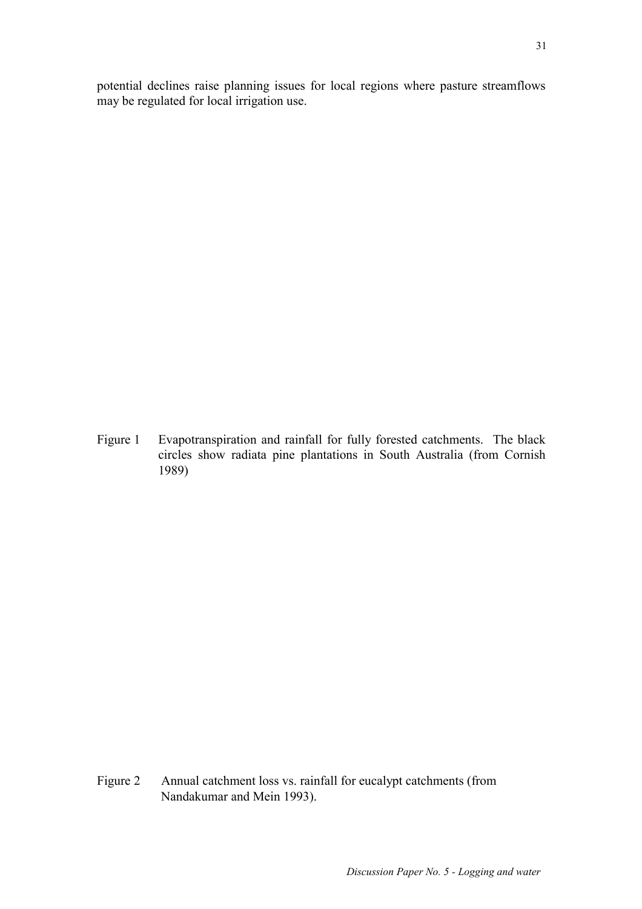potential declines raise planning issues for local regions where pasture streamflows may be regulated for local irrigation use.

Figure 1 Evapotranspiration and rainfall for fully forested catchments. The black circles show radiata pine plantations in South Australia (from Cornish 1989)

Figure 2 Annual catchment loss vs. rainfall for eucalypt catchments (from Nandakumar and Mein 1993).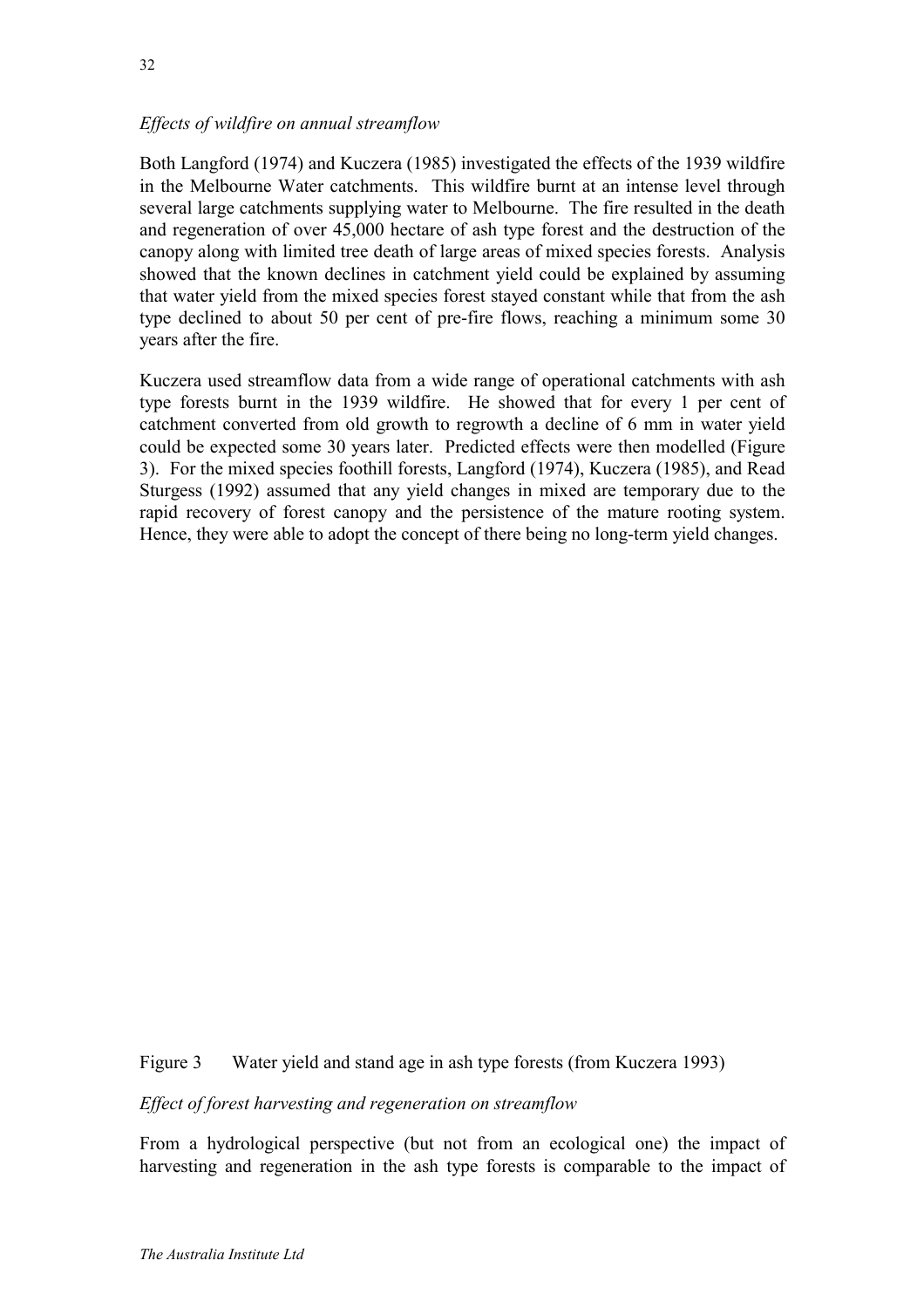*Effects of wildfire on annual streamflow*

Both Langford (1974) and Kuczera (1985) investigated the effects of the 1939 wildfire in the Melbourne Water catchments. This wildfire burnt at an intense level through several large catchments supplying water to Melbourne. The fire resulted in the death and regeneration of over 45,000 hectare of ash type forest and the destruction of the canopy along with limited tree death of large areas of mixed species forests. Analysis showed that the known declines in catchment yield could be explained by assuming that water yield from the mixed species forest stayed constant while that from the ash type declined to about 50 per cent of pre-fire flows, reaching a minimum some 30 years after the fire.

Kuczera used streamflow data from a wide range of operational catchments with ash type forests burnt in the 1939 wildfire. He showed that for every 1 per cent of catchment converted from old growth to regrowth a decline of 6 mm in water yield could be expected some 30 years later. Predicted effects were then modelled (Figure 3). For the mixed species foothill forests, Langford (1974), Kuczera (1985), and Read Sturgess (1992) assumed that any yield changes in mixed are temporary due to the rapid recovery of forest canopy and the persistence of the mature rooting system. Hence, they were able to adopt the concept of there being no long-term yield changes.

Figure 3 Water yield and stand age in ash type forests (from Kuczera 1993)

*Effect of forest harvesting and regeneration on streamflow*

From a hydrological perspective (but not from an ecological one) the impact of harvesting and regeneration in the ash type forests is comparable to the impact of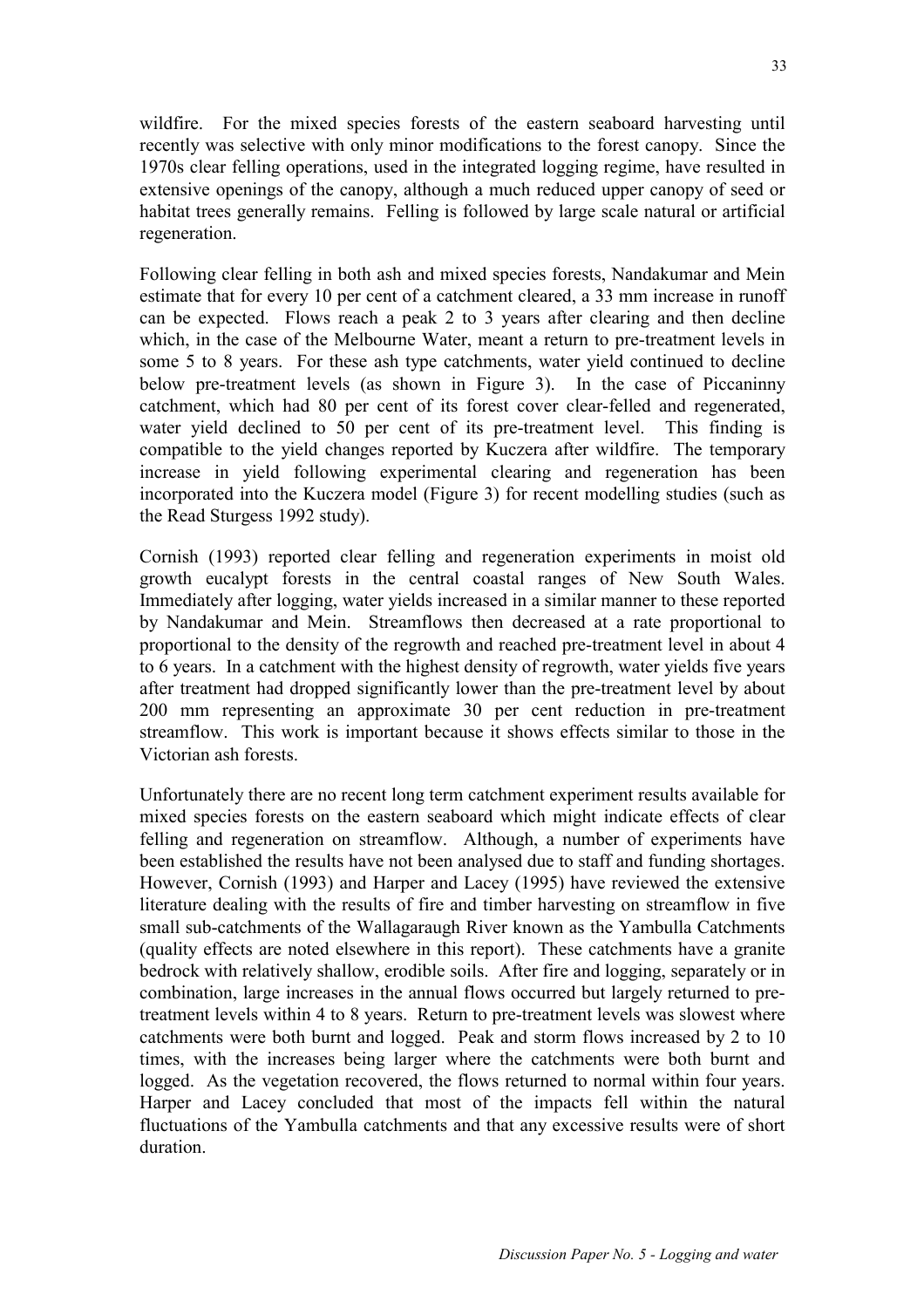wildfire. For the mixed species forests of the eastern seaboard harvesting until recently was selective with only minor modifications to the forest canopy. Since the 1970s clear felling operations, used in the integrated logging regime, have resulted in extensive openings of the canopy, although a much reduced upper canopy of seed or habitat trees generally remains. Felling is followed by large scale natural or artificial regeneration.

Following clear felling in both ash and mixed species forests, Nandakumar and Mein estimate that for every 10 per cent of a catchment cleared, a 33 mm increase in runoff can be expected. Flows reach a peak 2 to 3 years after clearing and then decline which, in the case of the Melbourne Water, meant a return to pre-treatment levels in some 5 to 8 years. For these ash type catchments, water yield continued to decline below pre-treatment levels (as shown in Figure 3). In the case of Piccaninny catchment, which had 80 per cent of its forest cover clear-felled and regenerated, water yield declined to 50 per cent of its pre-treatment level. This finding is compatible to the yield changes reported by Kuczera after wildfire. The temporary increase in yield following experimental clearing and regeneration has been incorporated into the Kuczera model (Figure 3) for recent modelling studies (such as the Read Sturgess 1992 study).

Cornish (1993) reported clear felling and regeneration experiments in moist old growth eucalypt forests in the central coastal ranges of New South Wales. Immediately after logging, water yields increased in a similar manner to these reported by Nandakumar and Mein. Streamflows then decreased at a rate proportional to proportional to the density of the regrowth and reached pre-treatment level in about 4 to 6 years. In a catchment with the highest density of regrowth, water yields five years after treatment had dropped significantly lower than the pre-treatment level by about 200 mm representing an approximate 30 per cent reduction in pre-treatment streamflow. This work is important because it shows effects similar to those in the Victorian ash forests.

Unfortunately there are no recent long term catchment experiment results available for mixed species forests on the eastern seaboard which might indicate effects of clear felling and regeneration on streamflow. Although, a number of experiments have been established the results have not been analysed due to staff and funding shortages. However, Cornish (1993) and Harper and Lacey (1995) have reviewed the extensive literature dealing with the results of fire and timber harvesting on streamflow in five small sub-catchments of the Wallagaraugh River known as the Yambulla Catchments (quality effects are noted elsewhere in this report). These catchments have a granite bedrock with relatively shallow, erodible soils. After fire and logging, separately or in combination, large increases in the annual flows occurred but largely returned to pre-treatment levels within 4 to 8 years. Return to pre-treatment levels was slowest where catchments were both burnt and logged. Peak and storm flows increased by 2 to 10 times, with the increases being larger where the catchments were both burnt and logged. As the vegetation recovered, the flows returned to normal within four years. Harper and Lacey concluded that most of the impacts fell within the natural fluctuations of the Yambulla catchments and that any excessive results were of short duration.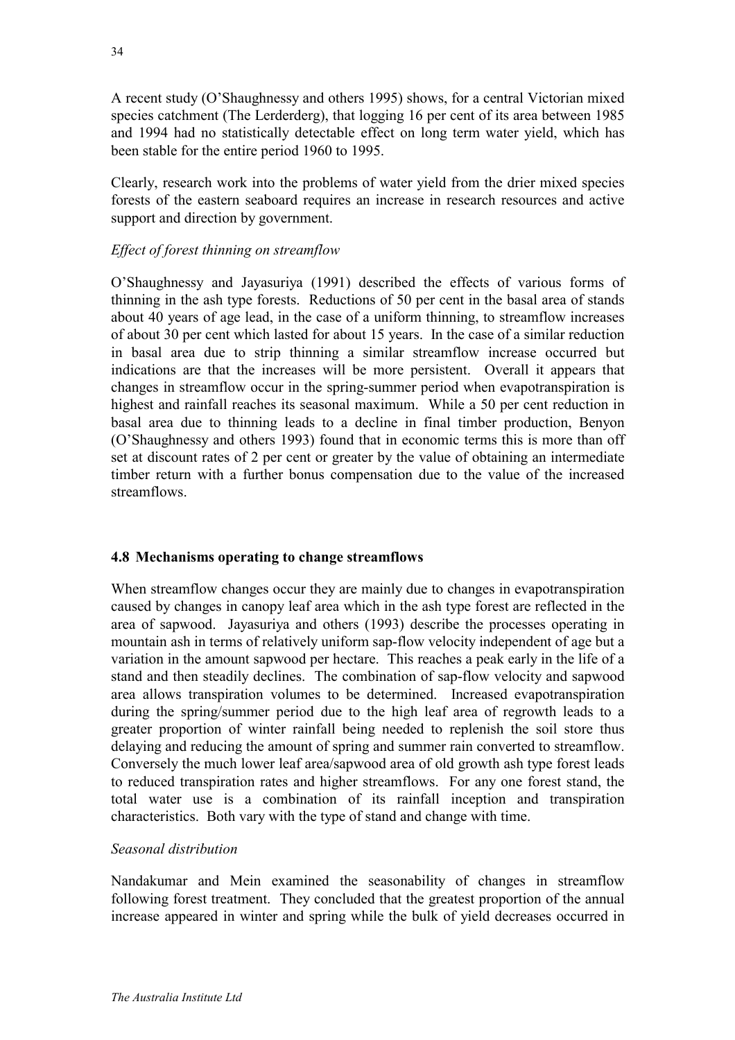A recent study (O'Shaughnessy and others 1995) shows, for a central Victorian mixed species catchment (The Lerderderg), that logging 16 per cent of its area between 1985 and 1994 had no statistically detectable effect on long term water yield, which has been stable for the entire period 1960 to 1995.

Clearly, research work into the problems of water yield from the drier mixed species forests of the eastern seaboard requires an increase in research resources and active support and direction by government.

*Effect of forest thinning on streamflow*

O'Shaughnessy and Jayasuriya (1991) described the effects of various forms of thinning in the ash type forests. Reductions of 50 per cent in the basal area of stands about 40 years of age lead, in the case of a uniform thinning, to streamflow increases of about 30 per cent which lasted for about 15 years. In the case of a similar reduction in basal area due to strip thinning a similar streamflow increase occurred but indications are that the increases will be more persistent. Overall it appears that changes in streamflow occur in the spring-summer period when evapotranspiration is highest and rainfall reaches its seasonal maximum. While a 50 per cent reduction in basal area due to thinning leads to a decline in final timber production, Benyon (O'Shaughnessy and others 1993) found that in economic terms this is more than off set at discount rates of 2 per cent or greater by the value of obtaining an intermediate timber return with a further bonus compensation due to the value of the increased streamflows.

### 4.8 Mechanisms operating to change streamflows

When streamflow changes occur they are mainly due to changes in evapotranspiration caused by changes in canopy leaf area which in the ash type forest are reflected in the area of sapwood. Jayasuriya and others (1993) describe the processes operating in mountain ash in terms of relatively uniform sap-flow velocity independent of age but a variation in the amount sapwood per hectare. This reaches a peak early in the life of a stand and then steadily declines. The combination of sap-flow velocity and sapwood area allows transpiration volumes to be determined. Increased evapotranspiration during the spring/summer period due to the high leaf area of regrowth leads to a greater proportion of winter rainfall being needed to replenish the soil store thus delaying and reducing the amount of spring and summer rain converted to streamflow. Conversely the much lower leaf area/sapwood area of old growth ash type forest leads to reduced transpiration rates and higher streamflows. For any one forest stand, the total water use is a combination of its rainfall inception and transpiration characteristics. Both vary with the type of stand and change with time.

*Seasonal distribution*

Nandakumar and Mein examined the seasonability of changes in streamflow following forest treatment. They concluded that the greatest proportion of the annual increase appeared in winter and spring while the bulk of yield decreases occurred in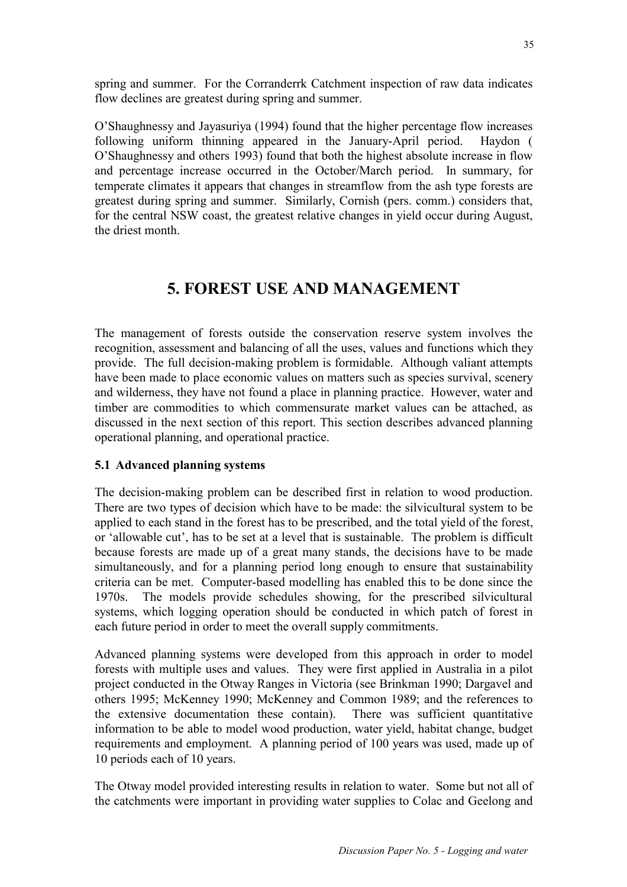spring and summer. For the Corranderrk Catchment inspection of raw data indicates flow declines are greatest during spring and summer.

O'Shaughnessy and Jayasuriya (1994) found that the higher percentage flow increases following uniform thinning appeared in the January-April period. Haydon ( O'Shaughnessy and others 1993) found that both the highest absolute increase in flow and percentage increase occurred in the October/March period. In summary, for temperate climates it appears that changes in streamflow from the ash type forests are greatest during spring and summer. Similarly, Cornish (pers. comm.) considers that, for the central NSW coast, the greatest relative changes in yield occur during August, the driest month.

# 5. FOREST USE AND MANAGEMENT

The management of forests outside the conservation reserve system involves the recognition, assessment and balancing of all the uses, values and functions which they provide. The full decision-making problem is formidable. Although valiant attempts have been made to place economic values on matters such as species survival, scenery and wilderness, they have not found a place in planning practice. However, water and timber are commodities to which commensurate market values can be attached, as discussed in the next section of this report. This section describes advanced planning operational planning, and operational practice.

### 5.1 Advanced planning systems

The decision-making problem can be described first in relation to wood production. There are two types of decision which have to be made: the silvicultural system to be applied to each stand in the forest has to be prescribed, and the total yield of the forest, or 'allowable cut', has to be set at a level that is sustainable. The problem is difficult because forests are made up of a great many stands, the decisions have to be made simultaneously, and for a planning period long enough to ensure that sustainability criteria can be met. Computer-based modelling has enabled this to be done since the 1970s. The models provide schedules showing, for the prescribed silvicultural systems, which logging operation should be conducted in which patch of forest in each future period in order to meet the overall supply commitments.

Advanced planning systems were developed from this approach in order to model forests with multiple uses and values. They were first applied in Australia in a pilot project conducted in the Otway Ranges in Victoria (see Brinkman 1990; Dargavel and others 1995; McKenney 1990; McKenney and Common 1989; and the references to the extensive documentation these contain). There was sufficient quantitative information to be able to model wood production, water yield, habitat change, budget requirements and employment. A planning period of 100 years was used, made up of 10 periods each of 10 years.

The Otway model provided interesting results in relation to water. Some but not all of the catchments were important in providing water supplies to Colac and Geelong and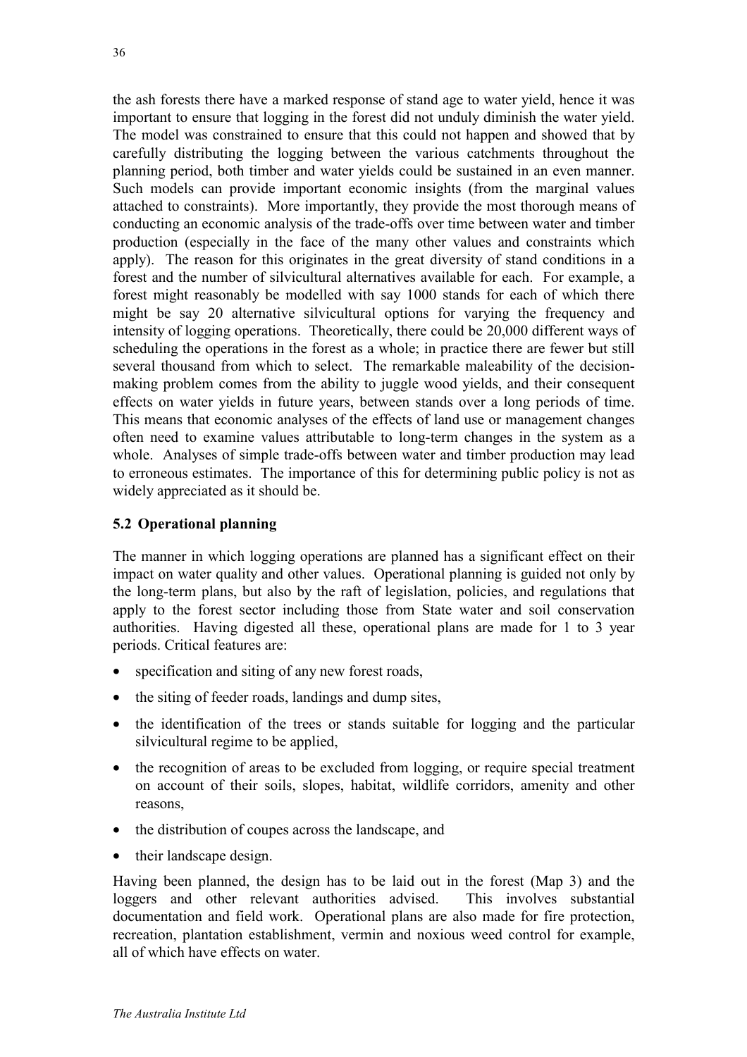the ash forests there have a marked response of stand age to water yield, hence it was important to ensure that logging in the forest did not unduly diminish the water yield. The model was constrained to ensure that this could not happen and showed that by carefully distributing the logging between the various catchments throughout the planning period, both timber and water yields could be sustained in an even manner. Such models can provide important economic insights (from the marginal values attached to constraints). More importantly, they provide the most thorough means of conducting an economic analysis of the trade-offs over time between water and timber production (especially in the face of the many other values and constraints which apply). The reason for this originates in the great diversity of stand conditions in a forest and the number of silvicultural alternatives available for each. For example, a forest might reasonably be modelled with say 1000 stands for each of which there might be say 20 alternative silvicultural options for varying the frequency and intensity of logging operations. Theoretically, there could be 20,000 different ways of scheduling the operations in the forest as a whole; in practice there are fewer but still several thousand from which to select. The remarkable maleability of the decision-making problem comes from the ability to juggle wood yields, and their consequent effects on water yields in future years, between stands over a long periods of time. This means that economic analyses of the effects of land use or management changes often need to examine values attributable to long-term changes in the system as a whole. Analyses of simple trade-offs between water and timber production may lead to erroneous estimates. The importance of this for determining public policy is not as widely appreciated as it should be.

## 5.2 Operational planning

The manner in which logging operations are planned has a significant effect on their impact on water quality and other values. Operational planning is guided not only by the long-term plans, but also by the raft of legislation, policies, and regulations that apply to the forest sector including those from State water and soil conservation authorities. Having digested all these, operational plans are made for 1 to 3 year periods. Critical features are:

- specification and siting of any new forest roads,
- the siting of feeder roads, landings and dump sites,
- the identification of the trees or stands suitable for logging and the particular silvicultural regime to be applied,
- the recognition of areas to be excluded from logging, or require special treatment on account of their soils, slopes, habitat, wildlife corridors, amenity and other reasons,
- the distribution of coupes across the landscape, and
- their landscape design.

Having been planned, the design has to be laid out in the forest (Map 3) and the loggers and other relevant authorities advised. This involves substantial documentation and field work. Operational plans are also made for fire protection, recreation, plantation establishment, vermin and noxious weed control for example, all of which have effects on water.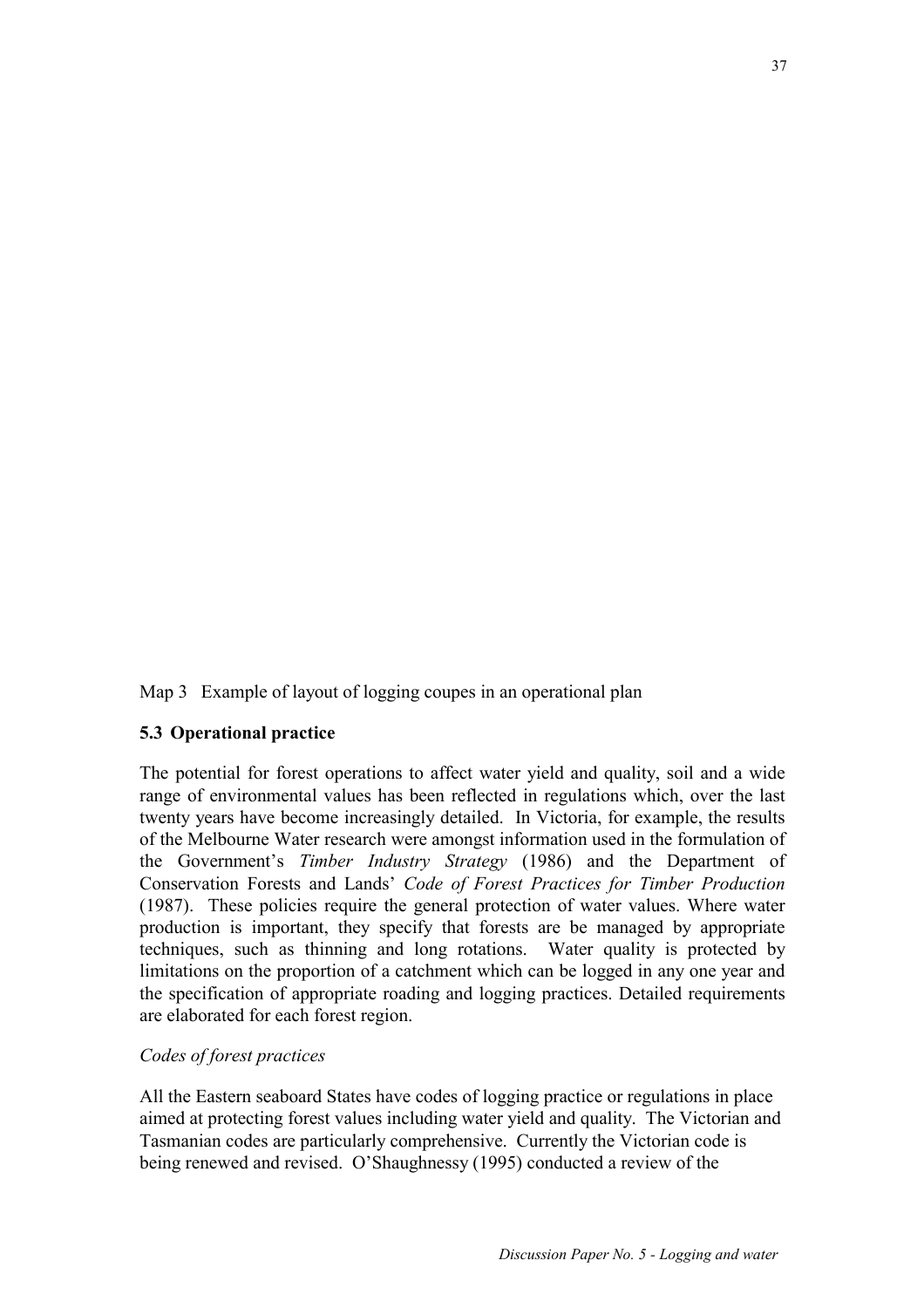Map 3 Example of layout of logging coupes in an operational plan

### 5.3 Operational practice

The potential for forest operations to affect water yield and quality, soil and a wide range of environmental values has been reflected in regulations which, over the last twenty years have become increasingly detailed. In Victoria, for example, the results of the Melbourne Water research were amongst information used in the formulation of the Government's *Timber Industry Strategy* (1986) and the Department of Conservation Forests and Lands' *Code of Forest Practices for Timber Production* (1987). These policies require the general protection of water values. Where water production is important, they specify that forests are be managed by appropriate techniques, such as thinning and long rotations. Water quality is protected by limitations on the proportion of a catchment which can be logged in any one year and the specification of appropriate roading and logging practices. Detailed requirements are elaborated for each forest region.

*Codes of forest practices*

All the Eastern seaboard States have codes of logging practice or regulations in place aimed at protecting forest values including water yield and quality. The Victorian and Tasmanian codes are particularly comprehensive. Currently the Victorian code is being renewed and revised. O'Shaughnessy (1995) conducted a review of the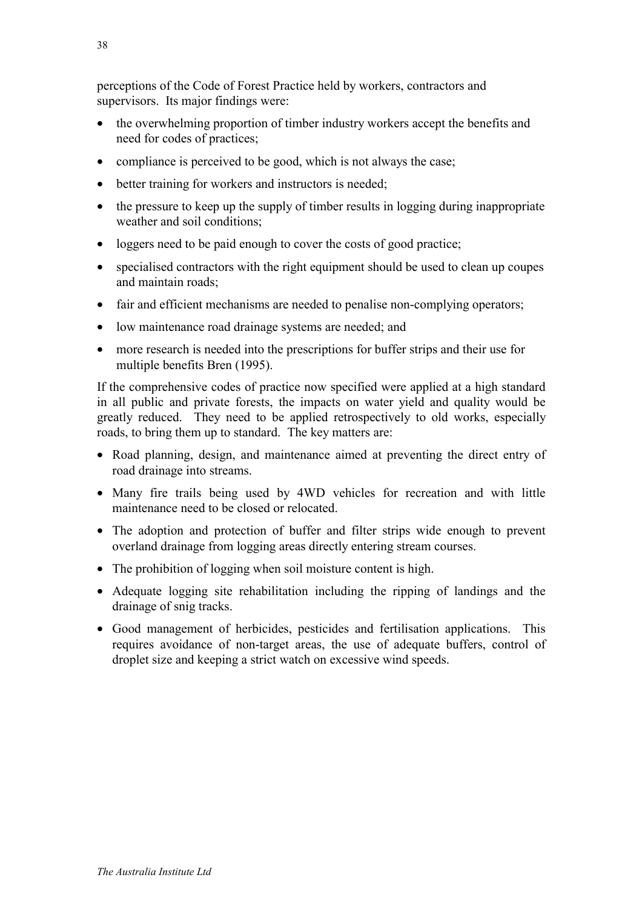perceptions of the Code of Forest Practice held by workers, contractors and supervisors. Its major findings were:

- the overwhelming proportion of timber industry workers accept the benefits and need for codes of practices;
- compliance is perceived to be good, which is not always the case;
- better training for workers and instructors is needed;
- the pressure to keep up the supply of timber results in logging during inappropriate weather and soil conditions;
- loggers need to be paid enough to cover the costs of good practice;
- specialised contractors with the right equipment should be used to clean up coupes and maintain roads;
- fair and efficient mechanisms are needed to penalise non-complying operators;
- low maintenance road drainage systems are needed; and
- more research is needed into the prescriptions for buffer strips and their use for multiple benefits Bren (1995).

If the comprehensive codes of practice now specified were applied at a high standard in all public and private forests, the impacts on water yield and quality would be greatly reduced. They need to be applied retrospectively to old works, especially roads, to bring them up to standard. The key matters are:

- Road planning, design, and maintenance aimed at preventing the direct entry of road drainage into streams.
- Many fire trails being used by 4WD vehicles for recreation and with little maintenance need to be closed or relocated.
- The adoption and protection of buffer and filter strips wide enough to prevent overland drainage from logging areas directly entering stream courses.
- The prohibition of logging when soil moisture content is high.
- Adequate logging site rehabilitation including the ripping of landings and the drainage of snig tracks.
- Good management of herbicides, pesticides and fertilisation applications. This requires avoidance of non-target areas, the use of adequate buffers, control of droplet size and keeping a strict watch on excessive wind speeds.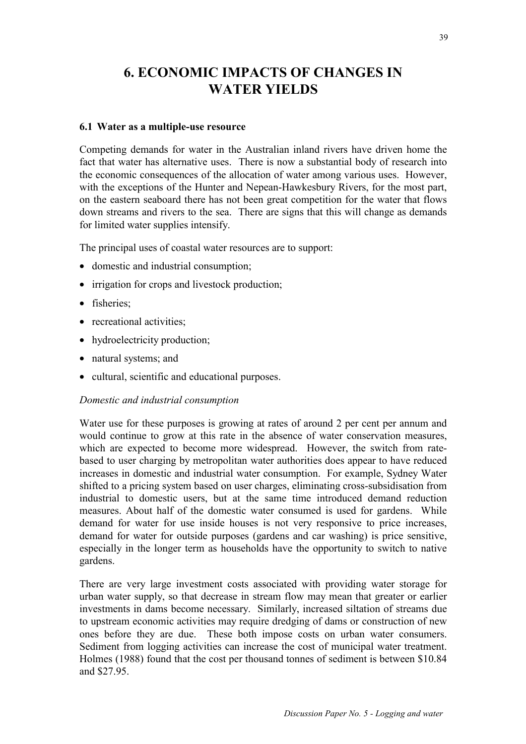# 6. ECONOMIC IMPACTS OF CHANGES IN WATER YIELDS

## 6.1 Water as a multiple-use resource

Competing demands for water in the Australian inland rivers have driven home the fact that water has alternative uses. There is now a substantial body of research into the economic consequences of the allocation of water among various uses. However, with the exceptions of the Hunter and Nepean-Hawkesbury Rivers, for the most part, on the eastern seaboard there has not been great competition for the water that flows down streams and rivers to the sea. There are signs that this will change as demands for limited water supplies intensify.

The principal uses of coastal water resources are to support:

- domestic and industrial consumption;
- irrigation for crops and livestock production;
- fisheries;
- recreational activities;
- hydroelectricity production;
- natural systems; and
- cultural, scientific and educational purposes.

*Domestic and industrial consumption*

Water use for these purposes is growing at rates of around 2 per cent per annum and would continue to grow at this rate in the absence of water conservation measures, which are expected to become more widespread. However, the switch from rate-based to user charging by metropolitan water authorities does appear to have reduced increases in domestic and industrial water consumption. For example, Sydney Water shifted to a pricing system based on user charges, eliminating cross-subsidisation from industrial to domestic users, but at the same time introduced demand reduction measures. About half of the domestic water consumed is used for gardens. While demand for water for use inside houses is not very responsive to price increases, demand for water for outside purposes (gardens and car washing) is price sensitive, especially in the longer term as households have the opportunity to switch to native gardens.

There are very large investment costs associated with providing water storage for urban water supply, so that decrease in stream flow may mean that greater or earlier investments in dams become necessary. Similarly, increased siltation of streams due to upstream economic activities may require dredging of dams or construction of new ones before they are due. These both impose costs on urban water consumers. Sediment from logging activities can increase the cost of municipal water treatment. Holmes (1988) found that the cost per thousand tonnes of sediment is between $10.84 and $27.95.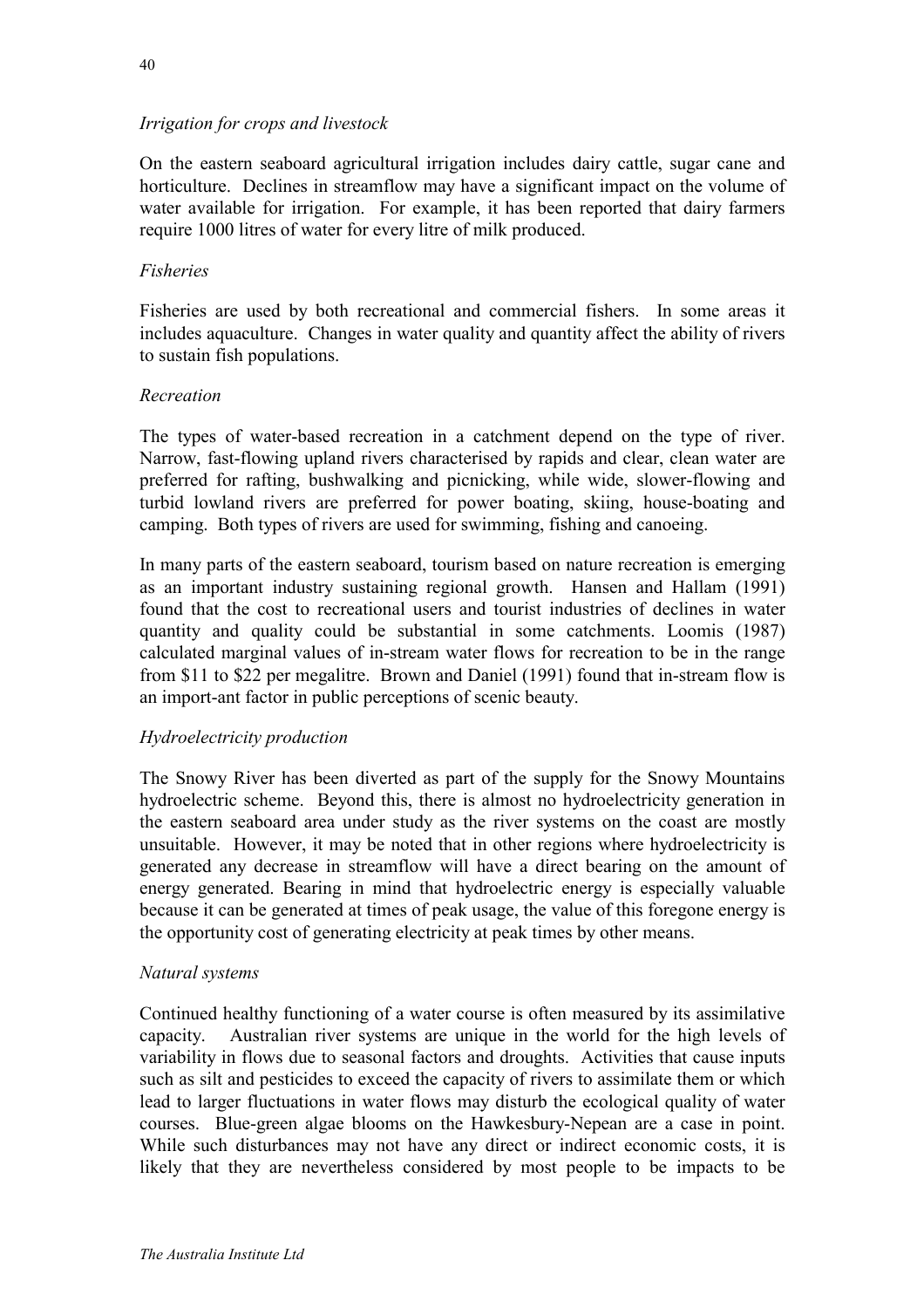*Irrigation for crops and livestock*

On the eastern seaboard agricultural irrigation includes dairy cattle, sugar cane and horticulture. Declines in streamflow may have a significant impact on the volume of water available for irrigation. For example, it has been reported that dairy farmers require 1000 litres of water for every litre of milk produced.

*Fisheries*

Fisheries are used by both recreational and commercial fishers. In some areas it includes aquaculture. Changes in water quality and quantity affect the ability of rivers to sustain fish populations.

*Recreation*

The types of water-based recreation in a catchment depend on the type of river. Narrow, fast-flowing upland rivers characterised by rapids and clear, clean water are preferred for rafting, bushwalking and picnicking, while wide, slower-flowing and turbid lowland rivers are preferred for power boating, skiing, house-boating and camping. Both types of rivers are used for swimming, fishing and canoeing.

In many parts of the eastern seaboard, tourism based on nature recreation is emerging as an important industry sustaining regional growth. Hansen and Hallam (1991) found that the cost to recreational users and tourist industries of declines in water quantity and quality could be substantial in some catchments. Loomis (1987) calculated marginal values of in-stream water flows for recreation to be in the range from $11 to $22 per megalitre. Brown and Daniel (1991) found that in-stream flow is an import-ant factor in public perceptions of scenic beauty.

*Hydroelectricity production*

The Snowy River has been diverted as part of the supply for the Snowy Mountains hydroelectric scheme. Beyond this, there is almost no hydroelectricity generation in the eastern seaboard area under study as the river systems on the coast are mostly unsuitable. However, it may be noted that in other regions where hydroelectricity is generated any decrease in streamflow will have a direct bearing on the amount of energy generated. Bearing in mind that hydroelectric energy is especially valuable because it can be generated at times of peak usage, the value of this foregone energy is the opportunity cost of generating electricity at peak times by other means.

*Natural systems*

Continued healthy functioning of a water course is often measured by its assimilative capacity. Australian river systems are unique in the world for the high levels of variability in flows due to seasonal factors and droughts. Activities that cause inputs such as silt and pesticides to exceed the capacity of rivers to assimilate them or which lead to larger fluctuations in water flows may disturb the ecological quality of water courses. Blue-green algae blooms on the Hawkesbury-Nepean are a case in point. While such disturbances may not have any direct or indirect economic costs, it is likely that they are nevertheless considered by most people to be impacts to be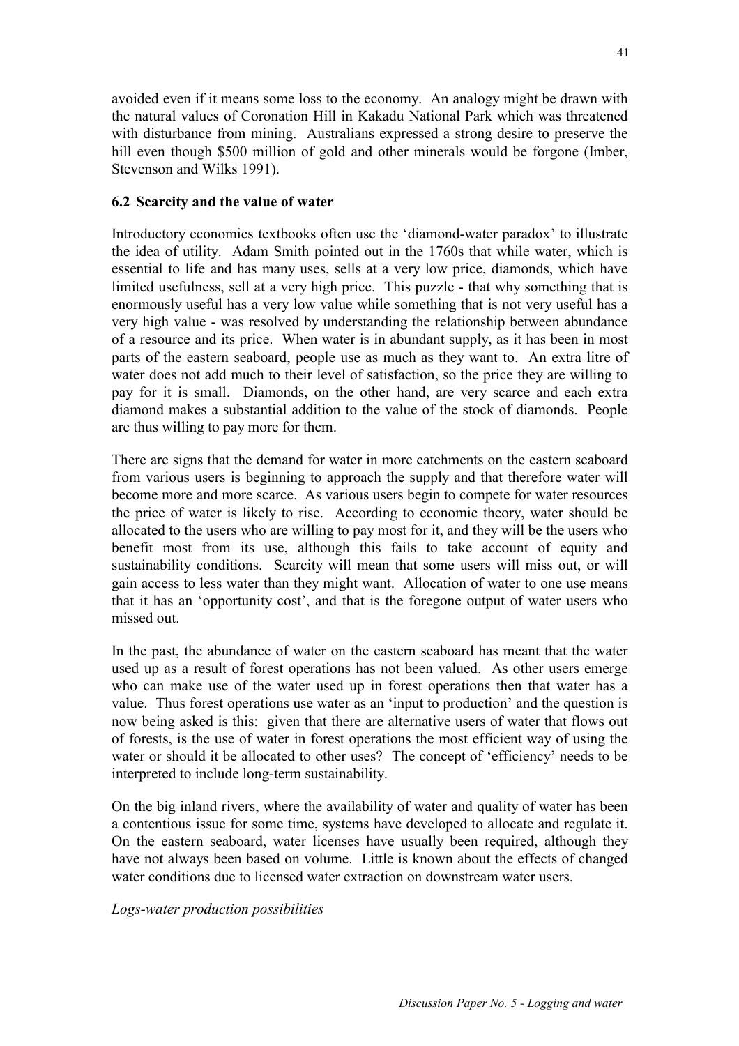avoided even if it means some loss to the economy. An analogy might be drawn with the natural values of Coronation Hill in Kakadu National Park which was threatened with disturbance from mining. Australians expressed a strong desire to preserve the hill even though $500 million of gold and other minerals would be forgone (Imber, Stevenson and Wilks 1991).

### 6.2 Scarcity and the value of water

Introductory economics textbooks often use the 'diamond-water paradox' to illustrate the idea of utility. Adam Smith pointed out in the 1760s that while water, which is essential to life and has many uses, sells at a very low price, diamonds, which have limited usefulness, sell at a very high price. This puzzle - that why something that is enormously useful has a very low value while something that is not very useful has a very high value - was resolved by understanding the relationship between abundance of a resource and its price. When water is in abundant supply, as it has been in most parts of the eastern seaboard, people use as much as they want to. An extra litre of water does not add much to their level of satisfaction, so the price they are willing to pay for it is small. Diamonds, on the other hand, are very scarce and each extra diamond makes a substantial addition to the value of the stock of diamonds. People are thus willing to pay more for them.

There are signs that the demand for water in more catchments on the eastern seaboard from various users is beginning to approach the supply and that therefore water will become more and more scarce. As various users begin to compete for water resources the price of water is likely to rise. According to economic theory, water should be allocated to the users who are willing to pay most for it, and they will be the users who benefit most from its use, although this fails to take account of equity and sustainability conditions. Scarcity will mean that some users will miss out, or will gain access to less water than they might want. Allocation of water to one use means that it has an 'opportunity cost', and that is the foregone output of water users who missed out.

In the past, the abundance of water on the eastern seaboard has meant that the water used up as a result of forest operations has not been valued. As other users emerge who can make use of the water used up in forest operations then that water has a value. Thus forest operations use water as an 'input to production' and the question is now being asked is this: given that there are alternative users of water that flows out of forests, is the use of water in forest operations the most efficient way of using the water or should it be allocated to other uses? The concept of 'efficiency' needs to be interpreted to include long-term sustainability.

On the big inland rivers, where the availability of water and quality of water has been a contentious issue for some time, systems have developed to allocate and regulate it. On the eastern seaboard, water licenses have usually been required, although they have not always been based on volume. Little is known about the effects of changed water conditions due to licensed water extraction on downstream water users.

*Logs-water production possibilities*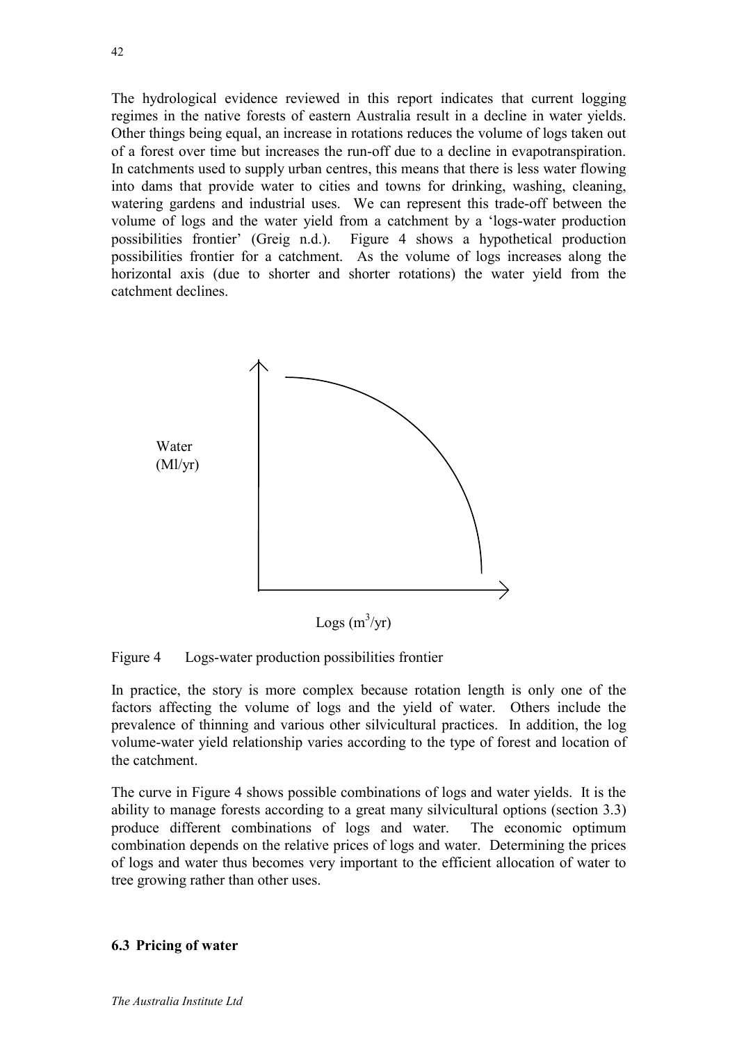The hydrological evidence reviewed in this report indicates that current logging regimes in the native forests of eastern Australia result in a decline in water yields. Other things being equal, an increase in rotations reduces the volume of logs taken out of a forest over time but increases the run-off due to a decline in evapotranspiration. In catchments used to supply urban centres, this means that there is less water flowing into dams that provide water to cities and towns for drinking, washing, cleaning, watering gardens and industrial uses. We can represent this trade-off between the volume of logs and the water yield from a catchment by a 'logs-water production possibilities frontier' (Greig n.d.). Figure 4 shows a hypothetical production possibilities frontier for a catchment. As the volume of logs increases along the horizontal axis (due to shorter and shorter rotations) the water yield from the catchment declines.

Water (Ml/yr)

Logs ($m^3$/yr)

Figure 4 Logs-water production possibilities frontier

In practice, the story is more complex because rotation length is only one of the factors affecting the volume of logs and the yield of water. Others include the prevalence of thinning and various other silvicultural practices. In addition, the log volume-water yield relationship varies according to the type of forest and location of the catchment.

The curve in Figure 4 shows possible combinations of logs and water yields. It is the ability to manage forests according to a great many silvicultural options (section 3.3) produce different combinations of logs and water. The economic optimum combination depends on the relative prices of logs and water. Determining the prices of logs and water thus becomes very important to the efficient allocation of water to tree growing rather than other uses.

### 6.3 Pricing of water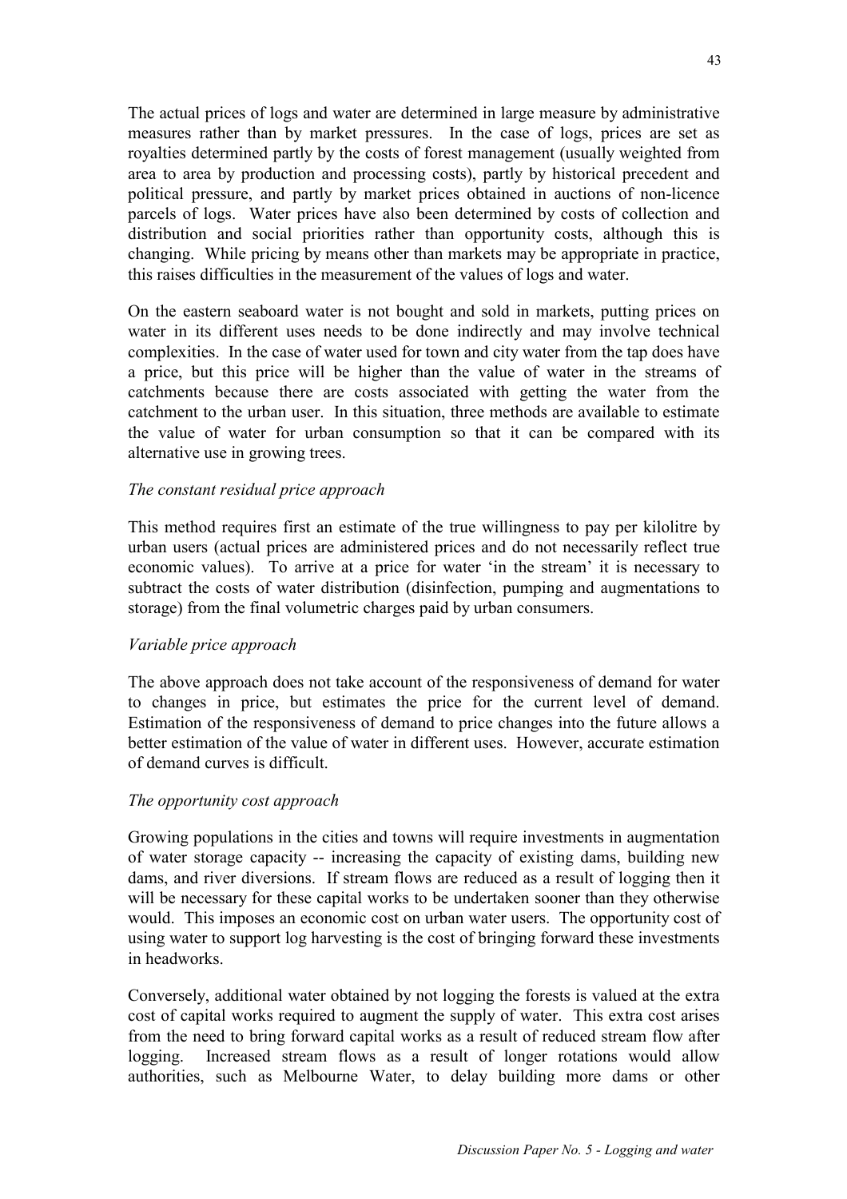The actual prices of logs and water are determined in large measure by administrative measures rather than by market pressures. In the case of logs, prices are set as royalties determined partly by the costs of forest management (usually weighted from area to area by production and processing costs), partly by historical precedent and political pressure, and partly by market prices obtained in auctions of non-licence parcels of logs. Water prices have also been determined by costs of collection and distribution and social priorities rather than opportunity costs, although this is changing. While pricing by means other than markets may be appropriate in practice, this raises difficulties in the measurement of the values of logs and water.

On the eastern seaboard water is not bought and sold in markets, putting prices on water in its different uses needs to be done indirectly and may involve technical complexities. In the case of water used for town and city water from the tap does have a price, but this price will be higher than the value of water in the streams of catchments because there are costs associated with getting the water from the catchment to the urban user. In this situation, three methods are available to estimate the value of water for urban consumption so that it can be compared with its alternative use in growing trees.

*The constant residual price approach*

This method requires first an estimate of the true willingness to pay per kilolitre by urban users (actual prices are administered prices and do not necessarily reflect true economic values). To arrive at a price for water 'in the stream' it is necessary to subtract the costs of water distribution (disinfection, pumping and augmentations to storage) from the final volumetric charges paid by urban consumers.

*Variable price approach*

The above approach does not take account of the responsiveness of demand for water to changes in price, but estimates the price for the current level of demand. Estimation of the responsiveness of demand to price changes into the future allows a better estimation of the value of water in different uses. However, accurate estimation of demand curves is difficult.

*The opportunity cost approach*

Growing populations in the cities and towns will require investments in augmentation of water storage capacity -- increasing the capacity of existing dams, building new dams, and river diversions. If stream flows are reduced as a result of logging then it will be necessary for these capital works to be undertaken sooner than they otherwise would. This imposes an economic cost on urban water users. The opportunity cost of using water to support log harvesting is the cost of bringing forward these investments in headworks.

Conversely, additional water obtained by not logging the forests is valued at the extra cost of capital works required to augment the supply of water. This extra cost arises from the need to bring forward capital works as a result of reduced stream flow after logging. Increased stream flows as a result of longer rotations would allow authorities, such as Melbourne Water, to delay building more dams or other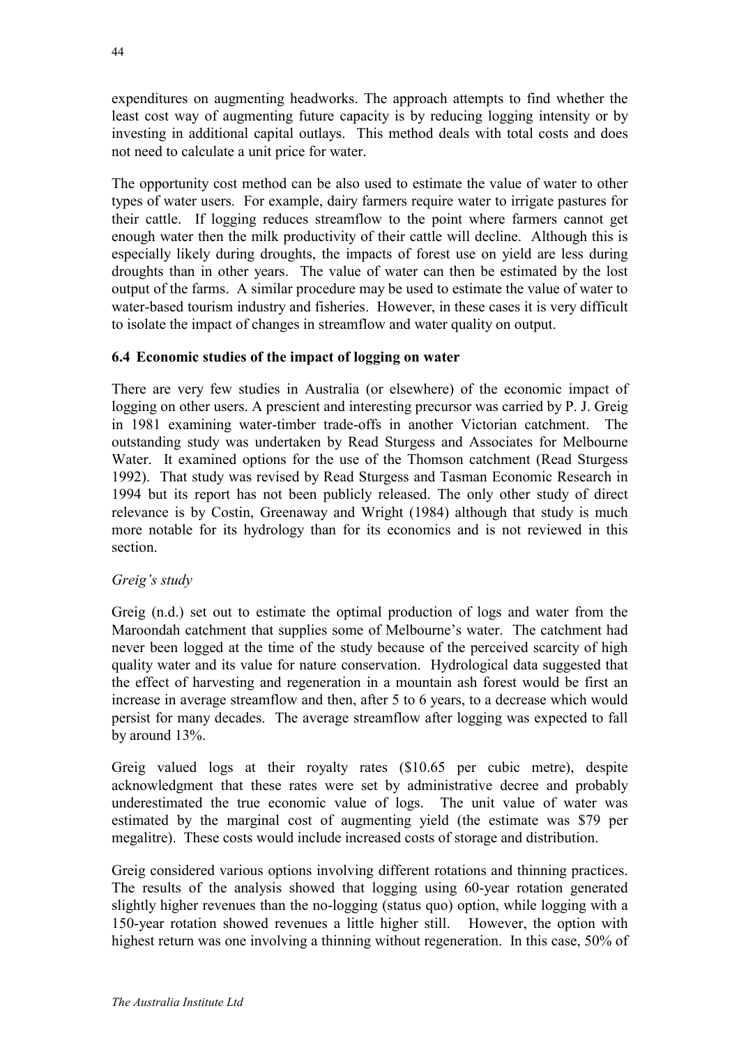expenditures on augmenting headworks. The approach attempts to find whether the least cost way of augmenting future capacity is by reducing logging intensity or by investing in additional capital outlays. This method deals with total costs and does not need to calculate a unit price for water.

The opportunity cost method can be also used to estimate the value of water to other types of water users. For example, dairy farmers require water to irrigate pastures for their cattle. If logging reduces streamflow to the point where farmers cannot get enough water then the milk productivity of their cattle will decline. Although this is especially likely during droughts, the impacts of forest use on yield are less during droughts than in other years. The value of water can then be estimated by the lost output of the farms. A similar procedure may be used to estimate the value of water to water-based tourism industry and fisheries. However, in these cases it is very difficult to isolate the impact of changes in streamflow and water quality on output.

### 6.4 Economic studies of the impact of logging on water

There are very few studies in Australia (or elsewhere) of the economic impact of logging on other users. A prescient and interesting precursor was carried by P. J. Greig in 1981 examining water-timber trade-offs in another Victorian catchment. The outstanding study was undertaken by Read Sturgess and Associates for Melbourne Water. It examined options for the use of the Thomson catchment (Read Sturgess 1992). That study was revised by Read Sturgess and Tasman Economic Research in 1994 but its report has not been publicly released. The only other study of direct relevance is by Costin, Greenaway and Wright (1984) although that study is much more notable for its hydrology than for its economics and is not reviewed in this section.

*Greig's study*

Greig (n.d.) set out to estimate the optimal production of logs and water from the Maroondah catchment that supplies some of Melbourne's water. The catchment had never been logged at the time of the study because of the perceived scarcity of high quality water and its value for nature conservation. Hydrological data suggested that the effect of harvesting and regeneration in a mountain ash forest would be first an increase in average streamflow and then, after 5 to 6 years, to a decrease which would persist for many decades. The average streamflow after logging was expected to fall by around 13%.

Greig valued logs at their royalty rates ($10.65 per cubic metre), despite acknowledgment that these rates were set by administrative decree and probably underestimated the true economic value of logs. The unit value of water was estimated by the marginal cost of augmenting yield (the estimate was $79 per megalitre). These costs would include increased costs of storage and distribution.

Greig considered various options involving different rotations and thinning practices. The results of the analysis showed that logging using 60-year rotation generated slightly higher revenues than the no-logging (status quo) option, while logging with a 150-year rotation showed revenues a little higher still. However, the option with highest return was one involving a thinning without regeneration. In this case, 50% of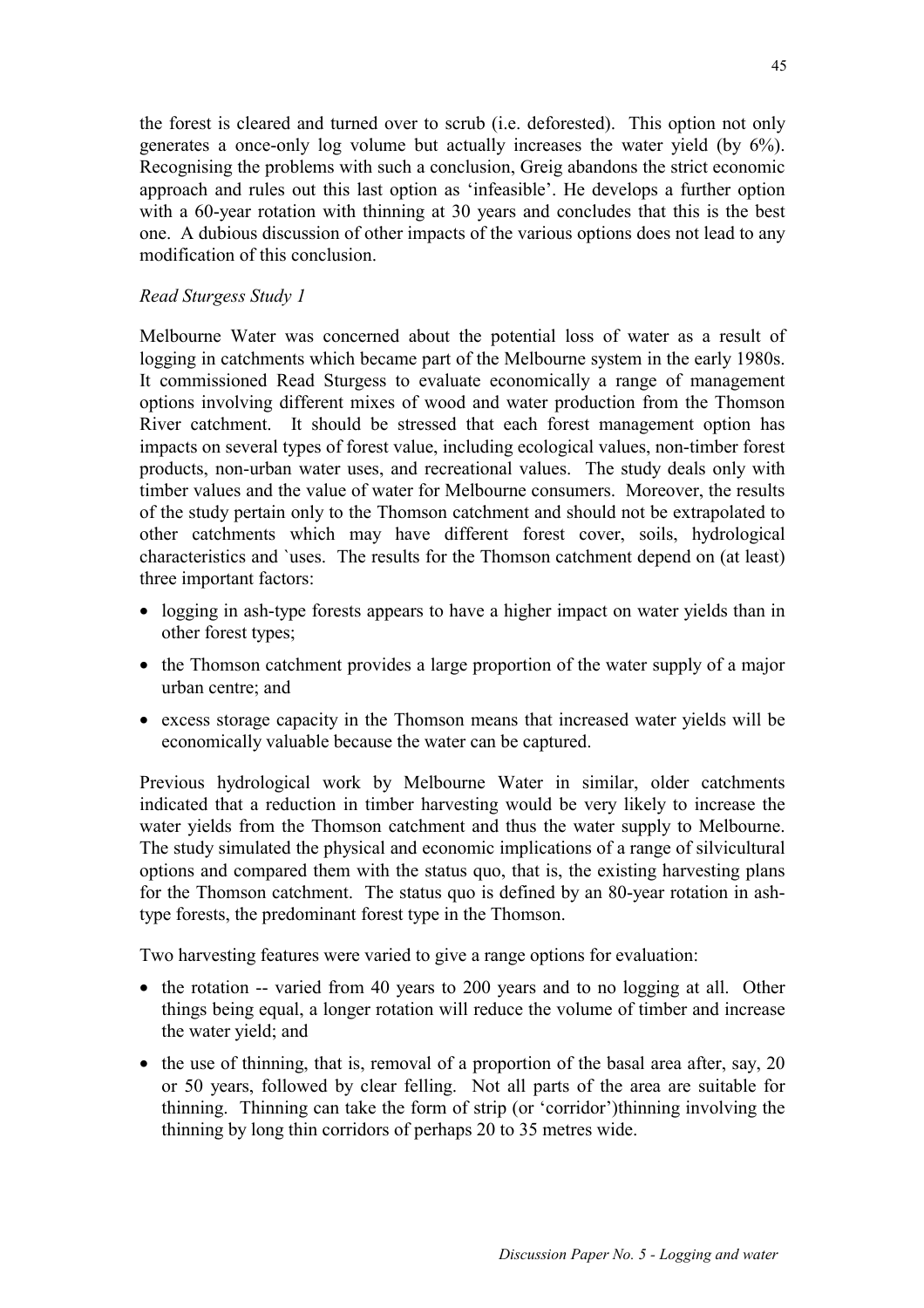the forest is cleared and turned over to scrub (i.e. deforested). This option not only generates a once-only log volume but actually increases the water yield (by 6%). Recognising the problems with such a conclusion, Greig abandons the strict economic approach and rules out this last option as 'infeasible'. He develops a further option with a 60-year rotation with thinning at 30 years and concludes that this is the best one. A dubious discussion of other impacts of the various options does not lead to any modification of this conclusion.

*Read Sturgess Study 1*

Melbourne Water was concerned about the potential loss of water as a result of logging in catchments which became part of the Melbourne system in the early 1980s. It commissioned Read Sturgess to evaluate economically a range of management options involving different mixes of wood and water production from the Thomson River catchment. It should be stressed that each forest management option has impacts on several types of forest value, including ecological values, non-timber forest products, non-urban water uses, and recreational values. The study deals only with timber values and the value of water for Melbourne consumers. Moreover, the results of the study pertain only to the Thomson catchment and should not be extrapolated to other catchments which may have different forest cover, soils, hydrological characteristics and `uses. The results for the Thomson catchment depend on (at least) three important factors:

- logging in ash-type forests appears to have a higher impact on water yields than in other forest types;
- the Thomson catchment provides a large proportion of the water supply of a major urban centre; and
- excess storage capacity in the Thomson means that increased water yields will be economically valuable because the water can be captured.

Previous hydrological work by Melbourne Water in similar, older catchments indicated that a reduction in timber harvesting would be very likely to increase the water yields from the Thomson catchment and thus the water supply to Melbourne. The study simulated the physical and economic implications of a range of silvicultural options and compared them with the status quo, that is, the existing harvesting plans for the Thomson catchment. The status quo is defined by an 80-year rotation in ash-type forests, the predominant forest type in the Thomson.

Two harvesting features were varied to give a range options for evaluation:

- the rotation -- varied from 40 years to 200 years and to no logging at all. Other things being equal, a longer rotation will reduce the volume of timber and increase the water yield; and
- the use of thinning, that is, removal of a proportion of the basal area after, say, 20 or 50 years, followed by clear felling. Not all parts of the area are suitable for thinning. Thinning can take the form of strip (or 'corridor')thinning involving the thinning by long thin corridors of perhaps 20 to 35 metres wide.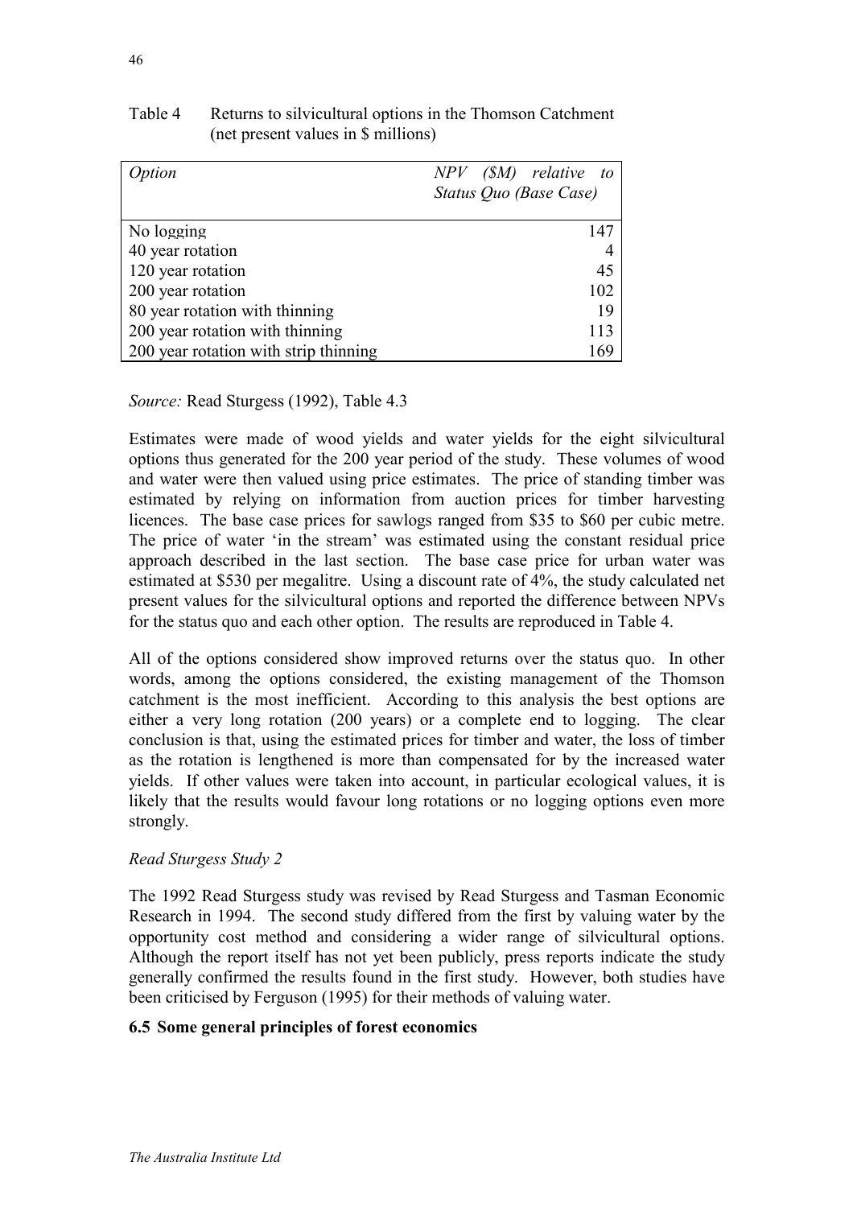Table 4 Returns to silvicultural options in the Thomson Catchment (net present values in $ millions)

| *Option* | *NPV ($M) relative to Status Quo (Base Case)* |
|---|---|
| No logging | 147 |
| 40 year rotation | 4 |
| 120 year rotation | 45 |
| 200 year rotation | 102 |
| 80 year rotation with thinning | 19 |
| 200 year rotation with thinning | 113 |
| 200 year rotation with strip thinning | 169 |

*Source:* Read Sturgess (1992), Table 4.3

Estimates were made of wood yields and water yields for the eight silvicultural options thus generated for the 200 year period of the study. These volumes of wood and water were then valued using price estimates. The price of standing timber was estimated by relying on information from auction prices for timber harvesting licences. The base case prices for sawlogs ranged from $35 to $60 per cubic metre. The price of water 'in the stream' was estimated using the constant residual price approach described in the last section. The base case price for urban water was estimated at $530 per megalitre. Using a discount rate of 4%, the study calculated net present values for the silvicultural options and reported the difference between NPVs for the status quo and each other option. The results are reproduced in Table 4.

All of the options considered show improved returns over the status quo. In other words, among the options considered, the existing management of the Thomson catchment is the most inefficient. According to this analysis the best options are either a very long rotation (200 years) or a complete end to logging. The clear conclusion is that, using the estimated prices for timber and water, the loss of timber as the rotation is lengthened is more than compensated for by the increased water yields. If other values were taken into account, in particular ecological values, it is likely that the results would favour long rotations or no logging options even more strongly.

*Read Sturgess Study 2*

The 1992 Read Sturgess study was revised by Read Sturgess and Tasman Economic Research in 1994. The second study differed from the first by valuing water by the opportunity cost method and considering a wider range of silvicultural options. Although the report itself has not yet been publicly, press reports indicate the study generally confirmed the results found in the first study. However, both studies have been criticised by Ferguson (1995) for their methods of valuing water.

### 6.5 Some general principles of forest economics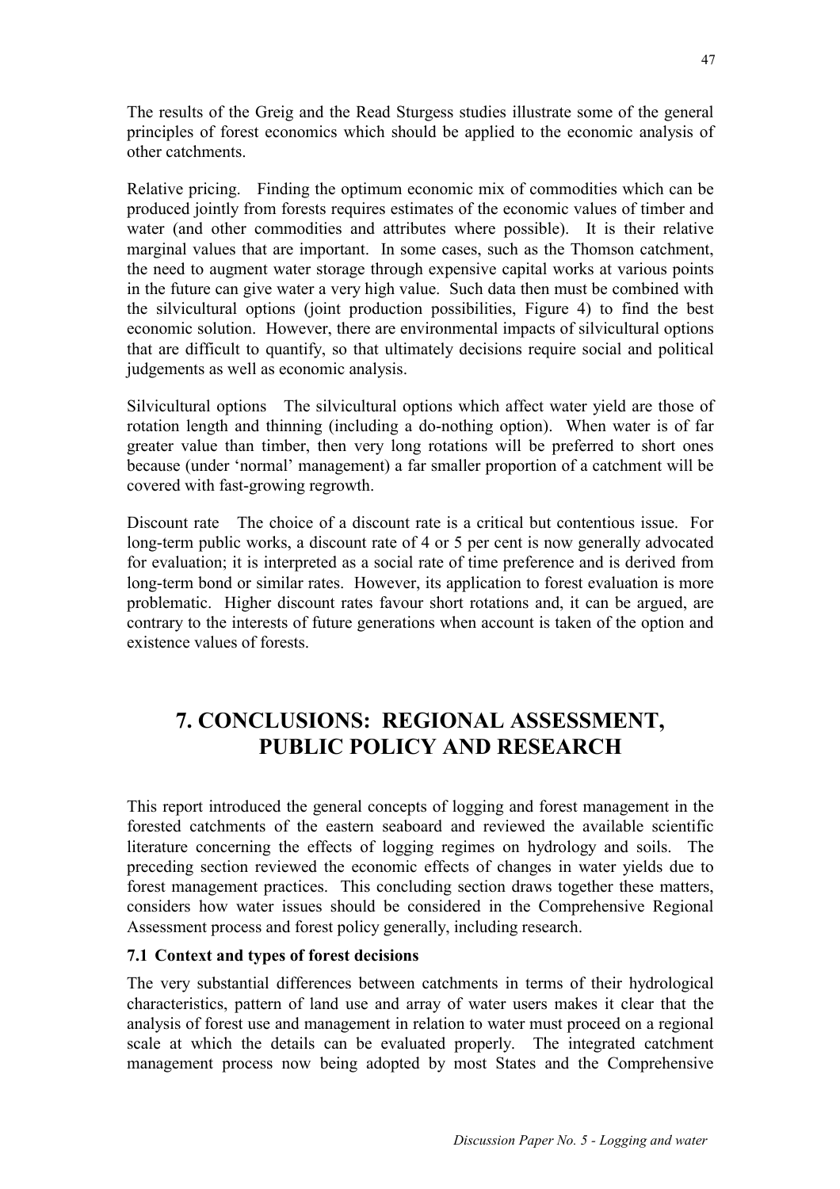The results of the Greig and the Read Sturgess studies illustrate some of the general principles of forest economics which should be applied to the economic analysis of other catchments.

Relative pricing. Finding the optimum economic mix of commodities which can be produced jointly from forests requires estimates of the economic values of timber and water (and other commodities and attributes where possible). It is their relative marginal values that are important. In some cases, such as the Thomson catchment, the need to augment water storage through expensive capital works at various points in the future can give water a very high value. Such data then must be combined with the silvicultural options (joint production possibilities, Figure 4) to find the best economic solution. However, there are environmental impacts of silvicultural options that are difficult to quantify, so that ultimately decisions require social and political judgements as well as economic analysis.

Silvicultural options The silvicultural options which affect water yield are those of rotation length and thinning (including a do-nothing option). When water is of far greater value than timber, then very long rotations will be preferred to short ones because (under 'normal' management) a far smaller proportion of a catchment will be covered with fast-growing regrowth.

Discount rate The choice of a discount rate is a critical but contentious issue. For long-term public works, a discount rate of 4 or 5 per cent is now generally advocated for evaluation; it is interpreted as a social rate of time preference and is derived from long-term bond or similar rates. However, its application to forest evaluation is more problematic. Higher discount rates favour short rotations and, it can be argued, are contrary to the interests of future generations when account is taken of the option and existence values of forests.

# 7. CONCLUSIONS: REGIONAL ASSESSMENT, PUBLIC POLICY AND RESEARCH

This report introduced the general concepts of logging and forest management in the forested catchments of the eastern seaboard and reviewed the available scientific literature concerning the effects of logging regimes on hydrology and soils. The preceding section reviewed the economic effects of changes in water yields due to forest management practices. This concluding section draws together these matters, considers how water issues should be considered in the Comprehensive Regional Assessment process and forest policy generally, including research.

### 7.1 Context and types of forest decisions

The very substantial differences between catchments in terms of their hydrological characteristics, pattern of land use and array of water users makes it clear that the analysis of forest use and management in relation to water must proceed on a regional scale at which the details can be evaluated properly. The integrated catchment management process now being adopted by most States and the Comprehensive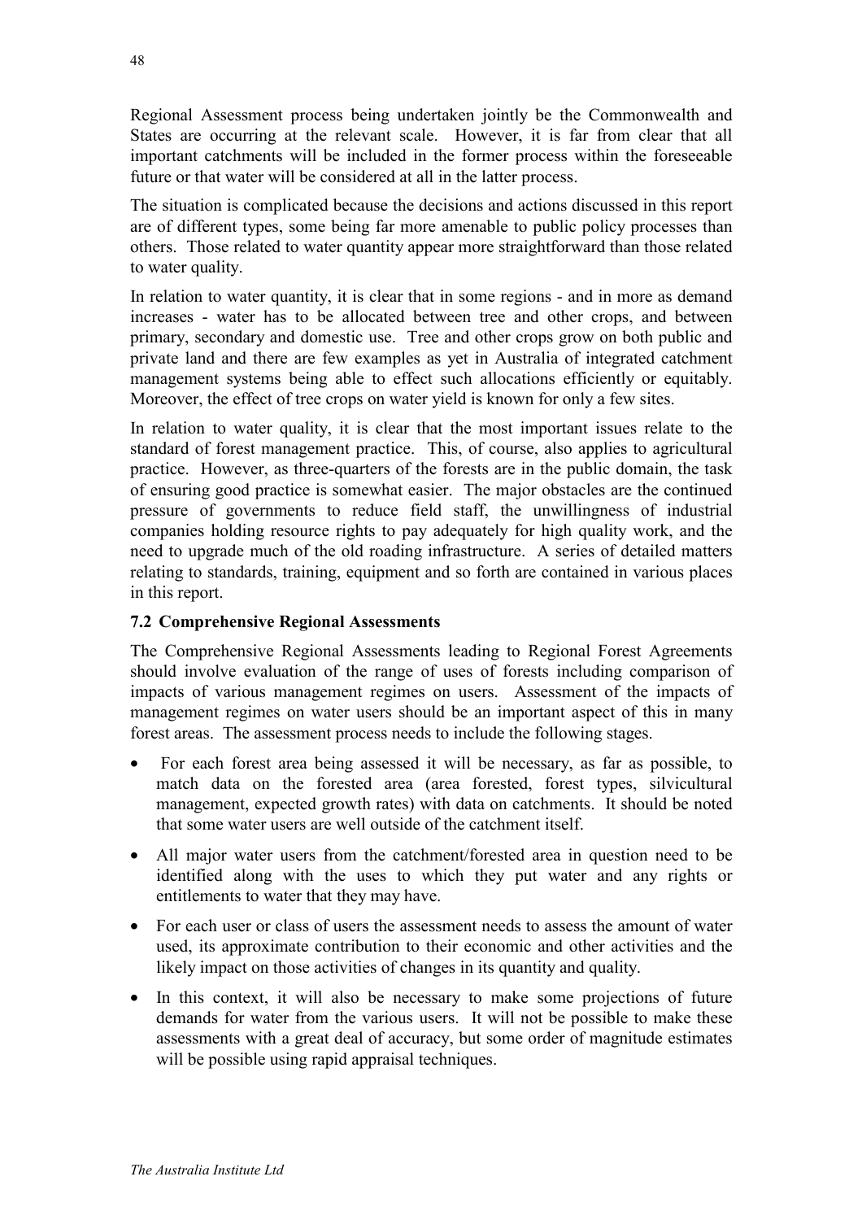Regional Assessment process being undertaken jointly be the Commonwealth and States are occurring at the relevant scale. However, it is far from clear that all important catchments will be included in the former process within the foreseeable future or that water will be considered at all in the latter process.

The situation is complicated because the decisions and actions discussed in this report are of different types, some being far more amenable to public policy processes than others. Those related to water quantity appear more straightforward than those related to water quality.

In relation to water quantity, it is clear that in some regions - and in more as demand increases - water has to be allocated between tree and other crops, and between primary, secondary and domestic use. Tree and other crops grow on both public and private land and there are few examples as yet in Australia of integrated catchment management systems being able to effect such allocations efficiently or equitably. Moreover, the effect of tree crops on water yield is known for only a few sites.

In relation to water quality, it is clear that the most important issues relate to the standard of forest management practice. This, of course, also applies to agricultural practice. However, as three-quarters of the forests are in the public domain, the task of ensuring good practice is somewhat easier. The major obstacles are the continued pressure of governments to reduce field staff, the unwillingness of industrial companies holding resource rights to pay adequately for high quality work, and the need to upgrade much of the old roading infrastructure. A series of detailed matters relating to standards, training, equipment and so forth are contained in various places in this report.

### 7.2 Comprehensive Regional Assessments

The Comprehensive Regional Assessments leading to Regional Forest Agreements should involve evaluation of the range of uses of forests including comparison of impacts of various management regimes on users. Assessment of the impacts of management regimes on water users should be an important aspect of this in many forest areas. The assessment process needs to include the following stages.

- For each forest area being assessed it will be necessary, as far as possible, to match data on the forested area (area forested, forest types, silvicultural management, expected growth rates) with data on catchments. It should be noted that some water users are well outside of the catchment itself.
- All major water users from the catchment/forested area in question need to be identified along with the uses to which they put water and any rights or entitlements to water that they may have.
- For each user or class of users the assessment needs to assess the amount of water used, its approximate contribution to their economic and other activities and the likely impact on those activities of changes in its quantity and quality.
- In this context, it will also be necessary to make some projections of future demands for water from the various users. It will not be possible to make these assessments with a great deal of accuracy, but some order of magnitude estimates will be possible using rapid appraisal techniques.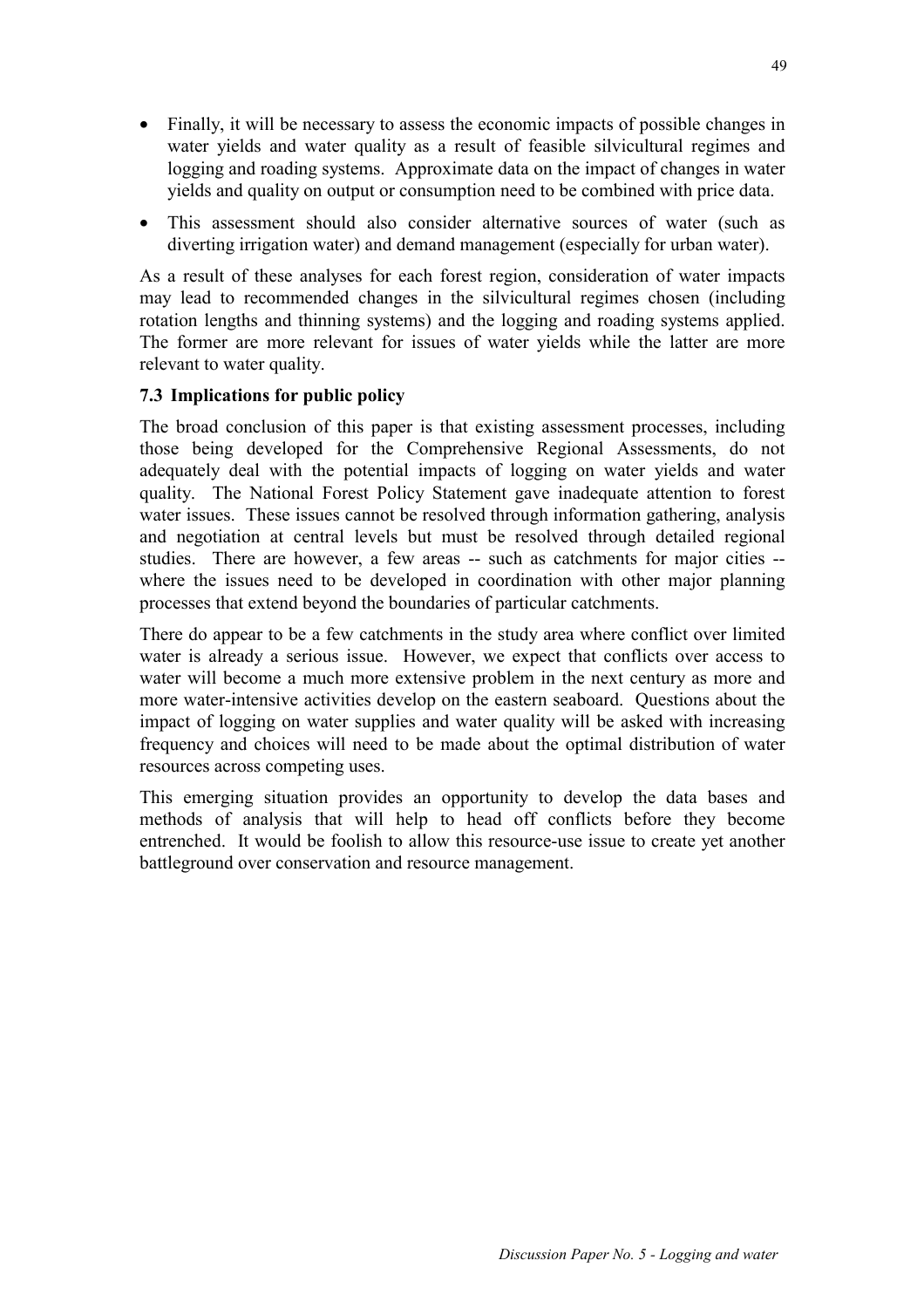- Finally, it will be necessary to assess the economic impacts of possible changes in water yields and water quality as a result of feasible silvicultural regimes and logging and roading systems. Approximate data on the impact of changes in water yields and quality on output or consumption need to be combined with price data.
- This assessment should also consider alternative sources of water (such as diverting irrigation water) and demand management (especially for urban water).

As a result of these analyses for each forest region, consideration of water impacts may lead to recommended changes in the silvicultural regimes chosen (including rotation lengths and thinning systems) and the logging and roading systems applied. The former are more relevant for issues of water yields while the latter are more relevant to water quality.

### 7.3 Implications for public policy

The broad conclusion of this paper is that existing assessment processes, including those being developed for the Comprehensive Regional Assessments, do not adequately deal with the potential impacts of logging on water yields and water quality. The National Forest Policy Statement gave inadequate attention to forest water issues. These issues cannot be resolved through information gathering, analysis and negotiation at central levels but must be resolved through detailed regional studies. There are however, a few areas -- such as catchments for major cities -- where the issues need to be developed in coordination with other major planning processes that extend beyond the boundaries of particular catchments.

There do appear to be a few catchments in the study area where conflict over limited water is already a serious issue. However, we expect that conflicts over access to water will become a much more extensive problem in the next century as more and more water-intensive activities develop on the eastern seaboard. Questions about the impact of logging on water supplies and water quality will be asked with increasing frequency and choices will need to be made about the optimal distribution of water resources across competing uses.

This emerging situation provides an opportunity to develop the data bases and methods of analysis that will help to head off conflicts before they become entrenched. It would be foolish to allow this resource-use issue to create yet another battleground over conservation and resource management.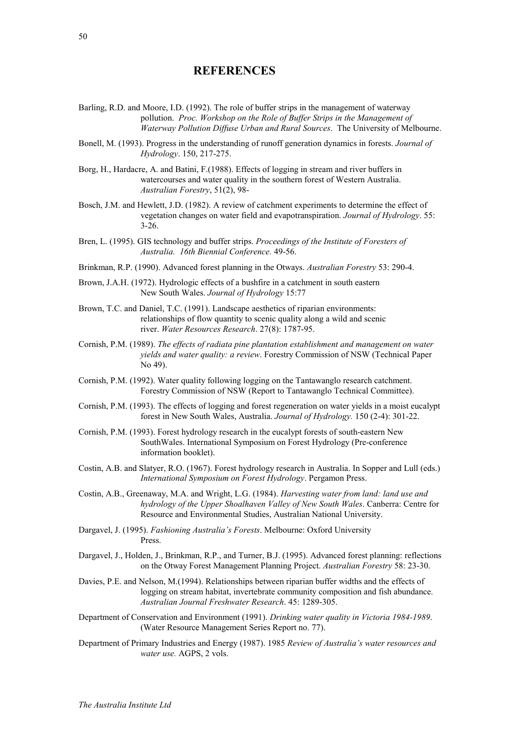# REFERENCES

Barling, R.D. and Moore, I.D. (1992). The role of buffer strips in the management of waterway pollution. *Proc. Workshop on the Role of Buffer Strips in the Management of Waterway Pollution Diffuse Urban and Rural Sources*. The University of Melbourne.

Bonell, M. (1993). Progress in the understanding of runoff generation dynamics in forests. *Journal of Hydrology*. 150, 217-275.

Borg, H., Hardacre, A. and Batini, F.(1988). Effects of logging in stream and river buffers in watercourses and water quality in the southern forest of Western Australia. *Australian Forestry*, 51(2), 98-

Bosch, J.M. and Hewlett, J.D. (1982). A review of catchment experiments to determine the effect of vegetation changes on water field and evapotranspiration. *Journal of Hydrology*. 55: 3-26.

Bren, L. (1995). GIS technology and buffer strips. *Proceedings of the Institute of Foresters of Australia. 16th Biennial Conference.* 49-56.

Brinkman, R.P. (1990). Advanced forest planning in the Otways. *Australian Forestry* 53: 290-4.

Brown, J.A.H. (1972). Hydrologic effects of a bushfire in a catchment in south eastern New South Wales. *Journal of Hydrology* 15:77

Brown, T.C. and Daniel, T.C. (1991). Landscape aesthetics of riparian environments: relationships of flow quantity to scenic quality along a wild and scenic river. *Water Resources Research*. 27(8): 1787-95.

Cornish, P.M. (1989). *The effects of radiata pine plantation establishment and management on water yields and water quality: a review*. Forestry Commission of NSW (Technical Paper No 49).

Cornish, P.M. (1992). Water quality following logging on the Tantawanglo research catchment. Forestry Commission of NSW (Report to Tantawanglo Technical Committee).

Cornish, P.M. (1993). The effects of logging and forest regeneration on water yields in a moist eucalypt forest in New South Wales, Australia. *Journal of Hydrology.* 150 (2-4): 301-22.

Cornish, P.M. (1993). Forest hydrology research in the eucalypt forests of south-eastern New SouthWales. International Symposium on Forest Hydrology (Pre-conference information booklet).

Costin, A.B. and Slatyer, R.O. (1967). Forest hydrology research in Australia. In Sopper and Lull (eds.) *International Symposium on Forest Hydrology*. Pergamon Press.

Costin, A.B., Greenaway, M.A. and Wright, L.G. (1984). *Harvesting water from land: land use and hydrology of the Upper Shoalhaven Valley of New South Wales*. Canberra: Centre for Resource and Environmental Studies, Australian National University.

Dargavel, J. (1995). *Fashioning Australia's Forests*. Melbourne: Oxford University Press.

Dargavel, J., Holden, J., Brinkman, R.P., and Turner, B.J. (1995). Advanced forest planning: reflections on the Otway Forest Management Planning Project. *Australian Forestry* 58: 23-30.

Davies, P.E. and Nelson, M.(1994). Relationships between riparian buffer widths and the effects of logging on stream habitat, invertebrate community composition and fish abundance. *Australian Journal Freshwater Research*. 45: 1289-305.

Department of Conservation and Environment (1991). *Drinking water quality in Victoria 1984-1989*. (Water Resource Management Series Report no. 77).

Department of Primary Industries and Energy (1987). 1985 *Review of Australia's water resources and water use.* AGPS, 2 vols.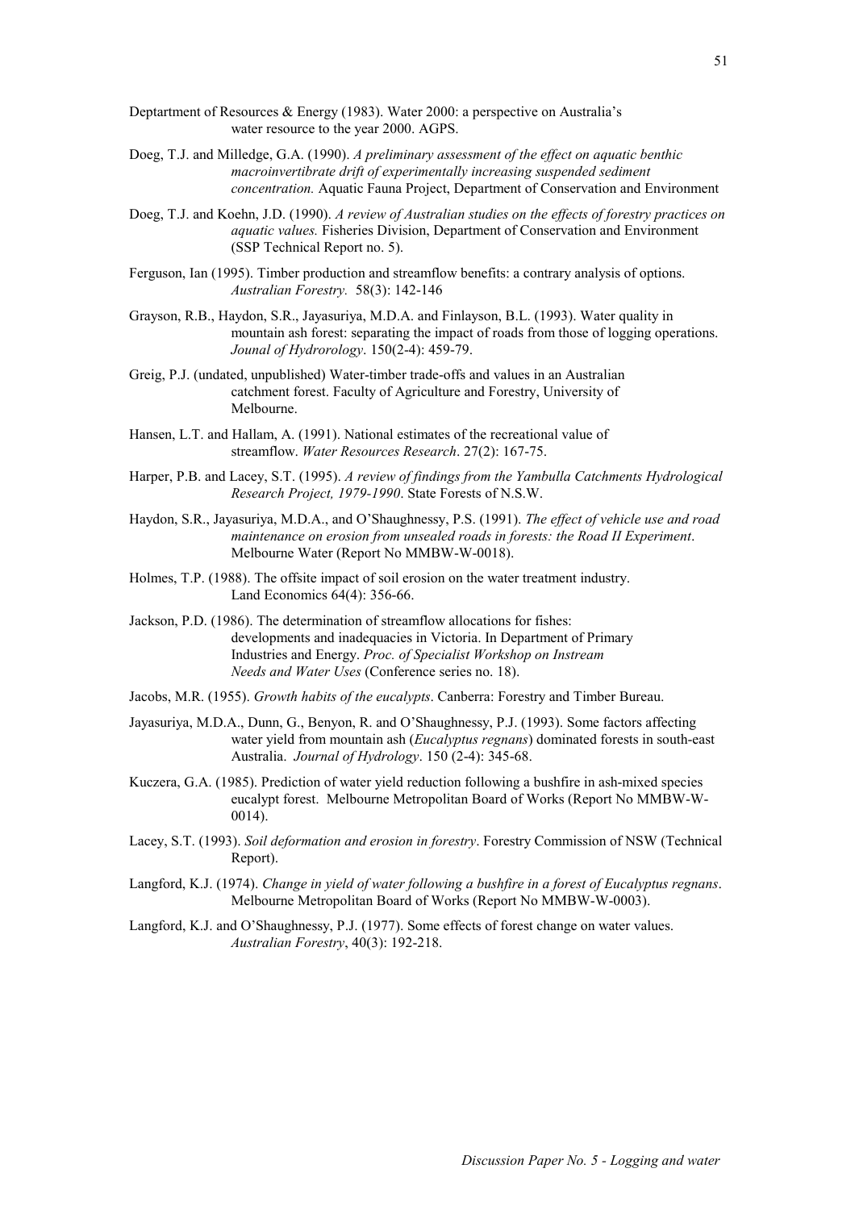Deptartment of Resources & Energy (1983). Water 2000: a perspective on Australia's water resource to the year 2000. AGPS.

Doeg, T.J. and Milledge, G.A. (1990). *A preliminary assessment of the effect on aquatic benthic macroinvertibrate drift of experimentally increasing suspended sediment concentration.* Aquatic Fauna Project, Department of Conservation and Environment

Doeg, T.J. and Koehn, J.D. (1990). *A review of Australian studies on the effects of forestry practices on aquatic values.* Fisheries Division, Department of Conservation and Environment (SSP Technical Report no. 5).

Ferguson, Ian (1995). Timber production and streamflow benefits: a contrary analysis of options. *Australian Forestry.* 58(3): 142-146

Grayson, R.B., Haydon, S.R., Jayasuriya, M.D.A. and Finlayson, B.L. (1993). Water quality in mountain ash forest: separating the impact of roads from those of logging operations. *Jounal of Hydrorology*. 150(2-4): 459-79.

Greig, P.J. (undated, unpublished) Water-timber trade-offs and values in an Australian catchment forest. Faculty of Agriculture and Forestry, University of Melbourne.

Hansen, L.T. and Hallam, A. (1991). National estimates of the recreational value of streamflow. *Water Resources Research*. 27(2): 167-75.

Harper, P.B. and Lacey, S.T. (1995). *A review of findings from the Yambulla Catchments Hydrological Research Project, 1979-1990*. State Forests of N.S.W.

Haydon, S.R., Jayasuriya, M.D.A., and O'Shaughnessy, P.S. (1991). *The effect of vehicle use and road maintenance on erosion from unsealed roads in forests: the Road II Experiment*. Melbourne Water (Report No MMBW-W-0018).

Holmes, T.P. (1988). The offsite impact of soil erosion on the water treatment industry. Land Economics 64(4): 356-66.

Jackson, P.D. (1986). The determination of streamflow allocations for fishes: developments and inadequacies in Victoria. In Department of Primary Industries and Energy. *Proc. of Specialist Workshop on Instream Needs and Water Uses* (Conference series no. 18).

Jacobs, M.R. (1955). *Growth habits of the eucalypts*. Canberra: Forestry and Timber Bureau.

Jayasuriya, M.D.A., Dunn, G., Benyon, R. and O'Shaughnessy, P.J. (1993). Some factors affecting water yield from mountain ash (*Eucalyptus regnans*) dominated forests in south-east Australia. *Journal of Hydrology*. 150 (2-4): 345-68.

Kuczera, G.A. (1985). Prediction of water yield reduction following a bushfire in ash-mixed species eucalypt forest. Melbourne Metropolitan Board of Works (Report No MMBW-W-0014).

Lacey, S.T. (1993). *Soil deformation and erosion in forestry*. Forestry Commission of NSW (Technical Report).

Langford, K.J. (1974). *Change in yield of water following a bushfire in a forest of Eucalyptus regnans*. Melbourne Metropolitan Board of Works (Report No MMBW-W-0003).

Langford, K.J. and O'Shaughnessy, P.J. (1977). Some effects of forest change on water values. *Australian Forestry*, 40(3): 192-218.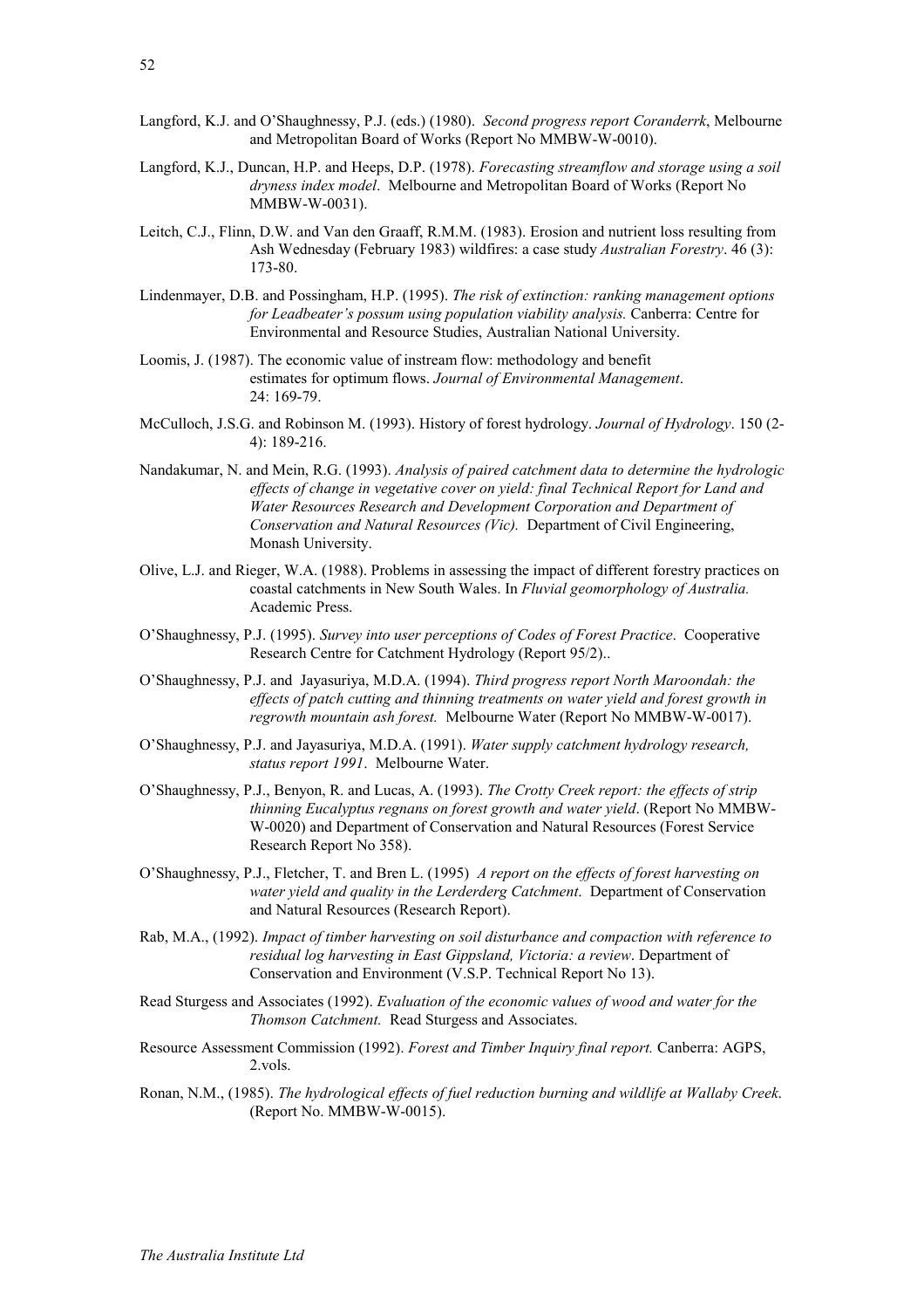Langford, K.J. and O'Shaughnessy, P.J. (eds.) (1980). *Second progress report Coranderrk*, Melbourne and Metropolitan Board of Works (Report No MMBW-W-0010).

Langford, K.J., Duncan, H.P. and Heeps, D.P. (1978). *Forecasting streamflow and storage using a soil dryness index model*. Melbourne and Metropolitan Board of Works (Report No MMBW-W-0031).

Leitch, C.J., Flinn, D.W. and Van den Graaff, R.M.M. (1983). Erosion and nutrient loss resulting from Ash Wednesday (February 1983) wildfires: a case study *Australian Forestry*. 46 (3): 173-80.

Lindenmayer, D.B. and Possingham, H.P. (1995). *The risk of extinction: ranking management options for Leadbeater's possum using population viability analysis.* Canberra: Centre for Environmental and Resource Studies, Australian National University.

Loomis, J. (1987). The economic value of instream flow: methodology and benefit estimates for optimum flows. *Journal of Environmental Management*. 24: 169-79.

McCulloch, J.S.G. and Robinson M. (1993). History of forest hydrology. *Journal of Hydrology*. 150 (2-4): 189-216.

Nandakumar, N. and Mein, R.G. (1993). *Analysis of paired catchment data to determine the hydrologic effects of change in vegetative cover on yield: final Technical Report for Land and Water Resources Research and Development Corporation and Department of Conservation and Natural Resources (Vic).* Department of Civil Engineering, Monash University.

Olive, L.J. and Rieger, W.A. (1988). Problems in assessing the impact of different forestry practices on coastal catchments in New South Wales. In *Fluvial geomorphology of Australia.* Academic Press.

O'Shaughnessy, P.J. (1995). *Survey into user perceptions of Codes of Forest Practice*. Cooperative Research Centre for Catchment Hydrology (Report 95/2)..

O'Shaughnessy, P.J. and Jayasuriya, M.D.A. (1994). *Third progress report North Maroondah: the effects of patch cutting and thinning treatments on water yield and forest growth in regrowth mountain ash forest.* Melbourne Water (Report No MMBW-W-0017).

O'Shaughnessy, P.J. and Jayasuriya, M.D.A. (1991). *Water supply catchment hydrology research, status report 1991*. Melbourne Water.

O'Shaughnessy, P.J., Benyon, R. and Lucas, A. (1993). *The Crotty Creek report: the effects of strip thinning Eucalyptus regnans on forest growth and water yield*. (Report No MMBW-W-0020) and Department of Conservation and Natural Resources (Forest Service Research Report No 358).

O'Shaughnessy, P.J., Fletcher, T. and Bren L. (1995) *A report on the effects of forest harvesting on water yield and quality in the Lerderderg Catchment*. Department of Conservation and Natural Resources (Research Report).

Rab, M.A., (1992). *Impact of timber harvesting on soil disturbance and compaction with reference to residual log harvesting in East Gippsland, Victoria: a review*. Department of Conservation and Environment (V.S.P. Technical Report No 13).

Read Sturgess and Associates (1992). *Evaluation of the economic values of wood and water for the Thomson Catchment.* Read Sturgess and Associates.

Resource Assessment Commission (1992). *Forest and Timber Inquiry final report.* Canberra: AGPS, 2.vols.

Ronan, N.M., (1985). *The hydrological effects of fuel reduction burning and wildlife at Wallaby Creek.* (Report No. MMBW-W-0015).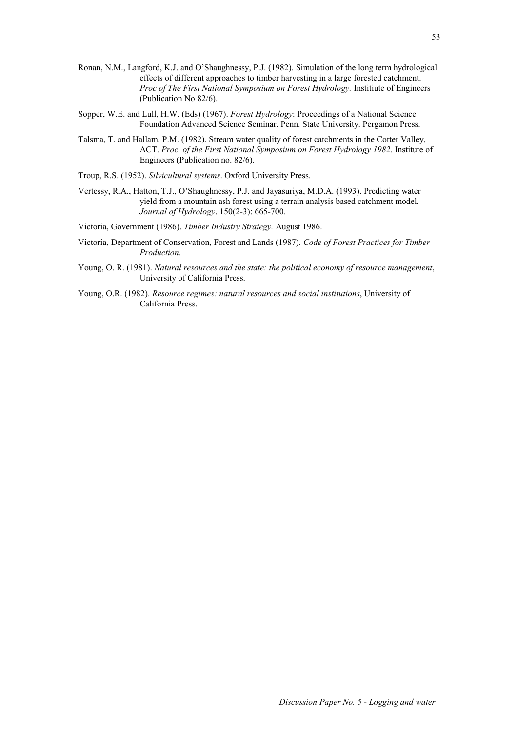Ronan, N.M., Langford, K.J. and O'Shaughnessy, P.J. (1982). Simulation of the long term hydrological effects of different approaches to timber harvesting in a large forested catchment. *Proc of The First National Symposium on Forest Hydrology.* Instiitute of Engineers (Publication No 82/6).

Sopper, W.E. and Lull, H.W. (Eds) (1967). *Forest Hydrology*: Proceedings of a National Science Foundation Advanced Science Seminar. Penn. State University. Pergamon Press.

Talsma, T. and Hallam, P.M. (1982). Stream water quality of forest catchments in the Cotter Valley, ACT. *Proc. of the First National Symposium on Forest Hydrology 1982*. Institute of Engineers (Publication no. 82/6).

Troup, R.S. (1952). *Silvicultural systems*. Oxford University Press.

Vertessy, R.A., Hatton, T.J., O'Shaughnessy, P.J. and Jayasuriya, M.D.A. (1993). Predicting water yield from a mountain ash forest using a terrain analysis based catchment model. *Journal of Hydrology*. 150(2-3): 665-700.

Victoria, Government (1986). *Timber Industry Strategy.* August 1986.

Victoria, Department of Conservation, Forest and Lands (1987). *Code of Forest Practices for Timber Production.*

Young, O. R. (1981). *Natural resources and the state: the political economy of resource management*, University of California Press.

Young, O.R. (1982). *Resource regimes: natural resources and social institutions*, University of California Press.